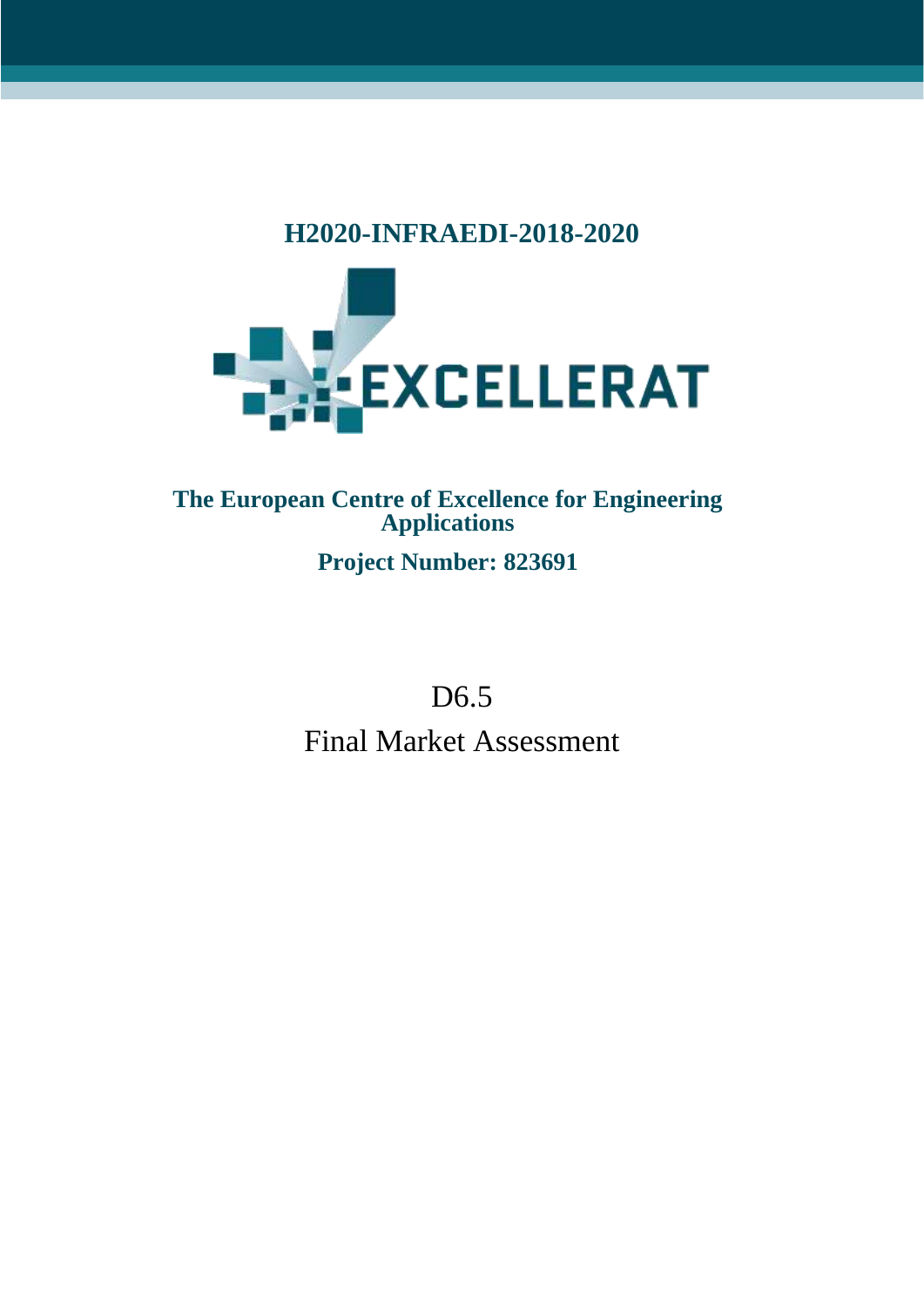**H2020-INFRAEDI-2018-2020**

EXCELLERAT

**The European Centre of Excellence for Engineering Applications**

**Project Number: 823691**

# D6.5

# Final Market Assessment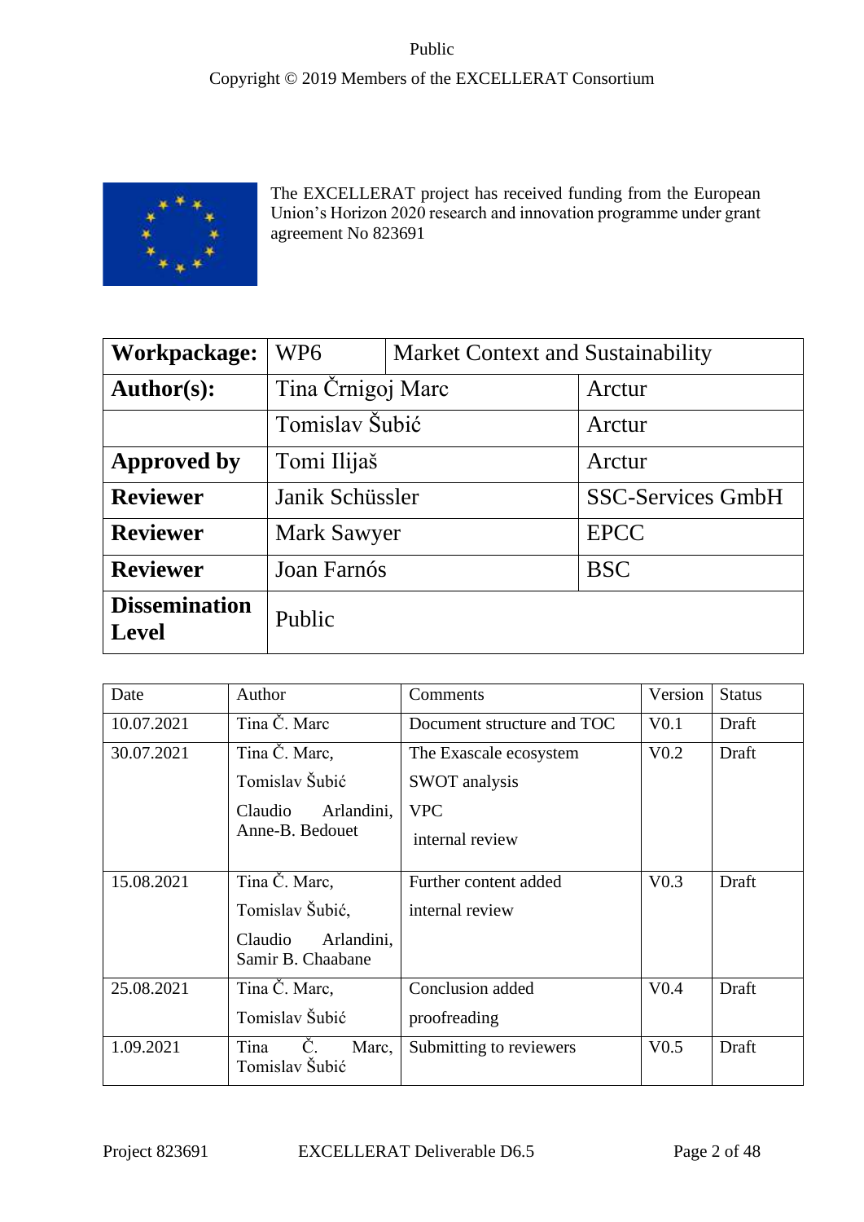The EXCELLERAT project has received funding from the European Union's Horizon 2020 research and innovation programme under grant agreement No 823691

| **Workpackage:** | WP6 | Market Context and Sustainability |
|---|---|---|
| **Author(s):** | Tina Črnigoj Marc | Arctur |
| | Tomislav Šubić | Arctur |
| **Approved by** | Tomi Ilijaš | Arctur |
| **Reviewer** | Janik Schüssler | SSC-Services GmbH |
| **Reviewer** | Mark Sawyer | EPCC |
| **Reviewer** | Joan Farnós | BSC |
| **Dissemination Level** | Public | |

| Date | Author | Comments | Version | Status |
|---|---|---|---|---|
| 10.07.2021 | Tina Č. Marc | Document structure and TOC | V0.1 | Draft |
| 30.07.2021 | Tina Č. Marc, Tomislav Šubić, Claudio Arlandini, Anne-B. Bedouet | The Exascale ecosystem, SWOT analysis, VPC, internal review | V0.2 | Draft |
| 15.08.2021 | Tina Č. Marc, Tomislav Šubić, Claudio Arlandini, Samir B. Chaabane | Further content added, internal review | V0.3 | Draft |
| 25.08.2021 | Tina Č. Marc, Tomislav Šubić | Conclusion added, proofreading | V0.4 | Draft |
| 1.09.2021 | Tina Č. Marc, Tomislav Šubić | Submitting to reviewers | V0.5 | Draft |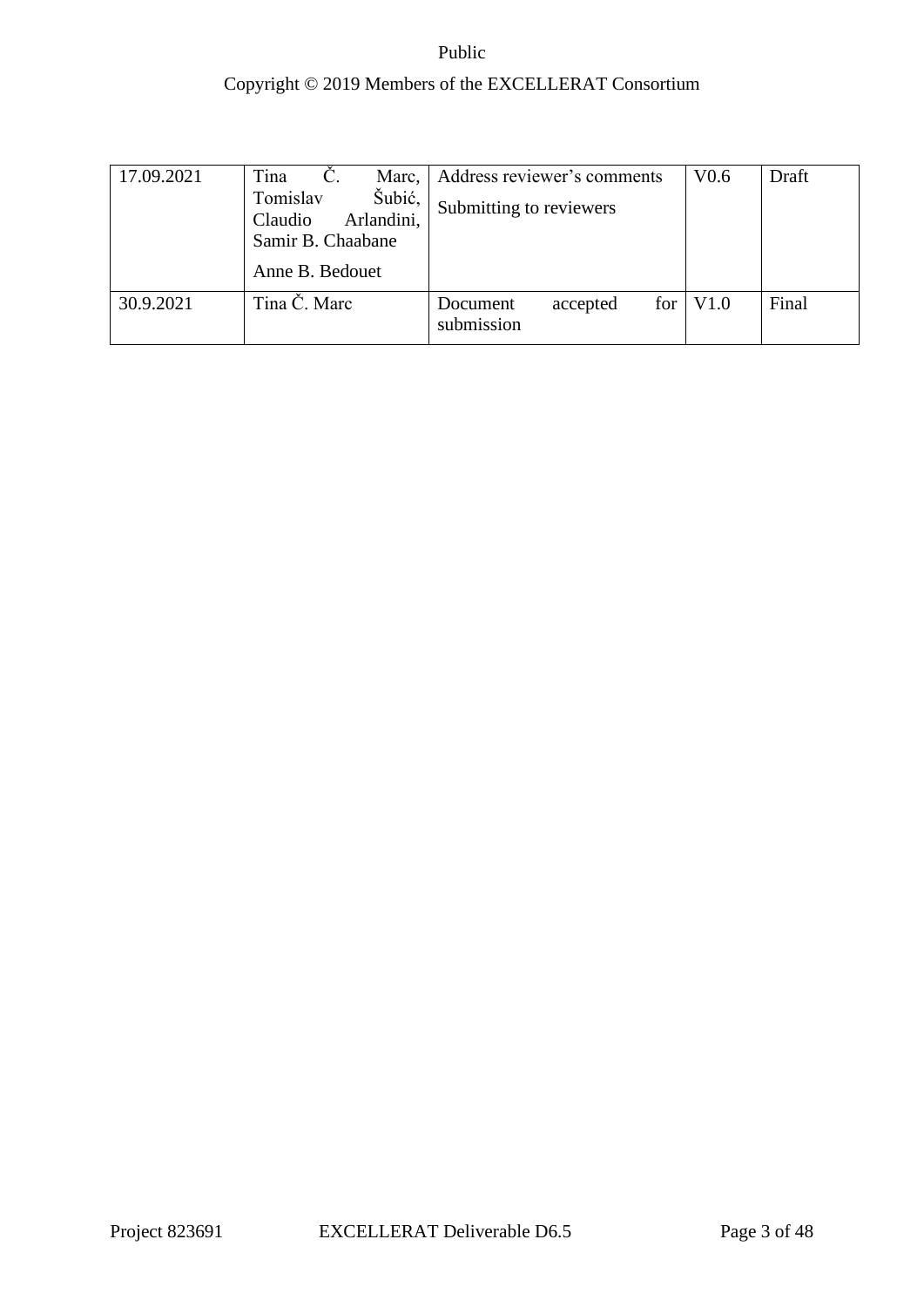| 17.09.2021 | Tina Č. Marc, Tomislav Šubić, Claudio Arlandini, Samir B. Chaabane<br><br>Anne B. Bedouet | Address reviewer's comments<br><br>Submitting to reviewers | V0.6 | Draft |
|---|---|---|---|---|
| 30.9.2021 | Tina Č. Marc | Document accepted for submission | V1.0 | Final |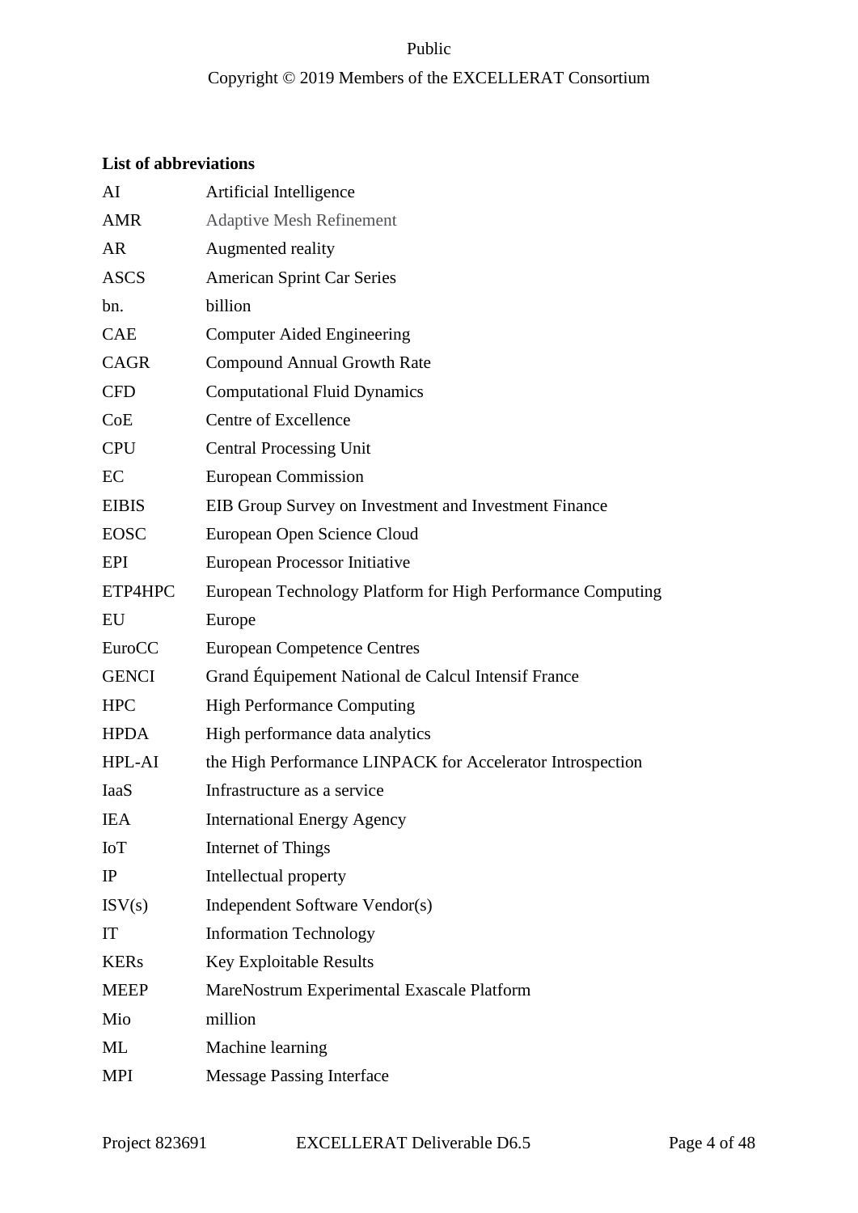**List of abbreviations**

| | |
|---|---|
| AI | Artificial Intelligence |
| AMR | Adaptive Mesh Refinement |
| AR | Augmented reality |
| ASCS | American Sprint Car Series |
| bn. | billion |
| CAE | Computer Aided Engineering |
| CAGR | Compound Annual Growth Rate |
| CFD | Computational Fluid Dynamics |
| CoE | Centre of Excellence |
| CPU | Central Processing Unit |
| EC | European Commission |
| EIBIS | EIB Group Survey on Investment and Investment Finance |
| EOSC | European Open Science Cloud |
| EPI | European Processor Initiative |
| ETP4HPC | European Technology Platform for High Performance Computing |
| EU | Europe |
| EuroCC | European Competence Centres |
| GENCI | Grand Équipement National de Calcul Intensif France |
| HPC | High Performance Computing |
| HPDA | High performance data analytics |
| HPL-AI | the High Performance LINPACK for Accelerator Introspection |
| IaaS | Infrastructure as a service |
| IEA | International Energy Agency |
| IoT | Internet of Things |
| IP | Intellectual property |
| ISV(s) | Independent Software Vendor(s) |
| IT | Information Technology |
| KERs | Key Exploitable Results |
| MEEP | MareNostrum Experimental Exascale Platform |
| Mio | million |
| ML | Machine learning |
| MPI | Message Passing Interface |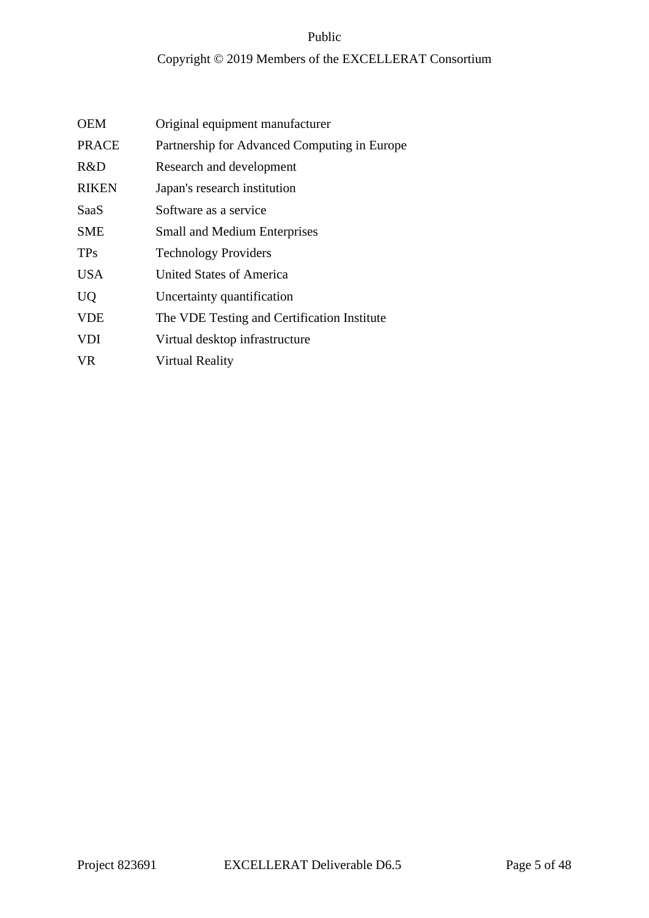| | |
|---|---|
| OEM | Original equipment manufacturer |
| PRACE | Partnership for Advanced Computing in Europe |
| R&D | Research and development |
| RIKEN | Japan's research institution |
| SaaS | Software as a service |
| SME | Small and Medium Enterprises |
| TPs | Technology Providers |
| USA | United States of America |
| UQ | Uncertainty quantification |
| VDE | The VDE Testing and Certification Institute |
| VDI | Virtual desktop infrastructure |
| VR | Virtual Reality |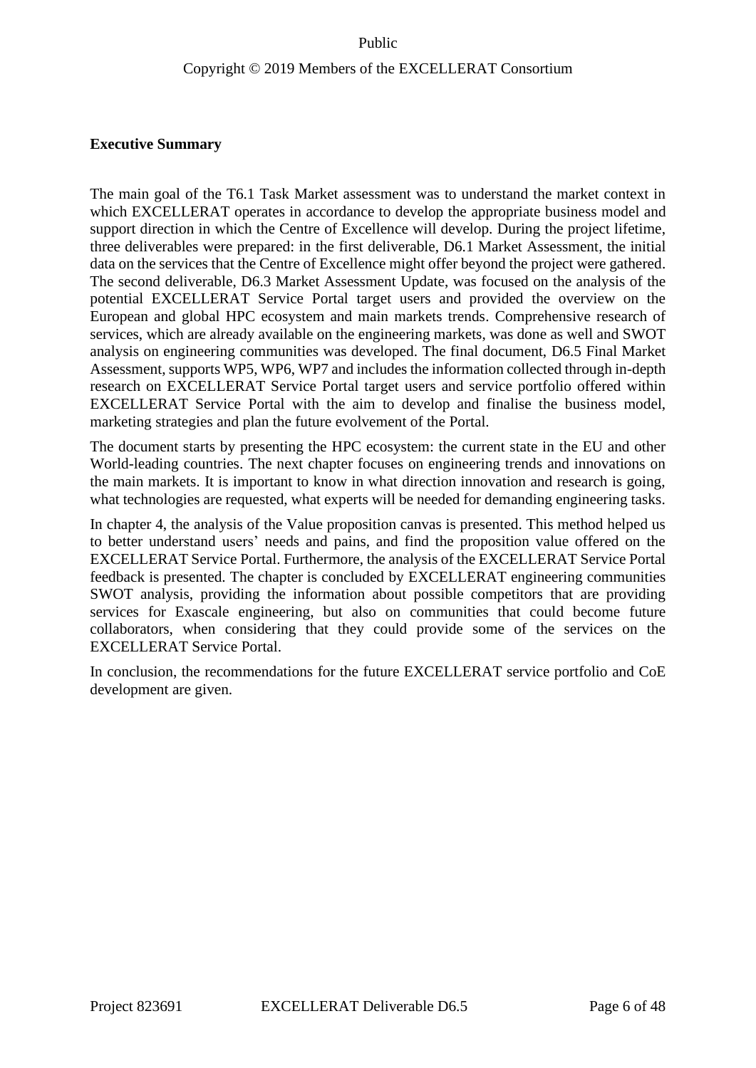**Executive Summary**

The main goal of the T6.1 Task Market assessment was to understand the market context in which EXCELLERAT operates in accordance to develop the appropriate business model and support direction in which the Centre of Excellence will develop. During the project lifetime, three deliverables were prepared: in the first deliverable, D6.1 Market Assessment, the initial data on the services that the Centre of Excellence might offer beyond the project were gathered. The second deliverable, D6.3 Market Assessment Update, was focused on the analysis of the potential EXCELLERAT Service Portal target users and provided the overview on the European and global HPC ecosystem and main markets trends. Comprehensive research of services, which are already available on the engineering markets, was done as well and SWOT analysis on engineering communities was developed. The final document, D6.5 Final Market Assessment, supports WP5, WP6, WP7 and includes the information collected through in-depth research on EXCELLERAT Service Portal target users and service portfolio offered within EXCELLERAT Service Portal with the aim to develop and finalise the business model, marketing strategies and plan the future evolvement of the Portal.

The document starts by presenting the HPC ecosystem: the current state in the EU and other World-leading countries. The next chapter focuses on engineering trends and innovations on the main markets. It is important to know in what direction innovation and research is going, what technologies are requested, what experts will be needed for demanding engineering tasks.

In chapter 4, the analysis of the Value proposition canvas is presented. This method helped us to better understand users' needs and pains, and find the proposition value offered on the EXCELLERAT Service Portal. Furthermore, the analysis of the EXCELLERAT Service Portal feedback is presented. The chapter is concluded by EXCELLERAT engineering communities SWOT analysis, providing the information about possible competitors that are providing services for Exascale engineering, but also on communities that could become future collaborators, when considering that they could provide some of the services on the EXCELLERAT Service Portal.

In conclusion, the recommendations for the future EXCELLERAT service portfolio and CoE development are given.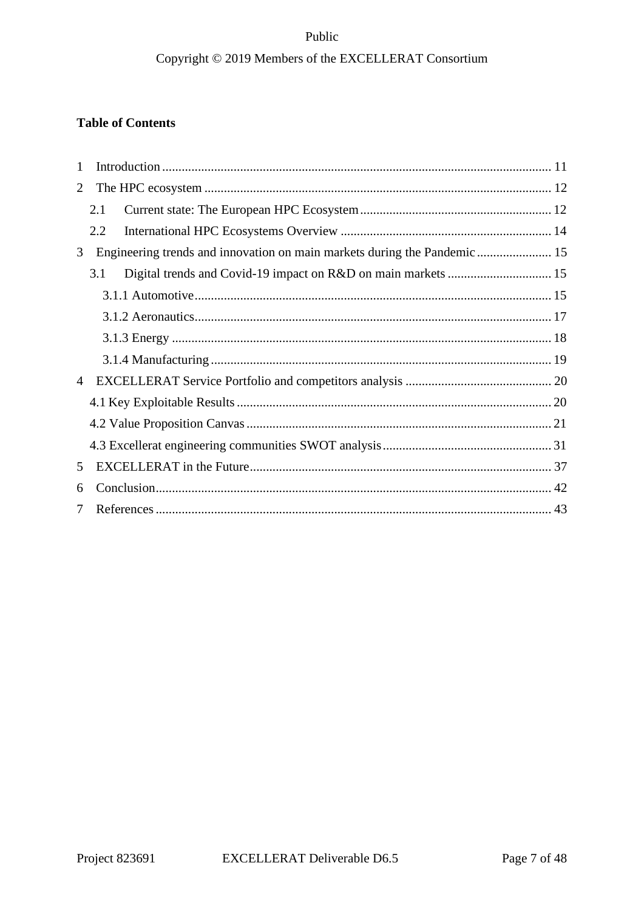**Table of Contents**

1 Introduction ........................................................ 11

2 The HPC ecosystem ........................................................ 12

- 2.1 Current state: The European HPC Ecosystem ........................................................ 12
- 2.2 International HPC Ecosystems Overview ........................................................ 14

3 Engineering trends and innovation on main markets during the Pandemic ........................................................ 15

- 3.1 Digital trends and Covid-19 impact on R&D on main markets ........................................................ 15
  - 3.1.1 Automotive ........................................................ 15
  - 3.1.2 Aeronautics ........................................................ 17
  - 3.1.3 Energy ........................................................ 18
  - 3.1.4 Manufacturing ........................................................ 19

4 EXCELLERAT Service Portfolio and competitors analysis ........................................................ 20

- 4.1 Key Exploitable Results ........................................................ 20
- 4.2 Value Proposition Canvas ........................................................ 21
- 4.3 Excellerat engineering communities SWOT analysis ........................................................ 31

5 EXCELLERAT in the Future ........................................................ 37

6 Conclusion ........................................................ 42

7 References ........................................................ 43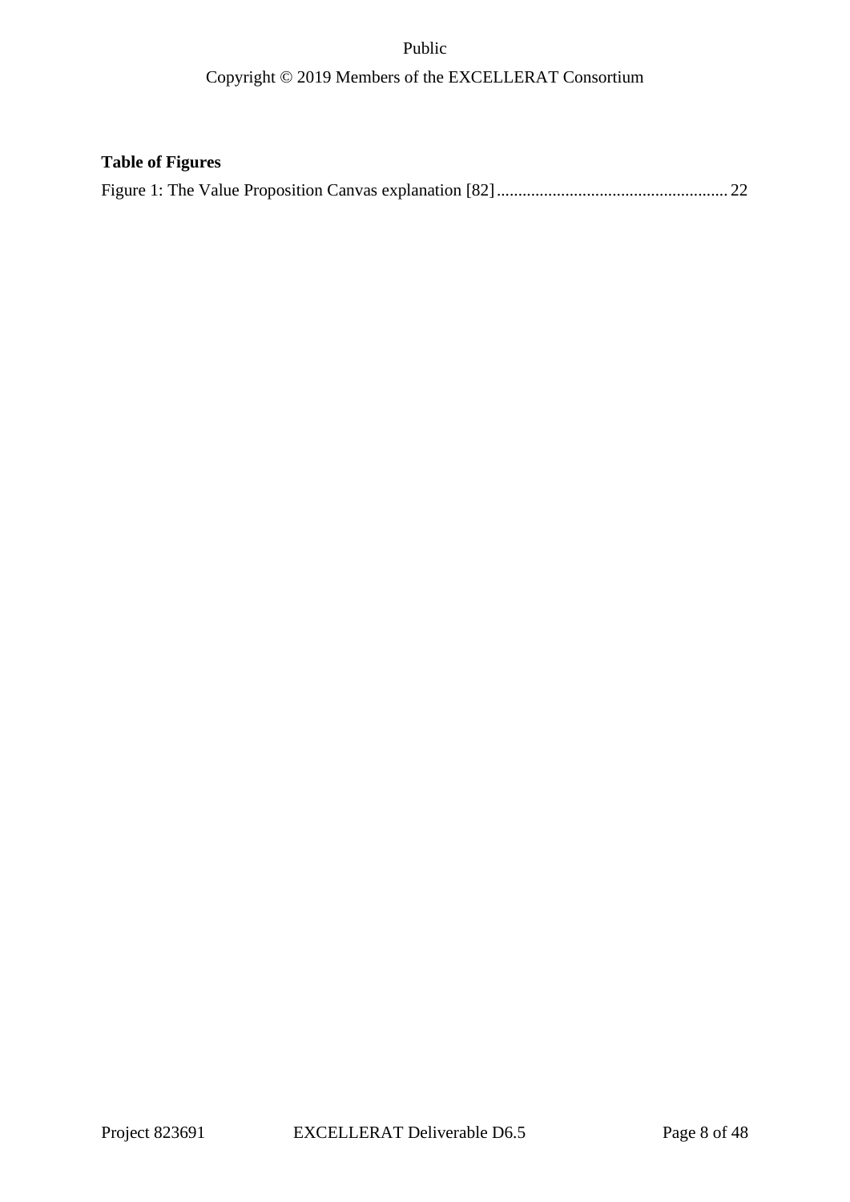**Table of Figures**

Figure 1: The Value Proposition Canvas explanation [82] ...................................................... 22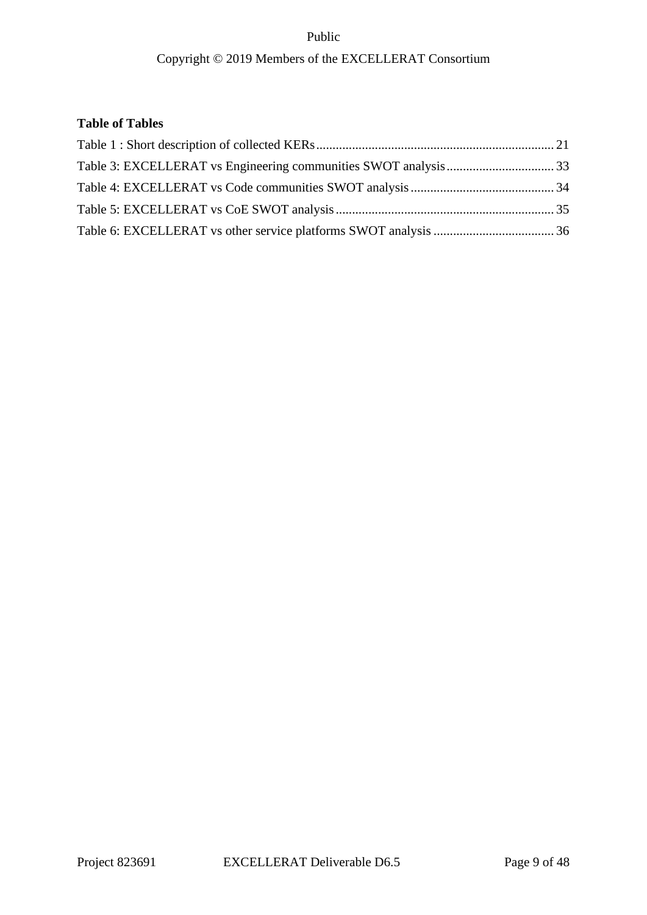**Table of Tables**

Table 1 : Short description of collected KERs ........................................................................ 21
Table 3: EXCELLERAT vs Engineering communities SWOT analysis ................................ 33
Table 4: EXCELLERAT vs Code communities SWOT analysis ............................................ 34
Table 5: EXCELLERAT vs CoE SWOT analysis .................................................................. 35
Table 6: EXCELLERAT vs other service platforms SWOT analysis ..................................... 36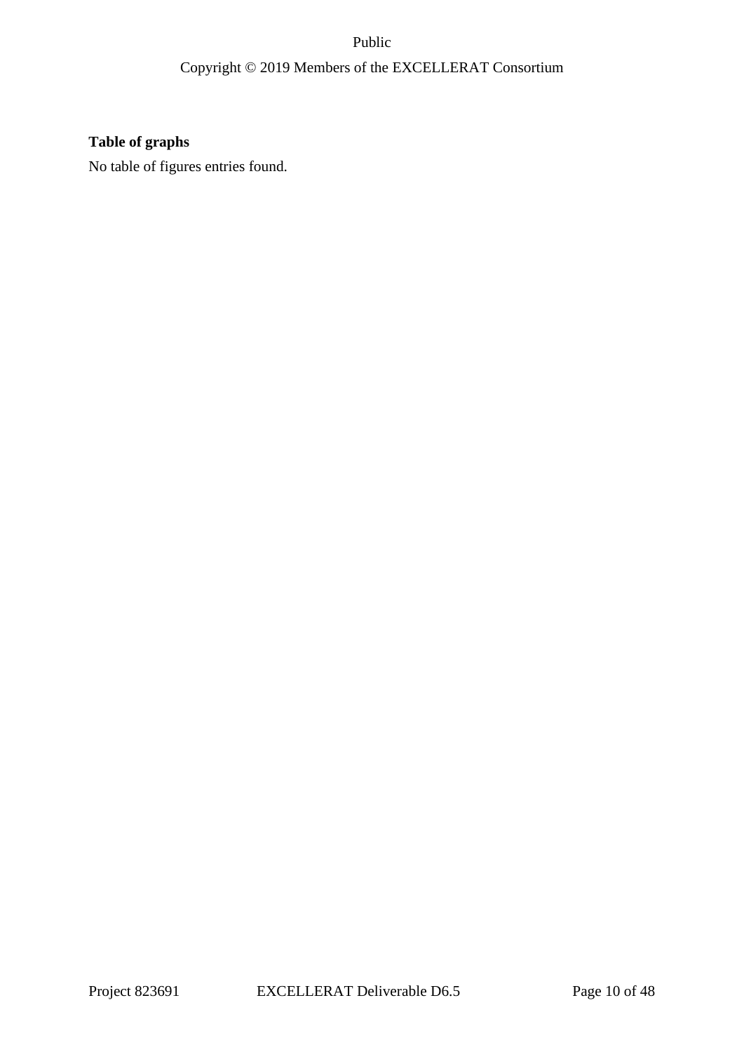**Table of graphs**

No table of figures entries found.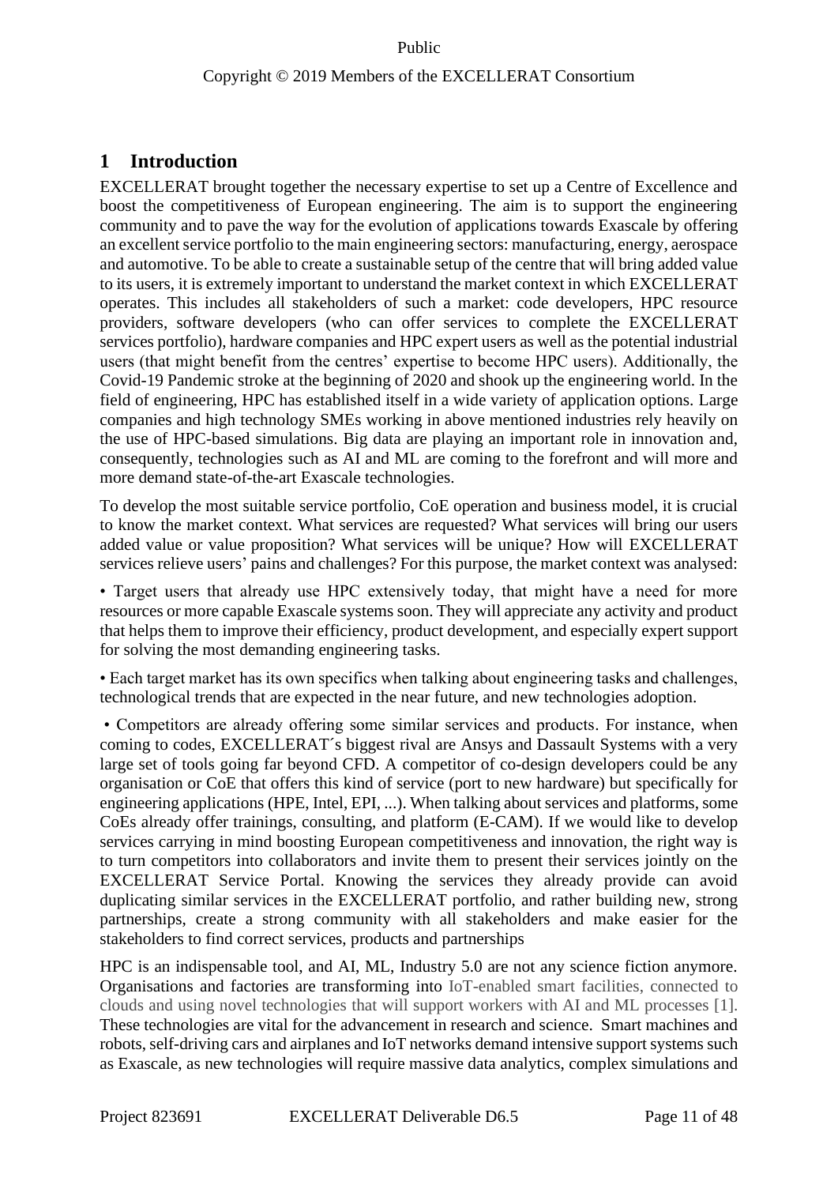# 1 Introduction

EXCELLERAT brought together the necessary expertise to set up a Centre of Excellence and boost the competitiveness of European engineering. The aim is to support the engineering community and to pave the way for the evolution of applications towards Exascale by offering an excellent service portfolio to the main engineering sectors: manufacturing, energy, aerospace and automotive. To be able to create a sustainable setup of the centre that will bring added value to its users, it is extremely important to understand the market context in which EXCELLERAT operates. This includes all stakeholders of such a market: code developers, HPC resource providers, software developers (who can offer services to complete the EXCELLERAT services portfolio), hardware companies and HPC expert users as well as the potential industrial users (that might benefit from the centres' expertise to become HPC users). Additionally, the Covid-19 Pandemic stroke at the beginning of 2020 and shook up the engineering world. In the field of engineering, HPC has established itself in a wide variety of application options. Large companies and high technology SMEs working in above mentioned industries rely heavily on the use of HPC-based simulations. Big data are playing an important role in innovation and, consequently, technologies such as AI and ML are coming to the forefront and will more and more demand state-of-the-art Exascale technologies.

To develop the most suitable service portfolio, CoE operation and business model, it is crucial to know the market context. What services are requested? What services will bring our users added value or value proposition? What services will be unique? How will EXCELLERAT services relieve users' pains and challenges? For this purpose, the market context was analysed:

• Target users that already use HPC extensively today, that might have a need for more resources or more capable Exascale systems soon. They will appreciate any activity and product that helps them to improve their efficiency, product development, and especially expert support for solving the most demanding engineering tasks.

• Each target market has its own specifics when talking about engineering tasks and challenges, technological trends that are expected in the near future, and new technologies adoption.

• Competitors are already offering some similar services and products. For instance, when coming to codes, EXCELLERAT´s biggest rival are Ansys and Dassault Systems with a very large set of tools going far beyond CFD. A competitor of co-design developers could be any organisation or CoE that offers this kind of service (port to new hardware) but specifically for engineering applications (HPE, Intel, EPI, ...). When talking about services and platforms, some CoEs already offer trainings, consulting, and platform (E-CAM). If we would like to develop services carrying in mind boosting European competitiveness and innovation, the right way is to turn competitors into collaborators and invite them to present their services jointly on the EXCELLERAT Service Portal. Knowing the services they already provide can avoid duplicating similar services in the EXCELLERAT portfolio, and rather building new, strong partnerships, create a strong community with all stakeholders and make easier for the stakeholders to find correct services, products and partnerships

HPC is an indispensable tool, and AI, ML, Industry 5.0 are not any science fiction anymore. Organisations and factories are transforming into IoT-enabled smart facilities, connected to clouds and using novel technologies that will support workers with AI and ML processes [1]. These technologies are vital for the advancement in research and science. Smart machines and robots, self-driving cars and airplanes and IoT networks demand intensive support systems such as Exascale, as new technologies will require massive data analytics, complex simulations and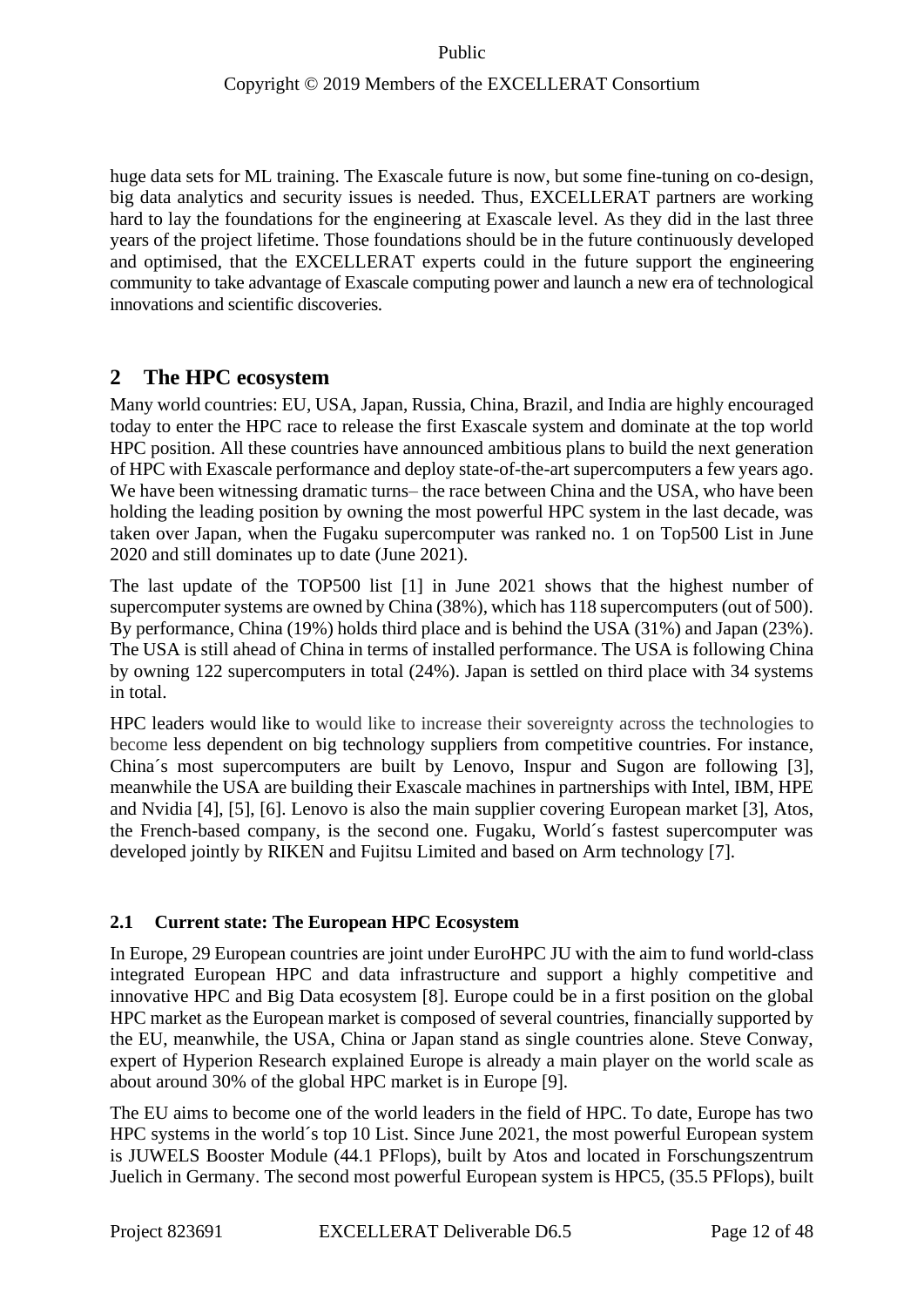huge data sets for ML training. The Exascale future is now, but some fine-tuning on co-design, big data analytics and security issues is needed. Thus, EXCELLERAT partners are working hard to lay the foundations for the engineering at Exascale level. As they did in the last three years of the project lifetime. Those foundations should be in the future continuously developed and optimised, that the EXCELLERAT experts could in the future support the engineering community to take advantage of Exascale computing power and launch a new era of technological innovations and scientific discoveries.

## 2 The HPC ecosystem

Many world countries: EU, USA, Japan, Russia, China, Brazil, and India are highly encouraged today to enter the HPC race to release the first Exascale system and dominate at the top world HPC position. All these countries have announced ambitious plans to build the next generation of HPC with Exascale performance and deploy state-of-the-art supercomputers a few years ago. We have been witnessing dramatic turns– the race between China and the USA, who have been holding the leading position by owning the most powerful HPC system in the last decade, was taken over Japan, when the Fugaku supercomputer was ranked no. 1 on Top500 List in June 2020 and still dominates up to date (June 2021).

The last update of the TOP500 list [1] in June 2021 shows that the highest number of supercomputer systems are owned by China (38%), which has 118 supercomputers (out of 500). By performance, China (19%) holds third place and is behind the USA (31%) and Japan (23%). The USA is still ahead of China in terms of installed performance. The USA is following China by owning 122 supercomputers in total (24%). Japan is settled on third place with 34 systems in total.

HPC leaders would like to would like to increase their sovereignty across the technologies to become less dependent on big technology suppliers from competitive countries. For instance, China´s most supercomputers are built by Lenovo, Inspur and Sugon are following [3], meanwhile the USA are building their Exascale machines in partnerships with Intel, IBM, HPE and Nvidia [4], [5], [6]. Lenovo is also the main supplier covering European market [3], Atos, the French-based company, is the second one. Fugaku, World´s fastest supercomputer was developed jointly by RIKEN and Fujitsu Limited and based on Arm technology [7].

### 2.1 Current state: The European HPC Ecosystem

In Europe, 29 European countries are joint under EuroHPC JU with the aim to fund world-class integrated European HPC and data infrastructure and support a highly competitive and innovative HPC and Big Data ecosystem [8]. Europe could be in a first position on the global HPC market as the European market is composed of several countries, financially supported by the EU, meanwhile, the USA, China or Japan stand as single countries alone. Steve Conway, expert of Hyperion Research explained Europe is already a main player on the world scale as about around 30% of the global HPC market is in Europe [9].

The EU aims to become one of the world leaders in the field of HPC. To date, Europe has two HPC systems in the world´s top 10 List. Since June 2021, the most powerful European system is JUWELS Booster Module (44.1 PFlops), built by Atos and located in Forschungszentrum Juelich in Germany. The second most powerful European system is HPC5, (35.5 PFlops), built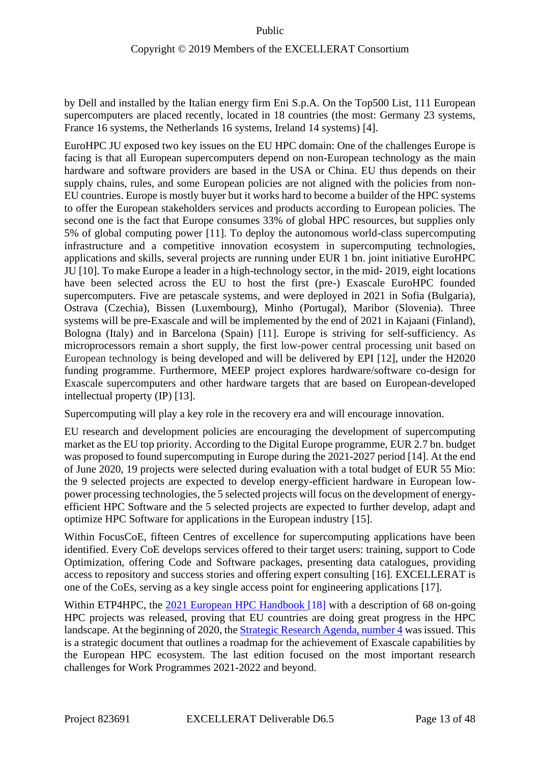by Dell and installed by the Italian energy firm Eni S.p.A. On the Top500 List, 111 European supercomputers are placed recently, located in 18 countries (the most: Germany 23 systems, France 16 systems, the Netherlands 16 systems, Ireland 14 systems) [4].

EuroHPC JU exposed two key issues on the EU HPC domain: One of the challenges Europe is facing is that all European supercomputers depend on non-European technology as the main hardware and software providers are based in the USA or China. EU thus depends on their supply chains, rules, and some European policies are not aligned with the policies from non-EU countries. Europe is mostly buyer but it works hard to become a builder of the HPC systems to offer the European stakeholders services and products according to European policies. The second one is the fact that Europe consumes 33% of global HPC resources, but supplies only 5% of global computing power [11]. To deploy the autonomous world-class supercomputing infrastructure and a competitive innovation ecosystem in supercomputing technologies, applications and skills, several projects are running under EUR 1 bn. joint initiative EuroHPC JU [10]. To make Europe a leader in a high-technology sector, in the mid- 2019, eight locations have been selected across the EU to host the first (pre-) Exascale EuroHPC founded supercomputers. Five are petascale systems, and were deployed in 2021 in Sofia (Bulgaria), Ostrava (Czechia), Bissen (Luxembourg), Minho (Portugal), Maribor (Slovenia). Three systems will be pre-Exascale and will be implemented by the end of 2021 in Kajaani (Finland), Bologna (Italy) and in Barcelona (Spain) [11]. Europe is striving for self-sufficiency. As microprocessors remain a short supply, the first low-power central processing unit based on European technology is being developed and will be delivered by EPI [12], under the H2020 funding programme. Furthermore, MEEP project explores hardware/software co-design for Exascale supercomputers and other hardware targets that are based on European-developed intellectual property (IP) [13].

Supercomputing will play a key role in the recovery era and will encourage innovation.

EU research and development policies are encouraging the development of supercomputing market as the EU top priority. According to the Digital Europe programme, EUR 2.7 bn. budget was proposed to found supercomputing in Europe during the 2021-2027 period [14]. At the end of June 2020, 19 projects were selected during evaluation with a total budget of EUR 55 Mio: the 9 selected projects are expected to develop energy-efficient hardware in European low-power processing technologies, the 5 selected projects will focus on the development of energy-efficient HPC Software and the 5 selected projects are expected to further develop, adapt and optimize HPC Software for applications in the European industry [15].

Within FocusCoE, fifteen Centres of excellence for supercomputing applications have been identified. Every CoE develops services offered to their target users: training, support to Code Optimization, offering Code and Software packages, presenting data catalogues, providing access to repository and success stories and offering expert consulting [16]. EXCELLERAT is one of the CoEs, serving as a key single access point for engineering applications [17].

Within ETP4HPC, the 2021 European HPC Handbook [18] with a description of 68 on-going HPC projects was released, proving that EU countries are doing great progress in the HPC landscape. At the beginning of 2020, the Strategic Research Agenda, number 4 was issued. This is a strategic document that outlines a roadmap for the achievement of Exascale capabilities by the European HPC ecosystem. The last edition focused on the most important research challenges for Work Programmes 2021-2022 and beyond.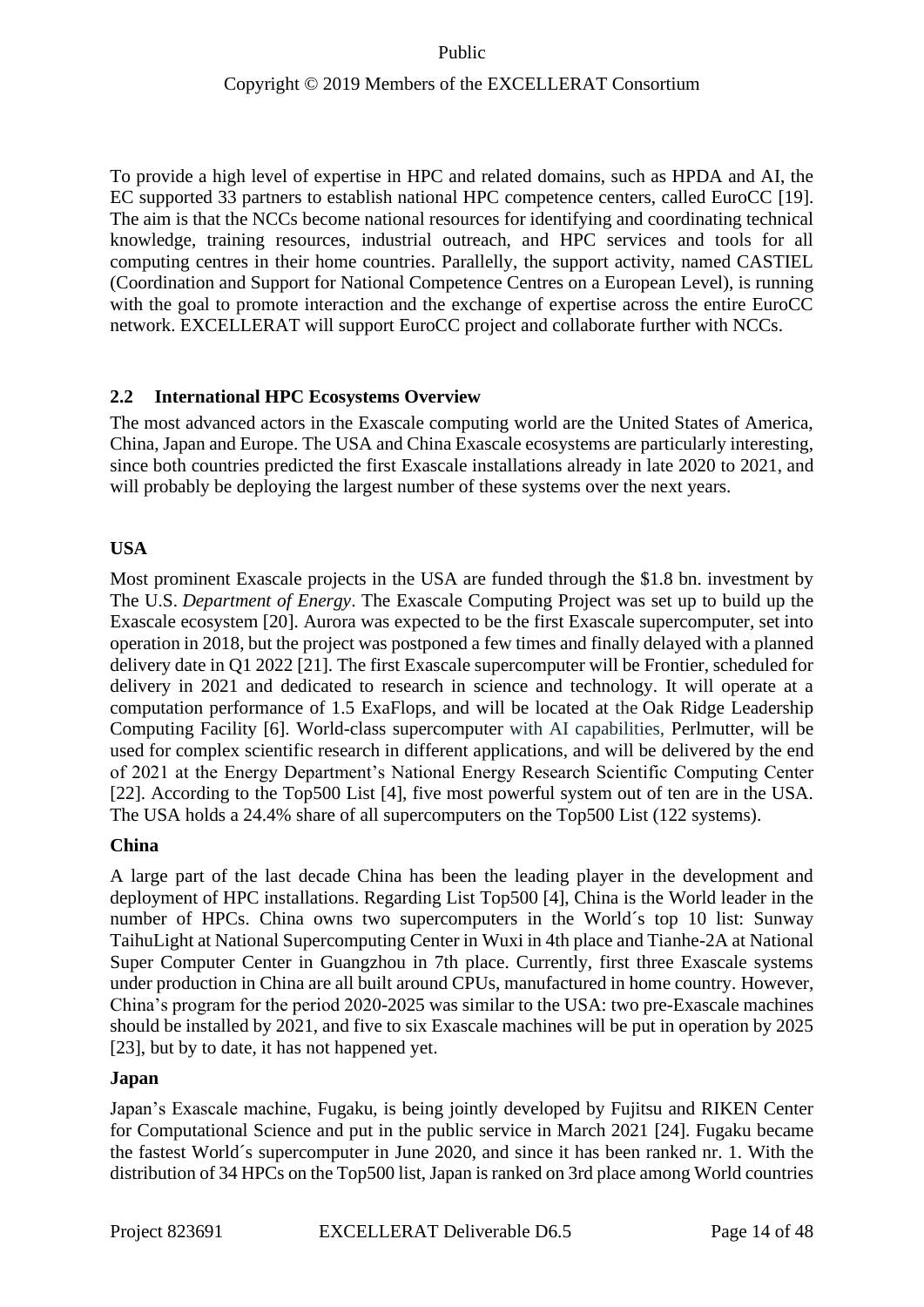To provide a high level of expertise in HPC and related domains, such as HPDA and AI, the EC supported 33 partners to establish national HPC competence centers, called EuroCC [19]. The aim is that the NCCs become national resources for identifying and coordinating technical knowledge, training resources, industrial outreach, and HPC services and tools for all computing centres in their home countries. Parallelly, the support activity, named CASTIEL (Coordination and Support for National Competence Centres on a European Level), is running with the goal to promote interaction and the exchange of expertise across the entire EuroCC network. EXCELLERAT will support EuroCC project and collaborate further with NCCs.

## 2.2 International HPC Ecosystems Overview

The most advanced actors in the Exascale computing world are the United States of America, China, Japan and Europe. The USA and China Exascale ecosystems are particularly interesting, since both countries predicted the first Exascale installations already in late 2020 to 2021, and will probably be deploying the largest number of these systems over the next years.

### USA

Most prominent Exascale projects in the USA are funded through the $1.8 bn. investment by The U.S. *Department of Energy*. The Exascale Computing Project was set up to build up the Exascale ecosystem [20]. Aurora was expected to be the first Exascale supercomputer, set into operation in 2018, but the project was postponed a few times and finally delayed with a planned delivery date in Q1 2022 [21]. The first Exascale supercomputer will be Frontier, scheduled for delivery in 2021 and dedicated to research in science and technology. It will operate at a computation performance of 1.5 ExaFlops, and will be located at the Oak Ridge Leadership Computing Facility [6]. World-class supercomputer with AI capabilities, Perlmutter, will be used for complex scientific research in different applications, and will be delivered by the end of 2021 at the Energy Department's National Energy Research Scientific Computing Center [22]. According to the Top500 List [4], five most powerful system out of ten are in the USA. The USA holds a 24.4% share of all supercomputers on the Top500 List (122 systems).

### China

A large part of the last decade China has been the leading player in the development and deployment of HPC installations. Regarding List Top500 [4], China is the World leader in the number of HPCs. China owns two supercomputers in the World´s top 10 list: Sunway TaihuLight at National Supercomputing Center in Wuxi in 4th place and Tianhe-2A at National Super Computer Center in Guangzhou in 7th place. Currently, first three Exascale systems under production in China are all built around CPUs, manufactured in home country. However, China's program for the period 2020-2025 was similar to the USA: two pre-Exascale machines should be installed by 2021, and five to six Exascale machines will be put in operation by 2025 [23], but by to date, it has not happened yet.

### Japan

Japan's Exascale machine, Fugaku, is being jointly developed by Fujitsu and RIKEN Center for Computational Science and put in the public service in March 2021 [24]. Fugaku became the fastest World´s supercomputer in June 2020, and since it has been ranked nr. 1. With the distribution of 34 HPCs on the Top500 list, Japan is ranked on 3rd place among World countries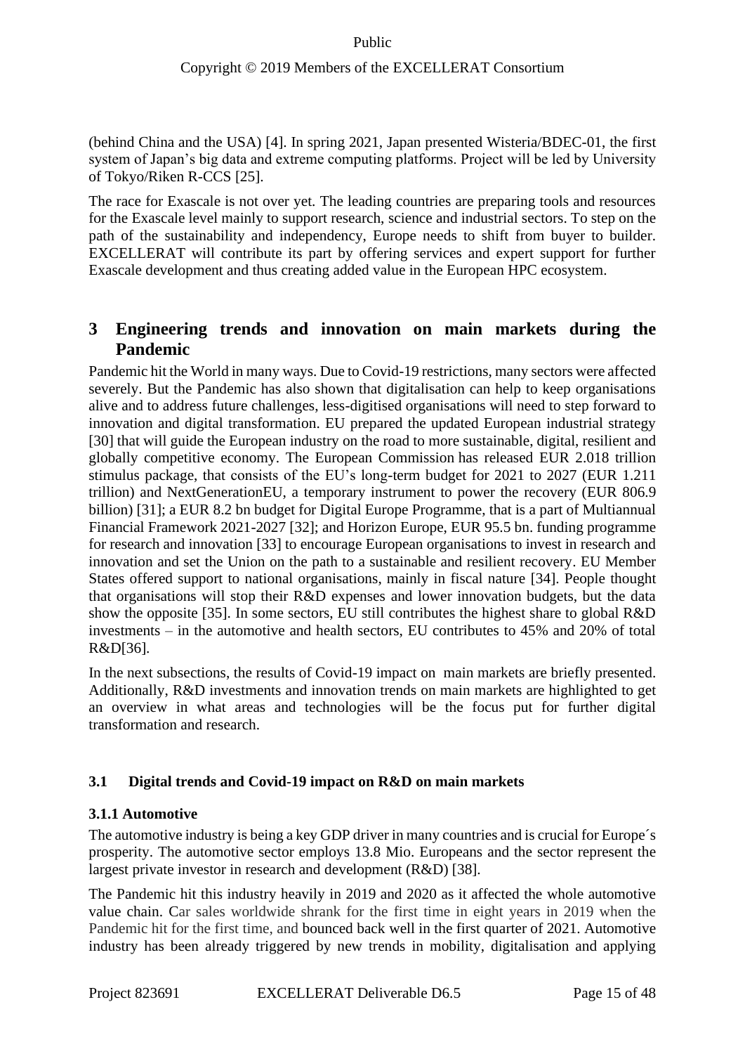(behind China and the USA) [4]. In spring 2021, Japan presented Wisteria/BDEC-01, the first system of Japan's big data and extreme computing platforms. Project will be led by University of Tokyo/Riken R-CCS [25].

The race for Exascale is not over yet. The leading countries are preparing tools and resources for the Exascale level mainly to support research, science and industrial sectors. To step on the path of the sustainability and independency, Europe needs to shift from buyer to builder. EXCELLERAT will contribute its part by offering services and expert support for further Exascale development and thus creating added value in the European HPC ecosystem.

# 3 Engineering trends and innovation on main markets during the Pandemic

Pandemic hit the World in many ways. Due to Covid-19 restrictions, many sectors were affected severely. But the Pandemic has also shown that digitalisation can help to keep organisations alive and to address future challenges, less-digitised organisations will need to step forward to innovation and digital transformation. EU prepared the updated European industrial strategy [30] that will guide the European industry on the road to more sustainable, digital, resilient and globally competitive economy. The European Commission has released EUR 2.018 trillion stimulus package, that consists of the EU's long-term budget for 2021 to 2027 (EUR 1.211 trillion) and NextGenerationEU, a temporary instrument to power the recovery (EUR 806.9 billion) [31]; a EUR 8.2 bn budget for Digital Europe Programme, that is a part of Multiannual Financial Framework 2021-2027 [32]; and Horizon Europe, EUR 95.5 bn. funding programme for research and innovation [33] to encourage European organisations to invest in research and innovation and set the Union on the path to a sustainable and resilient recovery. EU Member States offered support to national organisations, mainly in fiscal nature [34]. People thought that organisations will stop their R&D expenses and lower innovation budgets, but the data show the opposite [35]. In some sectors, EU still contributes the highest share to global R&D investments – in the automotive and health sectors, EU contributes to 45% and 20% of total R&D[36].

In the next subsections, the results of Covid-19 impact on main markets are briefly presented. Additionally, R&D investments and innovation trends on main markets are highlighted to get an overview in what areas and technologies will be the focus put for further digital transformation and research.

## 3.1 Digital trends and Covid-19 impact on R&D on main markets

### 3.1.1 Automotive

The automotive industry is being a key GDP driver in many countries and is crucial for Europe´s prosperity. The automotive sector employs 13.8 Mio. Europeans and the sector represent the largest private investor in research and development (R&D) [38].

The Pandemic hit this industry heavily in 2019 and 2020 as it affected the whole automotive value chain. Car sales worldwide shrank for the first time in eight years in 2019 when the Pandemic hit for the first time, and bounced back well in the first quarter of 2021. Automotive industry has been already triggered by new trends in mobility, digitalisation and applying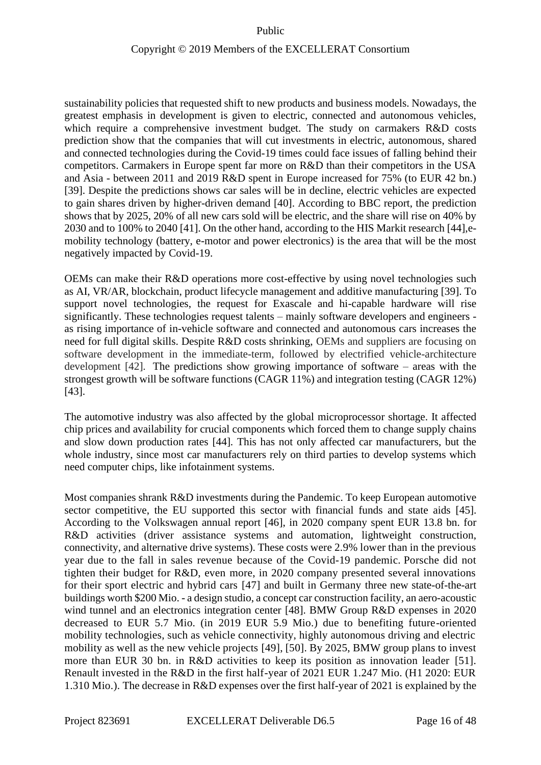sustainability policies that requested shift to new products and business models. Nowadays, the greatest emphasis in development is given to electric, connected and autonomous vehicles, which require a comprehensive investment budget. The study on carmakers R&D costs prediction show that the companies that will cut investments in electric, autonomous, shared and connected technologies during the Covid-19 times could face issues of falling behind their competitors. Carmakers in Europe spent far more on R&D than their competitors in the USA and Asia - between 2011 and 2019 R&D spent in Europe increased for 75% (to EUR 42 bn.) [39]. Despite the predictions shows car sales will be in decline, electric vehicles are expected to gain shares driven by higher-driven demand [40]. According to BBC report, the prediction shows that by 2025, 20% of all new cars sold will be electric, and the share will rise on 40% by 2030 and to 100% to 2040 [41]. On the other hand, according to the HIS Markit research [44],e-mobility technology (battery, e-motor and power electronics) is the area that will be the most negatively impacted by Covid-19.

OEMs can make their R&D operations more cost-effective by using novel technologies such as AI, VR/AR, blockchain, product lifecycle management and additive manufacturing [39]. To support novel technologies, the request for Exascale and hi-capable hardware will rise significantly. These technologies request talents – mainly software developers and engineers - as rising importance of in-vehicle software and connected and autonomous cars increases the need for full digital skills. Despite R&D costs shrinking, OEMs and suppliers are focusing on software development in the immediate-term, followed by electrified vehicle-architecture development [42]. The predictions show growing importance of software – areas with the strongest growth will be software functions (CAGR 11%) and integration testing (CAGR 12%) [43].

The automotive industry was also affected by the global microprocessor shortage. It affected chip prices and availability for crucial components which forced them to change supply chains and slow down production rates [44]. This has not only affected car manufacturers, but the whole industry, since most car manufacturers rely on third parties to develop systems which need computer chips, like infotainment systems.

Most companies shrank R&D investments during the Pandemic. To keep European automotive sector competitive, the EU supported this sector with financial funds and state aids [45]. According to the Volkswagen annual report [46], in 2020 company spent EUR 13.8 bn. for R&D activities (driver assistance systems and automation, lightweight construction, connectivity, and alternative drive systems). These costs were 2.9% lower than in the previous year due to the fall in sales revenue because of the Covid-19 pandemic. Porsche did not tighten their budget for R&D, even more, in 2020 company presented several innovations for their sport electric and hybrid cars [47] and built in Germany three new state-of-the-art buildings worth $200 Mio. - a design studio, a concept car construction facility, an aero-acoustic wind tunnel and an electronics integration center [48]. BMW Group R&D expenses in 2020 decreased to EUR 5.7 Mio. (in 2019 EUR 5.9 Mio.) due to benefiting future-oriented mobility technologies, such as vehicle connectivity, highly autonomous driving and electric mobility as well as the new vehicle projects [49], [50]. By 2025, BMW group plans to invest more than EUR 30 bn. in R&D activities to keep its position as innovation leader [51]. Renault invested in the R&D in the first half-year of 2021 EUR 1.247 Mio. (H1 2020: EUR 1.310 Mio.). The decrease in R&D expenses over the first half-year of 2021 is explained by the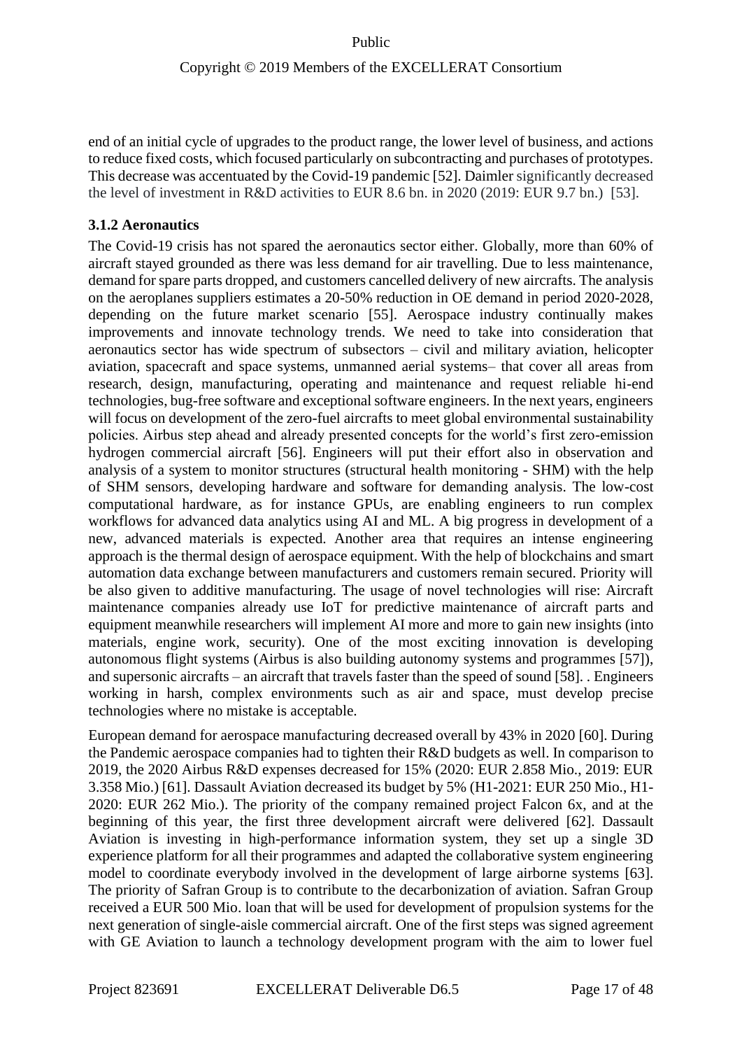end of an initial cycle of upgrades to the product range, the lower level of business, and actions to reduce fixed costs, which focused particularly on subcontracting and purchases of prototypes. This decrease was accentuated by the Covid-19 pandemic [52]. Daimler significantly decreased the level of investment in R&D activities to EUR 8.6 bn. in 2020 (2019: EUR 9.7 bn.) [53].

### 3.1.2 Aeronautics

The Covid-19 crisis has not spared the aeronautics sector either. Globally, more than 60% of aircraft stayed grounded as there was less demand for air travelling. Due to less maintenance, demand for spare parts dropped, and customers cancelled delivery of new aircrafts. The analysis on the aeroplanes suppliers estimates a 20-50% reduction in OE demand in period 2020-2028, depending on the future market scenario [55]. Aerospace industry continually makes improvements and innovate technology trends. We need to take into consideration that aeronautics sector has wide spectrum of subsectors – civil and military aviation, helicopter aviation, spacecraft and space systems, unmanned aerial systems– that cover all areas from research, design, manufacturing, operating and maintenance and request reliable hi-end technologies, bug-free software and exceptional software engineers. In the next years, engineers will focus on development of the zero-fuel aircrafts to meet global environmental sustainability policies. Airbus step ahead and already presented concepts for the world's first zero-emission hydrogen commercial aircraft [56]. Engineers will put their effort also in observation and analysis of a system to monitor structures (structural health monitoring - SHM) with the help of SHM sensors, developing hardware and software for demanding analysis. The low-cost computational hardware, as for instance GPUs, are enabling engineers to run complex workflows for advanced data analytics using AI and ML. A big progress in development of a new, advanced materials is expected. Another area that requires an intense engineering approach is the thermal design of aerospace equipment. With the help of blockchains and smart automation data exchange between manufacturers and customers remain secured. Priority will be also given to additive manufacturing. The usage of novel technologies will rise: Aircraft maintenance companies already use IoT for predictive maintenance of aircraft parts and equipment meanwhile researchers will implement AI more and more to gain new insights (into materials, engine work, security). One of the most exciting innovation is developing autonomous flight systems (Airbus is also building autonomy systems and programmes [57]), and supersonic aircrafts – an aircraft that travels faster than the speed of sound [58]. . Engineers working in harsh, complex environments such as air and space, must develop precise technologies where no mistake is acceptable.

European demand for aerospace manufacturing decreased overall by 43% in 2020 [60]. During the Pandemic aerospace companies had to tighten their R&D budgets as well. In comparison to 2019, the 2020 Airbus R&D expenses decreased for 15% (2020: EUR 2.858 Mio., 2019: EUR 3.358 Mio.) [61]. Dassault Aviation decreased its budget by 5% (H1-2021: EUR 250 Mio., H1-2020: EUR 262 Mio.). The priority of the company remained project Falcon 6x, and at the beginning of this year, the first three development aircraft were delivered [62]. Dassault Aviation is investing in high-performance information system, they set up a single 3D experience platform for all their programmes and adapted the collaborative system engineering model to coordinate everybody involved in the development of large airborne systems [63]. The priority of Safran Group is to contribute to the decarbonization of aviation. Safran Group received a EUR 500 Mio. loan that will be used for development of propulsion systems for the next generation of single-aisle commercial aircraft. One of the first steps was signed agreement with GE Aviation to launch a technology development program with the aim to lower fuel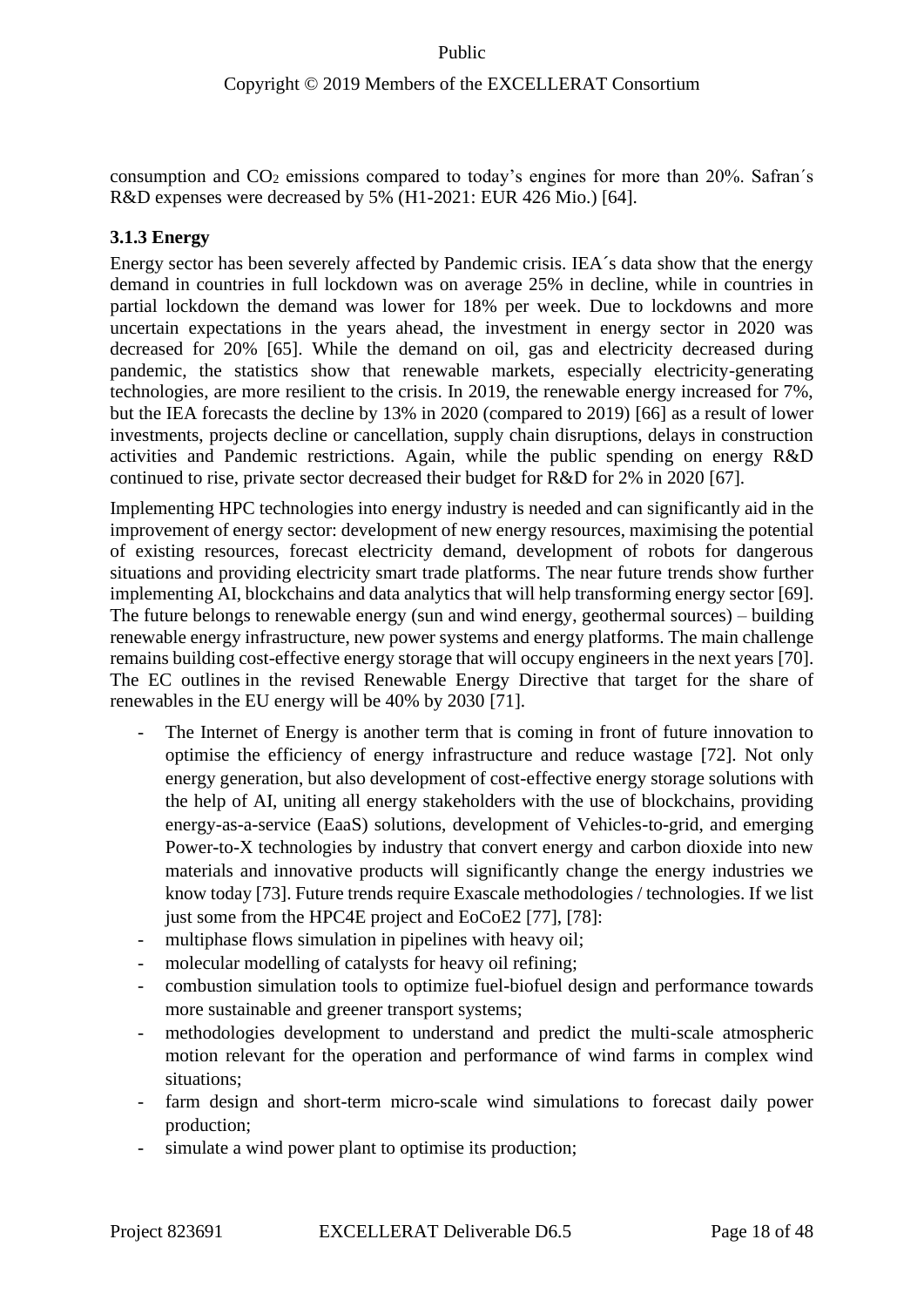consumption and $CO_2$ emissions compared to today's engines for more than 20%. Safran´s R&D expenses were decreased by 5% (H1-2021: EUR 426 Mio.) [64].

### 3.1.3 Energy

Energy sector has been severely affected by Pandemic crisis. IEA´s data show that the energy demand in countries in full lockdown was on average 25% in decline, while in countries in partial lockdown the demand was lower for 18% per week. Due to lockdowns and more uncertain expectations in the years ahead, the investment in energy sector in 2020 was decreased for 20% [65]. While the demand on oil, gas and electricity decreased during pandemic, the statistics show that renewable markets, especially electricity-generating technologies, are more resilient to the crisis. In 2019, the renewable energy increased for 7%, but the IEA forecasts the decline by 13% in 2020 (compared to 2019) [66] as a result of lower investments, projects decline or cancellation, supply chain disruptions, delays in construction activities and Pandemic restrictions. Again, while the public spending on energy R&D continued to rise, private sector decreased their budget for R&D for 2% in 2020 [67].

Implementing HPC technologies into energy industry is needed and can significantly aid in the improvement of energy sector: development of new energy resources, maximising the potential of existing resources, forecast electricity demand, development of robots for dangerous situations and providing electricity smart trade platforms. The near future trends show further implementing AI, blockchains and data analytics that will help transforming energy sector [69]. The future belongs to renewable energy (sun and wind energy, geothermal sources) – building renewable energy infrastructure, new power systems and energy platforms. The main challenge remains building cost-effective energy storage that will occupy engineers in the next years [70]. The EC outlines in the revised Renewable Energy Directive that target for the share of renewables in the EU energy will be 40% by 2030 [71].

- The Internet of Energy is another term that is coming in front of future innovation to optimise the efficiency of energy infrastructure and reduce wastage [72]. Not only energy generation, but also development of cost-effective energy storage solutions with the help of AI, uniting all energy stakeholders with the use of blockchains, providing energy-as-a-service (EaaS) solutions, development of Vehicles-to-grid, and emerging Power-to-X technologies by industry that convert energy and carbon dioxide into new materials and innovative products will significantly change the energy industries we know today [73]. Future trends require Exascale methodologies / technologies. If we list just some from the HPC4E project and EoCoE2 [77], [78]:
- multiphase flows simulation in pipelines with heavy oil;
- molecular modelling of catalysts for heavy oil refining;
- combustion simulation tools to optimize fuel-biofuel design and performance towards more sustainable and greener transport systems;
- methodologies development to understand and predict the multi-scale atmospheric motion relevant for the operation and performance of wind farms in complex wind situations;
- farm design and short-term micro-scale wind simulations to forecast daily power production;
- simulate a wind power plant to optimise its production;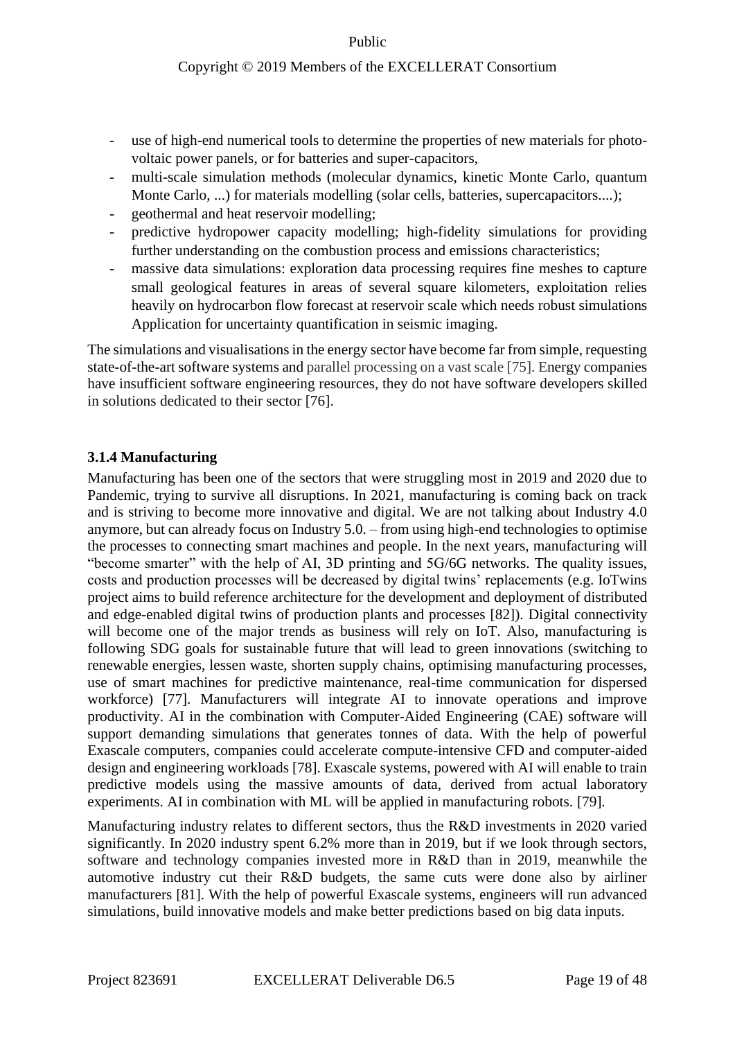- use of high-end numerical tools to determine the properties of new materials for photo-voltaic power panels, or for batteries and super-capacitors,
- multi-scale simulation methods (molecular dynamics, kinetic Monte Carlo, quantum Monte Carlo, ...) for materials modelling (solar cells, batteries, supercapacitors....);
- geothermal and heat reservoir modelling;
- predictive hydropower capacity modelling; high-fidelity simulations for providing further understanding on the combustion process and emissions characteristics;
- massive data simulations: exploration data processing requires fine meshes to capture small geological features in areas of several square kilometers, exploitation relies heavily on hydrocarbon flow forecast at reservoir scale which needs robust simulations Application for uncertainty quantification in seismic imaging.

The simulations and visualisations in the energy sector have become far from simple, requesting state-of-the-art software systems and parallel processing on a vast scale [75]. Energy companies have insufficient software engineering resources, they do not have software developers skilled in solutions dedicated to their sector [76].

### 3.1.4 Manufacturing

Manufacturing has been one of the sectors that were struggling most in 2019 and 2020 due to Pandemic, trying to survive all disruptions. In 2021, manufacturing is coming back on track and is striving to become more innovative and digital. We are not talking about Industry 4.0 anymore, but can already focus on Industry 5.0. – from using high-end technologies to optimise the processes to connecting smart machines and people. In the next years, manufacturing will "become smarter" with the help of AI, 3D printing and 5G/6G networks. The quality issues, costs and production processes will be decreased by digital twins' replacements (e.g. IoTwins project aims to build reference architecture for the development and deployment of distributed and edge-enabled digital twins of production plants and processes [82]). Digital connectivity will become one of the major trends as business will rely on IoT. Also, manufacturing is following SDG goals for sustainable future that will lead to green innovations (switching to renewable energies, lessen waste, shorten supply chains, optimising manufacturing processes, use of smart machines for predictive maintenance, real-time communication for dispersed workforce) [77]. Manufacturers will integrate AI to innovate operations and improve productivity. AI in the combination with Computer-Aided Engineering (CAE) software will support demanding simulations that generates tonnes of data. With the help of powerful Exascale computers, companies could accelerate compute-intensive CFD and computer-aided design and engineering workloads [78]. Exascale systems, powered with AI will enable to train predictive models using the massive amounts of data, derived from actual laboratory experiments. AI in combination with ML will be applied in manufacturing robots. [79].

Manufacturing industry relates to different sectors, thus the R&D investments in 2020 varied significantly. In 2020 industry spent 6.2% more than in 2019, but if we look through sectors, software and technology companies invested more in R&D than in 2019, meanwhile the automotive industry cut their R&D budgets, the same cuts were done also by airliner manufacturers [81]. With the help of powerful Exascale systems, engineers will run advanced simulations, build innovative models and make better predictions based on big data inputs.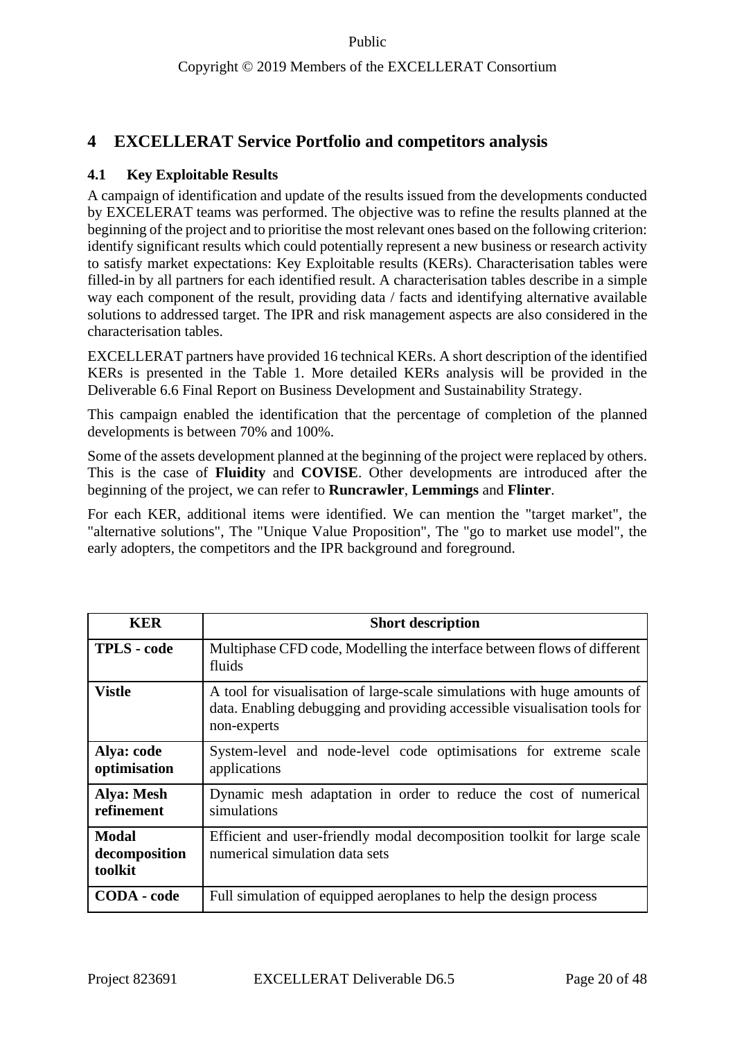# 4 EXCELLERAT Service Portfolio and competitors analysis

## 4.1 Key Exploitable Results

A campaign of identification and update of the results issued from the developments conducted by EXCELERAT teams was performed. The objective was to refine the results planned at the beginning of the project and to prioritise the most relevant ones based on the following criterion: identify significant results which could potentially represent a new business or research activity to satisfy market expectations: Key Exploitable results (KERs). Characterisation tables were filled-in by all partners for each identified result. A characterisation tables describe in a simple way each component of the result, providing data / facts and identifying alternative available solutions to addressed target. The IPR and risk management aspects are also considered in the characterisation tables.

EXCELLERAT partners have provided 16 technical KERs. A short description of the identified KERs is presented in the Table 1. More detailed KERs analysis will be provided in the Deliverable 6.6 Final Report on Business Development and Sustainability Strategy.

This campaign enabled the identification that the percentage of completion of the planned developments is between 70% and 100%.

Some of the assets development planned at the beginning of the project were replaced by others. This is the case of **Fluidity** and **COVISE**. Other developments are introduced after the beginning of the project, we can refer to **Runcrawler**, **Lemmings** and **Flinter**.

For each KER, additional items were identified. We can mention the "target market", the "alternative solutions", The "Unique Value Proposition", The "go to market use model", the early adopters, the competitors and the IPR background and foreground.

| KER | Short description |
|---|---|
| **TPLS - code** | Multiphase CFD code, Modelling the interface between flows of different fluids |
| **Vistle** | A tool for visualisation of large-scale simulations with huge amounts of data. Enabling debugging and providing accessible visualisation tools for non-experts |
| **Alya: code optimisation** | System-level and node-level code optimisations for extreme scale applications |
| **Alya: Mesh refinement** | Dynamic mesh adaptation in order to reduce the cost of numerical simulations |
| **Modal decomposition toolkit** | Efficient and user-friendly modal decomposition toolkit for large scale numerical simulation data sets |
| **CODA - code** | Full simulation of equipped aeroplanes to help the design process |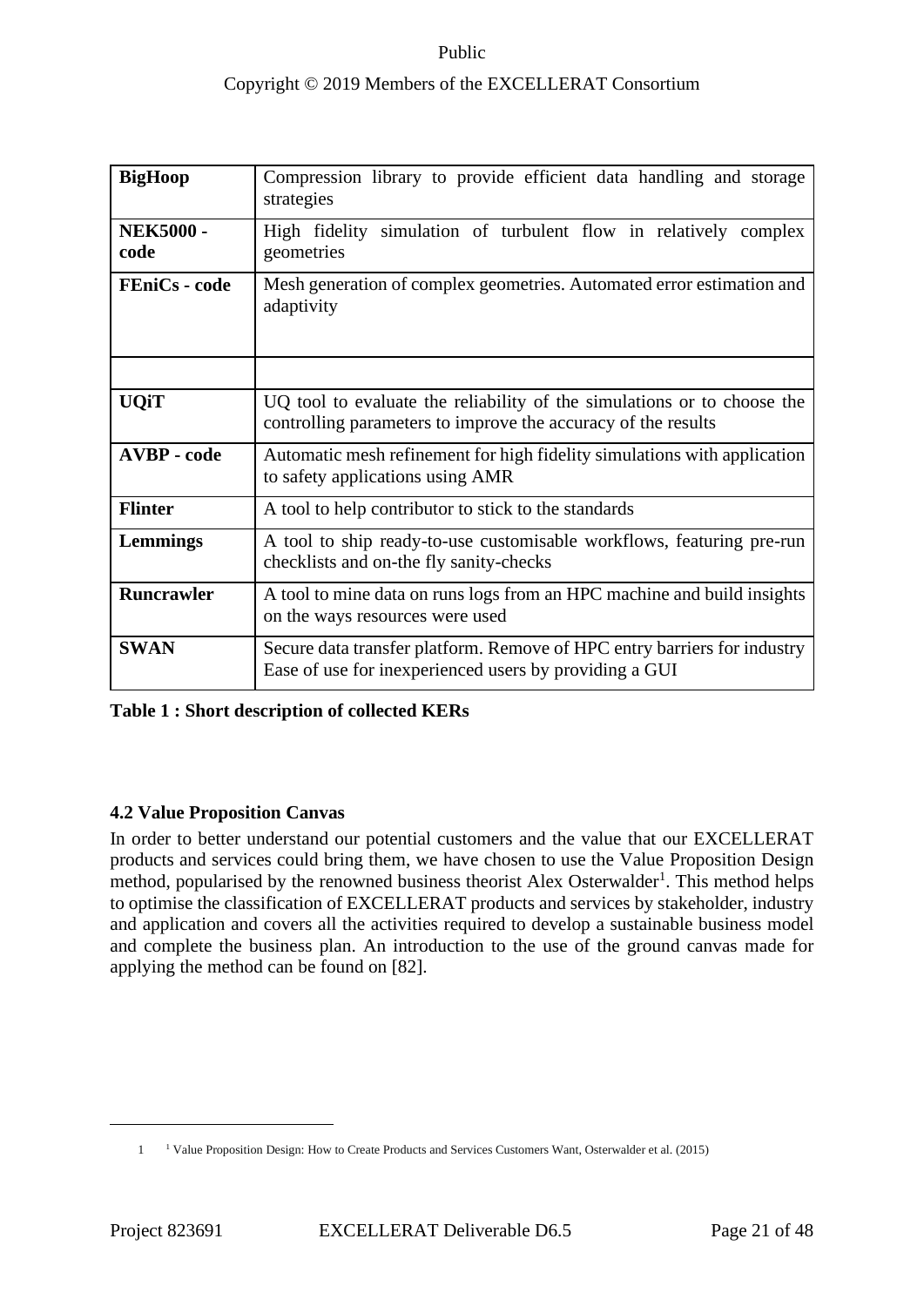| **BigHoop** | Compression library to provide efficient data handling and storage strategies |
|---|---|
| **NEK5000 - code** | High fidelity simulation of turbulent flow in relatively complex geometries |
| **FEniCs - code** | Mesh generation of complex geometries. Automated error estimation and adaptivity |
| | |
| **UQiT** | UQ tool to evaluate the reliability of the simulations or to choose the controlling parameters to improve the accuracy of the results |
| **AVBP - code** | Automatic mesh refinement for high fidelity simulations with application to safety applications using AMR |
| **Flinter** | A tool to help contributor to stick to the standards |
| **Lemmings** | A tool to ship ready-to-use customisable workflows, featuring pre-run checklists and on-the fly sanity-checks |
| **Runcrawler** | A tool to mine data on runs logs from an HPC machine and build insights on the ways resources were used |
| **SWAN** | Secure data transfer platform. Remove of HPC entry barriers for industry Ease of use for inexperienced users by providing a GUI |

**Table 1 : Short description of collected KERs**

### 4.2 Value Proposition Canvas

In order to better understand our potential customers and the value that our EXCELLERAT products and services could bring them, we have chosen to use the Value Proposition Design method, popularised by the renowned business theorist Alex Osterwalder[1]. This method helps to optimise the classification of EXCELLERAT products and services by stakeholder, industry and application and covers all the activities required to develop a sustainable business model and complete the business plan. An introduction to the use of the ground canvas made for applying the method can be found on [82].

---

1 [1] Value Proposition Design: How to Create Products and Services Customers Want, Osterwalder et al. (2015)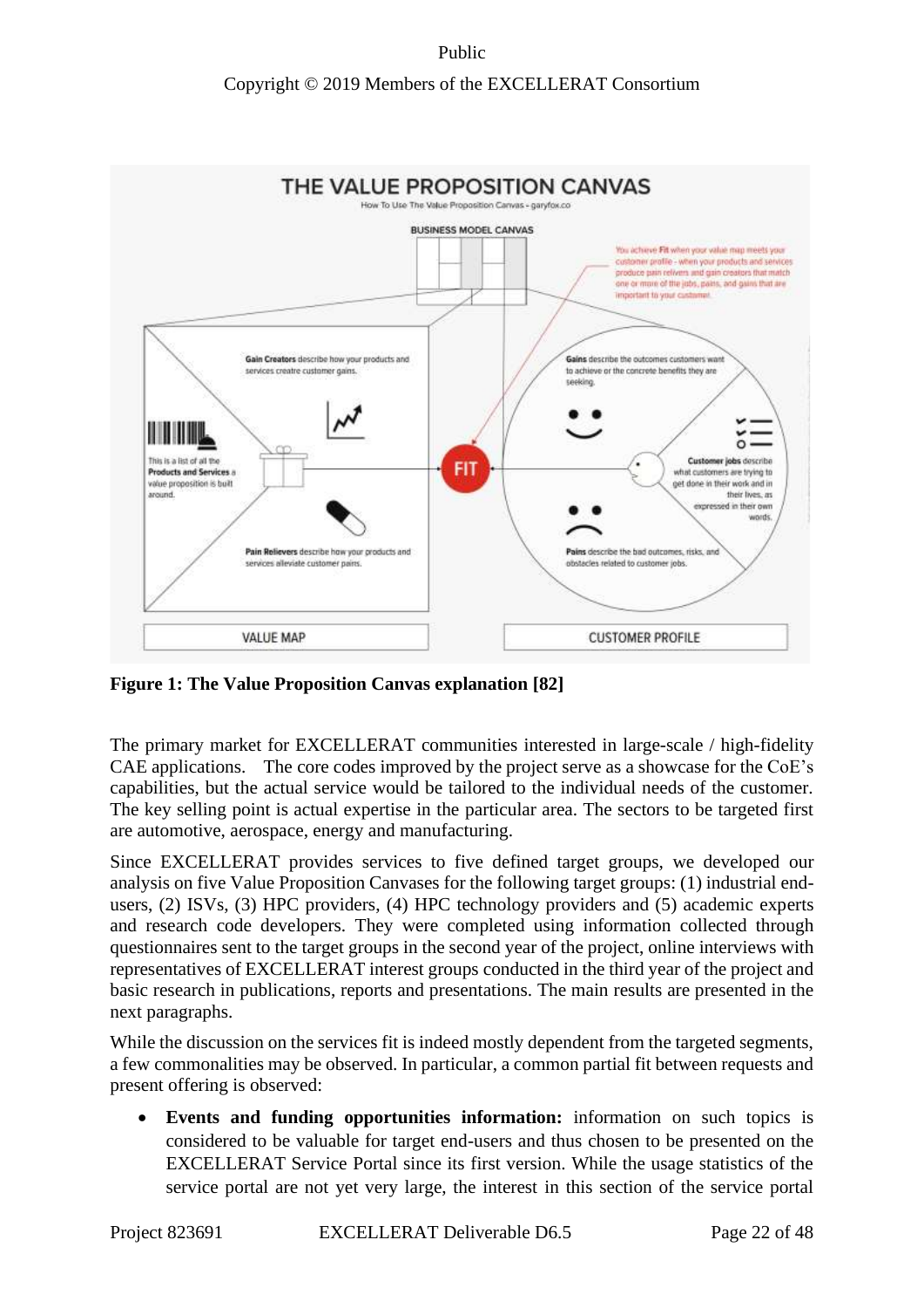**Figure 1: The Value Proposition Canvas explanation [82]**

The primary market for EXCELLERAT communities interested in large-scale / high-fidelity CAE applications. The core codes improved by the project serve as a showcase for the CoE's capabilities, but the actual service would be tailored to the individual needs of the customer. The key selling point is actual expertise in the particular area. The sectors to be targeted first are automotive, aerospace, energy and manufacturing.

Since EXCELLERAT provides services to five defined target groups, we developed our analysis on five Value Proposition Canvases for the following target groups: (1) industrial end-users, (2) ISVs, (3) HPC providers, (4) HPC technology providers and (5) academic experts and research code developers. They were completed using information collected through questionnaires sent to the target groups in the second year of the project, online interviews with representatives of EXCELLERAT interest groups conducted in the third year of the project and basic research in publications, reports and presentations. The main results are presented in the next paragraphs.

While the discussion on the services fit is indeed mostly dependent from the targeted segments, a few commonalities may be observed. In particular, a common partial fit between requests and present offering is observed:

- **Events and funding opportunities information:** information on such topics is considered to be valuable for target end-users and thus chosen to be presented on the EXCELLERAT Service Portal since its first version. While the usage statistics of the service portal are not yet very large, the interest in this section of the service portal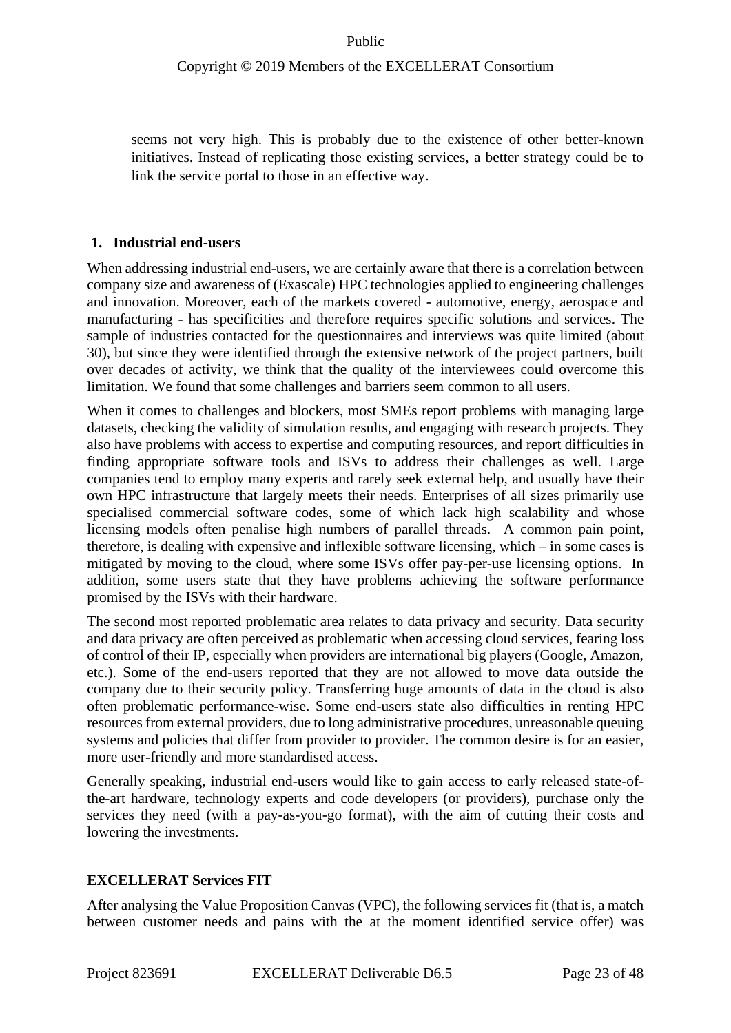seems not very high. This is probably due to the existence of other better-known initiatives. Instead of replicating those existing services, a better strategy could be to link the service portal to those in an effective way.

## 1. Industrial end-users

When addressing industrial end-users, we are certainly aware that there is a correlation between company size and awareness of (Exascale) HPC technologies applied to engineering challenges and innovation. Moreover, each of the markets covered - automotive, energy, aerospace and manufacturing - has specificities and therefore requires specific solutions and services. The sample of industries contacted for the questionnaires and interviews was quite limited (about 30), but since they were identified through the extensive network of the project partners, built over decades of activity, we think that the quality of the interviewees could overcome this limitation. We found that some challenges and barriers seem common to all users.

When it comes to challenges and blockers, most SMEs report problems with managing large datasets, checking the validity of simulation results, and engaging with research projects. They also have problems with access to expertise and computing resources, and report difficulties in finding appropriate software tools and ISVs to address their challenges as well. Large companies tend to employ many experts and rarely seek external help, and usually have their own HPC infrastructure that largely meets their needs. Enterprises of all sizes primarily use specialised commercial software codes, some of which lack high scalability and whose licensing models often penalise high numbers of parallel threads. A common pain point, therefore, is dealing with expensive and inflexible software licensing, which – in some cases is mitigated by moving to the cloud, where some ISVs offer pay-per-use licensing options. In addition, some users state that they have problems achieving the software performance promised by the ISVs with their hardware.

The second most reported problematic area relates to data privacy and security. Data security and data privacy are often perceived as problematic when accessing cloud services, fearing loss of control of their IP, especially when providers are international big players (Google, Amazon, etc.). Some of the end-users reported that they are not allowed to move data outside the company due to their security policy. Transferring huge amounts of data in the cloud is also often problematic performance-wise. Some end-users state also difficulties in renting HPC resources from external providers, due to long administrative procedures, unreasonable queuing systems and policies that differ from provider to provider. The common desire is for an easier, more user-friendly and more standardised access.

Generally speaking, industrial end-users would like to gain access to early released state-of-the-art hardware, technology experts and code developers (or providers), purchase only the services they need (with a pay-as-you-go format), with the aim of cutting their costs and lowering the investments.

### EXCELLERAT Services FIT

After analysing the Value Proposition Canvas (VPC), the following services fit (that is, a match between customer needs and pains with the at the moment identified service offer) was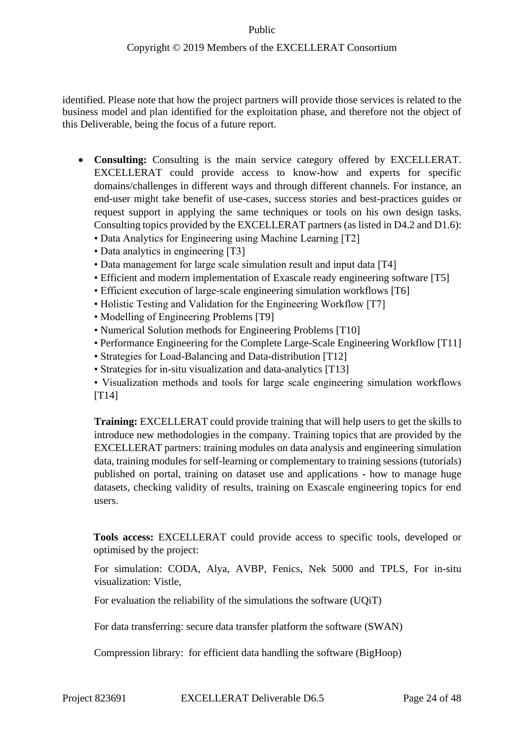identified. Please note that how the project partners will provide those services is related to the business model and plan identified for the exploitation phase, and therefore not the object of this Deliverable, being the focus of a future report.

- **Consulting:** Consulting is the main service category offered by EXCELLERAT. EXCELLERAT could provide access to know-how and experts for specific domains/challenges in different ways and through different channels. For instance, an end-user might take benefit of use-cases, success stories and best-practices guides or request support in applying the same techniques or tools on his own design tasks. Consulting topics provided by the EXCELLERAT partners (as listed in D4.2 and D1.6):
  • Data Analytics for Engineering using Machine Learning [T2]
  • Data analytics in engineering [T3]
  • Data management for large scale simulation result and input data [T4]
  • Efficient and modern implementation of Exascale ready engineering software [T5]
  • Efficient execution of large-scale engineering simulation workflows [T6]
  • Holistic Testing and Validation for the Engineering Workflow [T7]
  • Modelling of Engineering Problems [T9]
  • Numerical Solution methods for Engineering Problems [T10]
  • Performance Engineering for the Complete Large-Scale Engineering Workflow [T11]
  • Strategies for Load-Balancing and Data-distribution [T12]
  • Strategies for in-situ visualization and data-analytics [T13]
  • Visualization methods and tools for large scale engineering simulation workflows [T14]

  **Training:** EXCELLERAT could provide training that will help users to get the skills to introduce new methodologies in the company. Training topics that are provided by the EXCELLERAT partners: training modules on data analysis and engineering simulation data, training modules for self-learning or complementary to training sessions (tutorials) published on portal, training on dataset use and applications - how to manage huge datasets, checking validity of results, training on Exascale engineering topics for end users.

  **Tools access:** EXCELLERAT could provide access to specific tools, developed or optimised by the project:

  For simulation: CODA, Alya, AVBP, Fenics, Nek 5000 and TPLS, For in-situ visualization: Vistle,

  For evaluation the reliability of the simulations the software (UQiT)

  For data transferring: secure data transfer platform the software (SWAN)

  Compression library: for efficient data handling the software (BigHoop)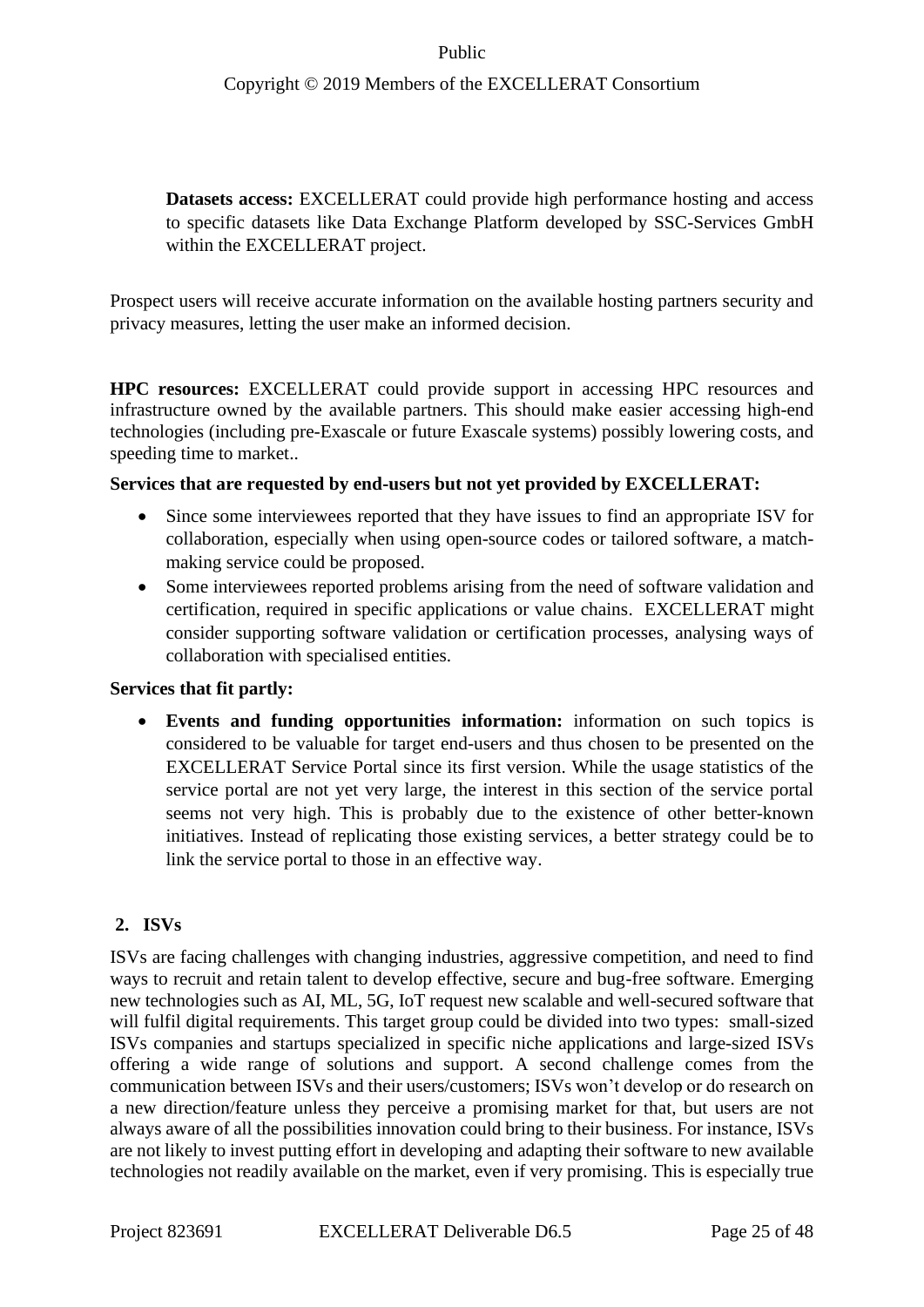**Datasets access:** EXCELLERAT could provide high performance hosting and access to specific datasets like Data Exchange Platform developed by SSC-Services GmbH within the EXCELLERAT project.

Prospect users will receive accurate information on the available hosting partners security and privacy measures, letting the user make an informed decision.

**HPC resources:** EXCELLERAT could provide support in accessing HPC resources and infrastructure owned by the available partners. This should make easier accessing high-end technologies (including pre-Exascale or future Exascale systems) possibly lowering costs, and speeding time to market..

**Services that are requested by end-users but not yet provided by EXCELLERAT:**

- Since some interviewees reported that they have issues to find an appropriate ISV for collaboration, especially when using open-source codes or tailored software, a match-making service could be proposed.
- Some interviewees reported problems arising from the need of software validation and certification, required in specific applications or value chains. EXCELLERAT might consider supporting software validation or certification processes, analysing ways of collaboration with specialised entities.

**Services that fit partly:**

- **Events and funding opportunities information:** information on such topics is considered to be valuable for target end-users and thus chosen to be presented on the EXCELLERAT Service Portal since its first version. While the usage statistics of the service portal are not yet very large, the interest in this section of the service portal seems not very high. This is probably due to the existence of other better-known initiatives. Instead of replicating those existing services, a better strategy could be to link the service portal to those in an effective way.

## 2. ISVs

ISVs are facing challenges with changing industries, aggressive competition, and need to find ways to recruit and retain talent to develop effective, secure and bug-free software. Emerging new technologies such as AI, ML, 5G, IoT request new scalable and well-secured software that will fulfil digital requirements. This target group could be divided into two types: small-sized ISVs companies and startups specialized in specific niche applications and large-sized ISVs offering a wide range of solutions and support. A second challenge comes from the communication between ISVs and their users/customers; ISVs won't develop or do research on a new direction/feature unless they perceive a promising market for that, but users are not always aware of all the possibilities innovation could bring to their business. For instance, ISVs are not likely to invest putting effort in developing and adapting their software to new available technologies not readily available on the market, even if very promising. This is especially true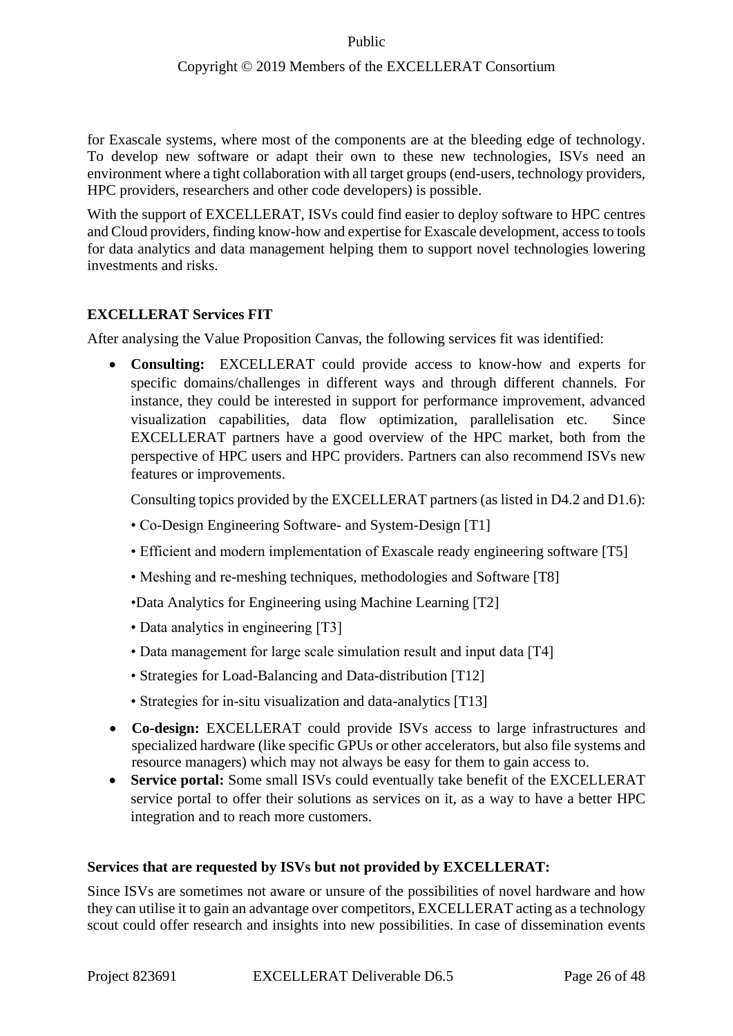for Exascale systems, where most of the components are at the bleeding edge of technology. To develop new software or adapt their own to these new technologies, ISVs need an environment where a tight collaboration with all target groups (end-users, technology providers, HPC providers, researchers and other code developers) is possible.

With the support of EXCELLERAT, ISVs could find easier to deploy software to HPC centres and Cloud providers, finding know-how and expertise for Exascale development, access to tools for data analytics and data management helping them to support novel technologies lowering investments and risks.

**EXCELLERAT Services FIT**

After analysing the Value Proposition Canvas, the following services fit was identified:

- **Consulting:** EXCELLERAT could provide access to know-how and experts for specific domains/challenges in different ways and through different channels. For instance, they could be interested in support for performance improvement, advanced visualization capabilities, data flow optimization, parallelisation etc. Since EXCELLERAT partners have a good overview of the HPC market, both from the perspective of HPC users and HPC providers. Partners can also recommend ISVs new features or improvements.

  Consulting topics provided by the EXCELLERAT partners (as listed in D4.2 and D1.6):

  • Co-Design Engineering Software- and System-Design [T1]

  • Efficient and modern implementation of Exascale ready engineering software [T5]

  • Meshing and re-meshing techniques, methodologies and Software [T8]

  •Data Analytics for Engineering using Machine Learning [T2]

  • Data analytics in engineering [T3]

  • Data management for large scale simulation result and input data [T4]

  • Strategies for Load-Balancing and Data-distribution [T12]

  • Strategies for in-situ visualization and data-analytics [T13]

- **Co-design:** EXCELLERAT could provide ISVs access to large infrastructures and specialized hardware (like specific GPUs or other accelerators, but also file systems and resource managers) which may not always be easy for them to gain access to.
- **Service portal:** Some small ISVs could eventually take benefit of the EXCELLERAT service portal to offer their solutions as services on it, as a way to have a better HPC integration and to reach more customers.

**Services that are requested by ISVs but not provided by EXCELLERAT:**

Since ISVs are sometimes not aware or unsure of the possibilities of novel hardware and how they can utilise it to gain an advantage over competitors, EXCELLERAT acting as a technology scout could offer research and insights into new possibilities. In case of dissemination events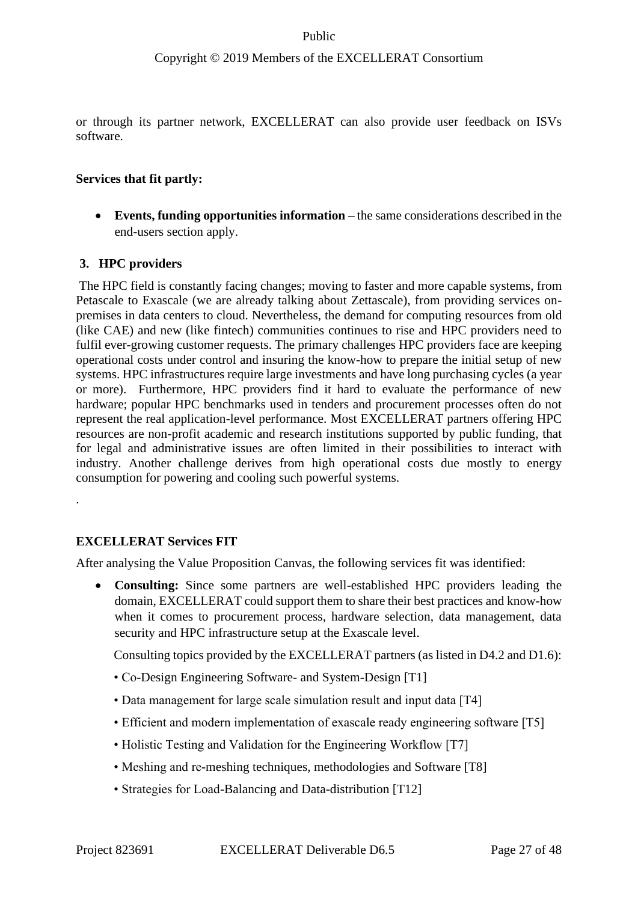or through its partner network, EXCELLERAT can also provide user feedback on ISVs software.

**Services that fit partly:**

- **Events, funding opportunities information –** the same considerations described in the end-users section apply.

### 3. HPC providers

The HPC field is constantly facing changes; moving to faster and more capable systems, from Petascale to Exascale (we are already talking about Zettascale), from providing services on-premises in data centers to cloud. Nevertheless, the demand for computing resources from old (like CAE) and new (like fintech) communities continues to rise and HPC providers need to fulfil ever-growing customer requests. The primary challenges HPC providers face are keeping operational costs under control and insuring the know-how to prepare the initial setup of new systems. HPC infrastructures require large investments and have long purchasing cycles (a year or more). Furthermore, HPC providers find it hard to evaluate the performance of new hardware; popular HPC benchmarks used in tenders and procurement processes often do not represent the real application-level performance. Most EXCELLERAT partners offering HPC resources are non-profit academic and research institutions supported by public funding, that for legal and administrative issues are often limited in their possibilities to interact with industry. Another challenge derives from high operational costs due mostly to energy consumption for powering and cooling such powerful systems.

.

**EXCELLERAT Services FIT**

After analysing the Value Proposition Canvas, the following services fit was identified:

- **Consulting:** Since some partners are well-established HPC providers leading the domain, EXCELLERAT could support them to share their best practices and know-how when it comes to procurement process, hardware selection, data management, data security and HPC infrastructure setup at the Exascale level.

  Consulting topics provided by the EXCELLERAT partners (as listed in D4.2 and D1.6):

  - Co-Design Engineering Software- and System-Design [T1]
  - Data management for large scale simulation result and input data [T4]
  - Efficient and modern implementation of exascale ready engineering software [T5]
  - Holistic Testing and Validation for the Engineering Workflow [T7]
  - Meshing and re-meshing techniques, methodologies and Software [T8]
  - Strategies for Load-Balancing and Data-distribution [T12]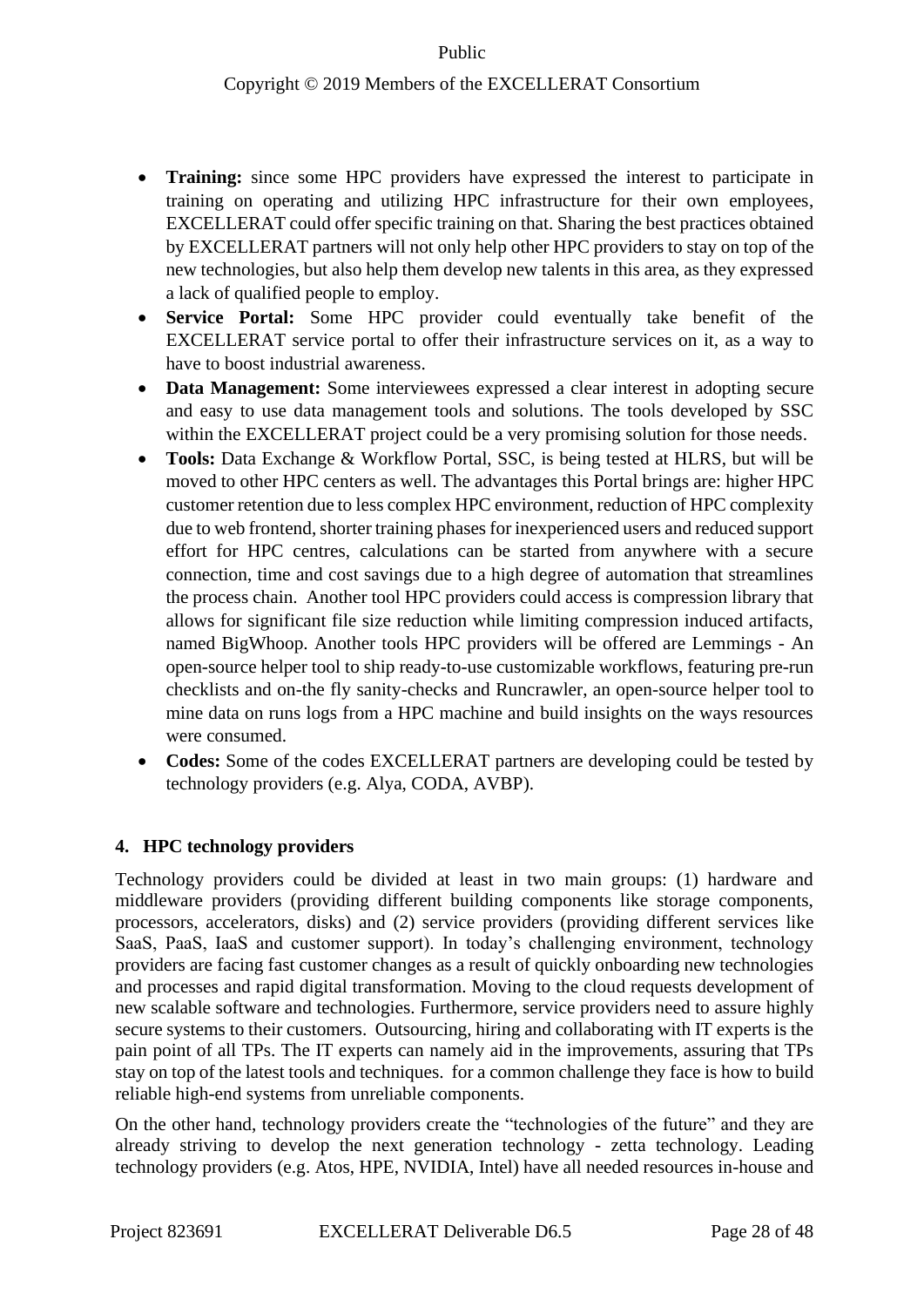- **Training:** since some HPC providers have expressed the interest to participate in training on operating and utilizing HPC infrastructure for their own employees, EXCELLERAT could offer specific training on that. Sharing the best practices obtained by EXCELLERAT partners will not only help other HPC providers to stay on top of the new technologies, but also help them develop new talents in this area, as they expressed a lack of qualified people to employ.
- **Service Portal:** Some HPC provider could eventually take benefit of the EXCELLERAT service portal to offer their infrastructure services on it, as a way to have to boost industrial awareness.
- **Data Management:** Some interviewees expressed a clear interest in adopting secure and easy to use data management tools and solutions. The tools developed by SSC within the EXCELLERAT project could be a very promising solution for those needs.
- **Tools:** Data Exchange & Workflow Portal, SSC, is being tested at HLRS, but will be moved to other HPC centers as well. The advantages this Portal brings are: higher HPC customer retention due to less complex HPC environment, reduction of HPC complexity due to web frontend, shorter training phases for inexperienced users and reduced support effort for HPC centres, calculations can be started from anywhere with a secure connection, time and cost savings due to a high degree of automation that streamlines the process chain. Another tool HPC providers could access is compression library that allows for significant file size reduction while limiting compression induced artifacts, named BigWhoop. Another tools HPC providers will be offered are Lemmings - An open-source helper tool to ship ready-to-use customizable workflows, featuring pre-run checklists and on-the fly sanity-checks and Runcrawler, an open-source helper tool to mine data on runs logs from a HPC machine and build insights on the ways resources were consumed.
- **Codes:** Some of the codes EXCELLERAT partners are developing could be tested by technology providers (e.g. Alya, CODA, AVBP).

## 4. HPC technology providers

Technology providers could be divided at least in two main groups: (1) hardware and middleware providers (providing different building components like storage components, processors, accelerators, disks) and (2) service providers (providing different services like SaaS, PaaS, IaaS and customer support). In today's challenging environment, technology providers are facing fast customer changes as a result of quickly onboarding new technologies and processes and rapid digital transformation. Moving to the cloud requests development of new scalable software and technologies. Furthermore, service providers need to assure highly secure systems to their customers. Outsourcing, hiring and collaborating with IT experts is the pain point of all TPs. The IT experts can namely aid in the improvements, assuring that TPs stay on top of the latest tools and techniques. for a common challenge they face is how to build reliable high-end systems from unreliable components.

On the other hand, technology providers create the "technologies of the future" and they are already striving to develop the next generation technology - zetta technology. Leading technology providers (e.g. Atos, HPE, NVIDIA, Intel) have all needed resources in-house and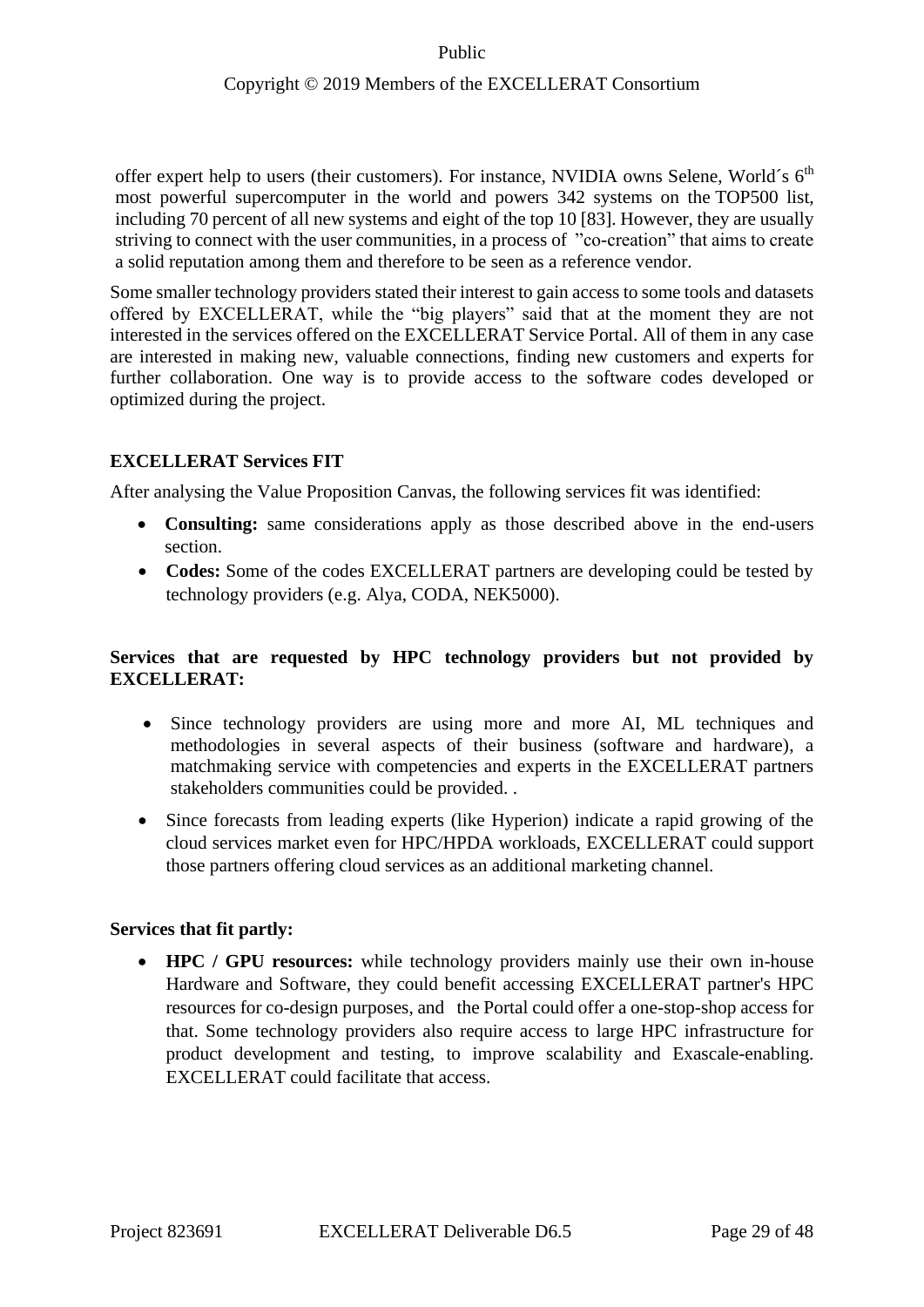offer expert help to users (their customers). For instance, NVIDIA owns Selene, World´s 6th most powerful supercomputer in the world and powers 342 systems on the TOP500 list, including 70 percent of all new systems and eight of the top 10 [83]. However, they are usually striving to connect with the user communities, in a process of "co-creation" that aims to create a solid reputation among them and therefore to be seen as a reference vendor.

Some smaller technology providers stated their interest to gain access to some tools and datasets offered by EXCELLERAT, while the "big players" said that at the moment they are not interested in the services offered on the EXCELLERAT Service Portal. All of them in any case are interested in making new, valuable connections, finding new customers and experts for further collaboration. One way is to provide access to the software codes developed or optimized during the project.

**EXCELLERAT Services FIT**

After analysing the Value Proposition Canvas, the following services fit was identified:

- **Consulting:** same considerations apply as those described above in the end-users section.
- **Codes:** Some of the codes EXCELLERAT partners are developing could be tested by technology providers (e.g. Alya, CODA, NEK5000).

**Services that are requested by HPC technology providers but not provided by EXCELLERAT:**

- Since technology providers are using more and more AI, ML techniques and methodologies in several aspects of their business (software and hardware), a matchmaking service with competencies and experts in the EXCELLERAT partners stakeholders communities could be provided. .
- Since forecasts from leading experts (like Hyperion) indicate a rapid growing of the cloud services market even for HPC/HPDA workloads, EXCELLERAT could support those partners offering cloud services as an additional marketing channel.

**Services that fit partly:**

- **HPC / GPU resources:** while technology providers mainly use their own in-house Hardware and Software, they could benefit accessing EXCELLERAT partner's HPC resources for co-design purposes, and the Portal could offer a one-stop-shop access for that. Some technology providers also require access to large HPC infrastructure for product development and testing, to improve scalability and Exascale-enabling. EXCELLERAT could facilitate that access.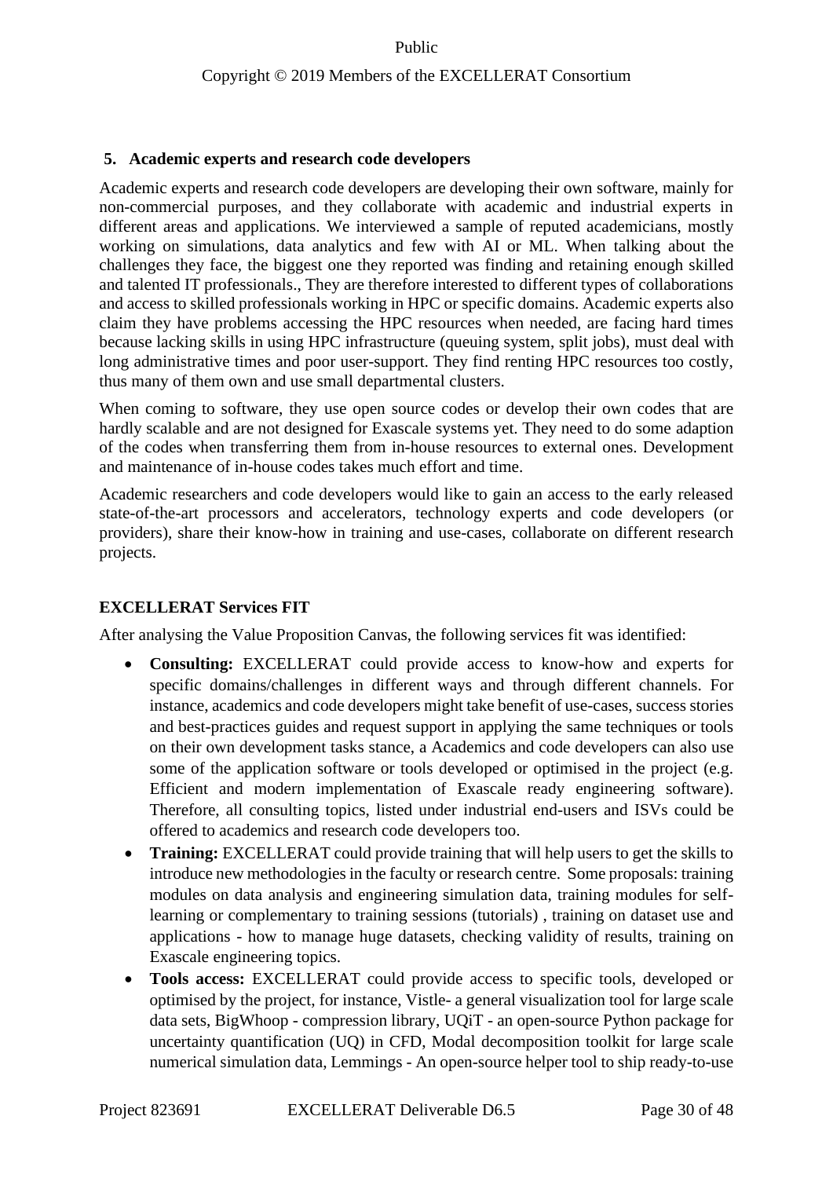**5. Academic experts and research code developers**

Academic experts and research code developers are developing their own software, mainly for non-commercial purposes, and they collaborate with academic and industrial experts in different areas and applications. We interviewed a sample of reputed academicians, mostly working on simulations, data analytics and few with AI or ML. When talking about the challenges they face, the biggest one they reported was finding and retaining enough skilled and talented IT professionals., They are therefore interested to different types of collaborations and access to skilled professionals working in HPC or specific domains. Academic experts also claim they have problems accessing the HPC resources when needed, are facing hard times because lacking skills in using HPC infrastructure (queuing system, split jobs), must deal with long administrative times and poor user-support. They find renting HPC resources too costly, thus many of them own and use small departmental clusters.

When coming to software, they use open source codes or develop their own codes that are hardly scalable and are not designed for Exascale systems yet. They need to do some adaption of the codes when transferring them from in-house resources to external ones. Development and maintenance of in-house codes takes much effort and time.

Academic researchers and code developers would like to gain an access to the early released state-of-the-art processors and accelerators, technology experts and code developers (or providers), share their know-how in training and use-cases, collaborate on different research projects.

**EXCELLERAT Services FIT**

After analysing the Value Proposition Canvas, the following services fit was identified:

- **Consulting:** EXCELLERAT could provide access to know-how and experts for specific domains/challenges in different ways and through different channels. For instance, academics and code developers might take benefit of use-cases, success stories and best-practices guides and request support in applying the same techniques or tools on their own development tasks stance, a Academics and code developers can also use some of the application software or tools developed or optimised in the project (e.g. Efficient and modern implementation of Exascale ready engineering software). Therefore, all consulting topics, listed under industrial end-users and ISVs could be offered to academics and research code developers too.
- **Training:** EXCELLERAT could provide training that will help users to get the skills to introduce new methodologies in the faculty or research centre. Some proposals: training modules on data analysis and engineering simulation data, training modules for self-learning or complementary to training sessions (tutorials) , training on dataset use and applications - how to manage huge datasets, checking validity of results, training on Exascale engineering topics.
- **Tools access:** EXCELLERAT could provide access to specific tools, developed or optimised by the project, for instance, Vistle- a general visualization tool for large scale data sets, BigWhoop - compression library, UQiT - an open-source Python package for uncertainty quantification (UQ) in CFD, Modal decomposition toolkit for large scale numerical simulation data, Lemmings - An open-source helper tool to ship ready-to-use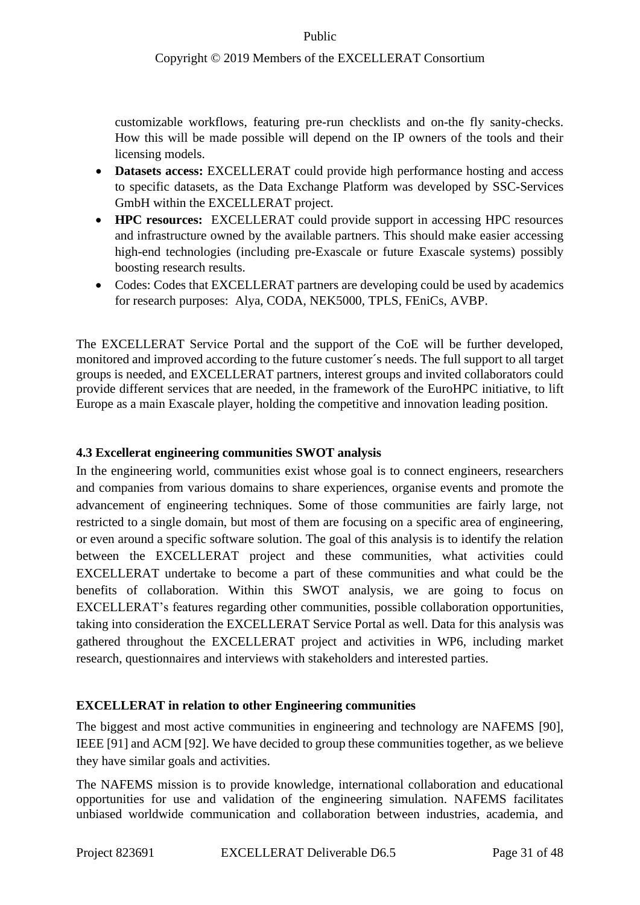customizable workflows, featuring pre-run checklists and on-the fly sanity-checks. How this will be made possible will depend on the IP owners of the tools and their licensing models.

- **Datasets access:** EXCELLERAT could provide high performance hosting and access to specific datasets, as the Data Exchange Platform was developed by SSC-Services GmbH within the EXCELLERAT project.
- **HPC resources:** EXCELLERAT could provide support in accessing HPC resources and infrastructure owned by the available partners. This should make easier accessing high-end technologies (including pre-Exascale or future Exascale systems) possibly boosting research results.
- Codes: Codes that EXCELLERAT partners are developing could be used by academics for research purposes: Alya, CODA, NEK5000, TPLS, FEniCs, AVBP.

The EXCELLERAT Service Portal and the support of the CoE will be further developed, monitored and improved according to the future customer´s needs. The full support to all target groups is needed, and EXCELLERAT partners, interest groups and invited collaborators could provide different services that are needed, in the framework of the EuroHPC initiative, to lift Europe as a main Exascale player, holding the competitive and innovation leading position.

### 4.3 Excellerat engineering communities SWOT analysis

In the engineering world, communities exist whose goal is to connect engineers, researchers and companies from various domains to share experiences, organise events and promote the advancement of engineering techniques. Some of those communities are fairly large, not restricted to a single domain, but most of them are focusing on a specific area of engineering, or even around a specific software solution. The goal of this analysis is to identify the relation between the EXCELLERAT project and these communities, what activities could EXCELLERAT undertake to become a part of these communities and what could be the benefits of collaboration. Within this SWOT analysis, we are going to focus on EXCELLERAT's features regarding other communities, possible collaboration opportunities, taking into consideration the EXCELLERAT Service Portal as well. Data for this analysis was gathered throughout the EXCELLERAT project and activities in WP6, including market research, questionnaires and interviews with stakeholders and interested parties.

**EXCELLERAT in relation to other Engineering communities**

The biggest and most active communities in engineering and technology are NAFEMS [90], IEEE [91] and ACM [92]. We have decided to group these communities together, as we believe they have similar goals and activities.

The NAFEMS mission is to provide knowledge, international collaboration and educational opportunities for use and validation of the engineering simulation. NAFEMS facilitates unbiased worldwide communication and collaboration between industries, academia, and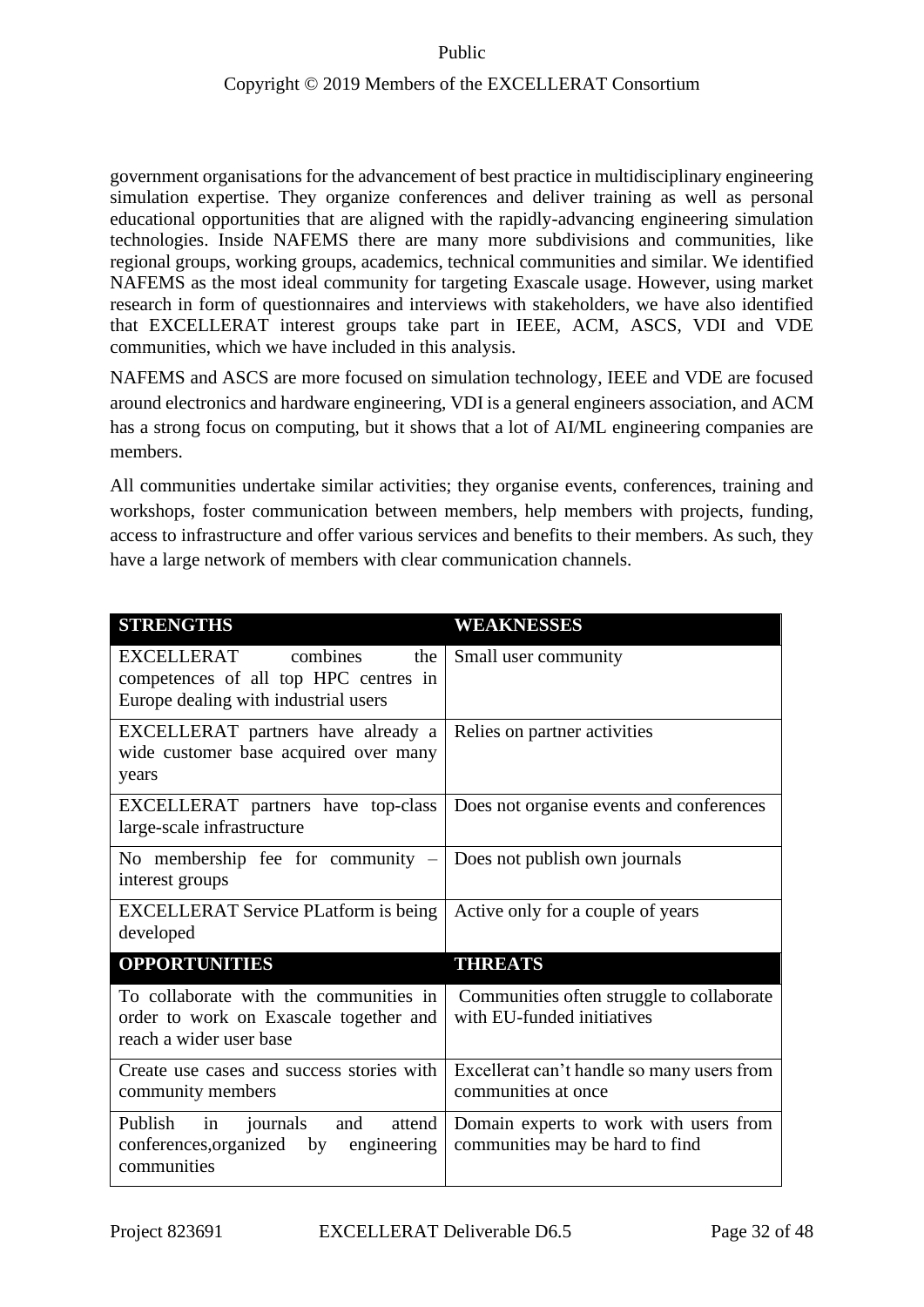government organisations for the advancement of best practice in multidisciplinary engineering simulation expertise. They organize conferences and deliver training as well as personal educational opportunities that are aligned with the rapidly-advancing engineering simulation technologies. Inside NAFEMS there are many more subdivisions and communities, like regional groups, working groups, academics, technical communities and similar. We identified NAFEMS as the most ideal community for targeting Exascale usage. However, using market research in form of questionnaires and interviews with stakeholders, we have also identified that EXCELLERAT interest groups take part in IEEE, ACM, ASCS, VDI and VDE communities, which we have included in this analysis.

NAFEMS and ASCS are more focused on simulation technology, IEEE and VDE are focused around electronics and hardware engineering, VDI is a general engineers association, and ACM has a strong focus on computing, but it shows that a lot of AI/ML engineering companies are members.

All communities undertake similar activities; they organise events, conferences, training and workshops, foster communication between members, help members with projects, funding, access to infrastructure and offer various services and benefits to their members. As such, they have a large network of members with clear communication channels.

| **STRENGTHS** | **WEAKNESSES** |
|---|---|
| EXCELLERAT combines the competences of all top HPC centres in Europe dealing with industrial users | Small user community |
| EXCELLERAT partners have already a wide customer base acquired over many years | Relies on partner activities |
| EXCELLERAT partners have top-class large-scale infrastructure | Does not organise events and conferences |
| No membership fee for community – interest groups | Does not publish own journals |
| EXCELLERAT Service PLatform is being developed | Active only for a couple of years |
| **OPPORTUNITIES** | **THREATS** |
| To collaborate with the communities in order to work on Exascale together and reach a wider user base | Communities often struggle to collaborate with EU-funded initiatives |
| Create use cases and success stories with community members | Excellerat can't handle so many users from communities at once |
| Publish in journals and attend conferences,organized by engineering communities | Domain experts to work with users from communities may be hard to find |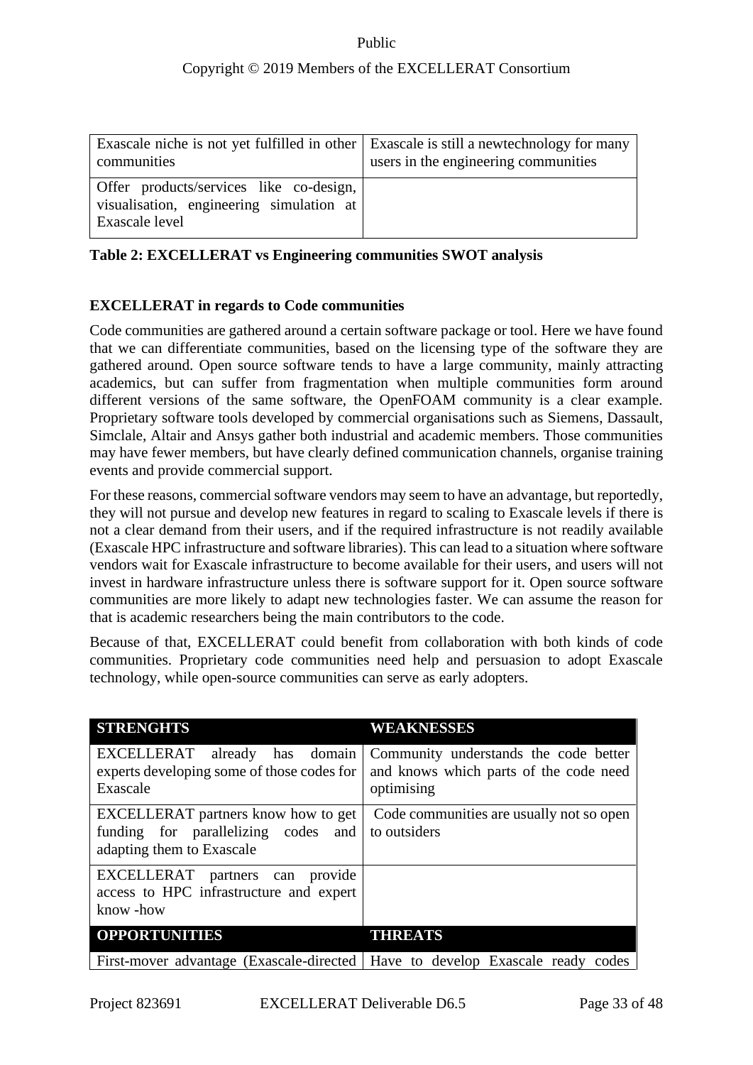| | |
|---|---|
| Exascale niche is not yet fulfilled in other communities | Exascale is still a newtechnology for many users in the engineering communities |
| Offer products/services like co-design, visualisation, engineering simulation at Exascale level | |

**Table 2: EXCELLERAT vs Engineering communities SWOT analysis**

**EXCELLERAT in regards to Code communities**

Code communities are gathered around a certain software package or tool. Here we have found that we can differentiate communities, based on the licensing type of the software they are gathered around. Open source software tends to have a large community, mainly attracting academics, but can suffer from fragmentation when multiple communities form around different versions of the same software, the OpenFOAM community is a clear example. Proprietary software tools developed by commercial organisations such as Siemens, Dassault, Simclale, Altair and Ansys gather both industrial and academic members. Those communities may have fewer members, but have clearly defined communication channels, organise training events and provide commercial support.

For these reasons, commercial software vendors may seem to have an advantage, but reportedly, they will not pursue and develop new features in regard to scaling to Exascale levels if there is not a clear demand from their users, and if the required infrastructure is not readily available (Exascale HPC infrastructure and software libraries). This can lead to a situation where software vendors wait for Exascale infrastructure to become available for their users, and users will not invest in hardware infrastructure unless there is software support for it. Open source software communities are more likely to adapt new technologies faster. We can assume the reason for that is academic researchers being the main contributors to the code.

Because of that, EXCELLERAT could benefit from collaboration with both kinds of code communities. Proprietary code communities need help and persuasion to adopt Exascale technology, while open-source communities can serve as early adopters.

| STRENGHTS | WEAKNESSES |
|---|---|
| EXCELLERAT already has domain experts developing some of those codes for Exascale | Community understands the code better and knows which parts of the code need optimising |
| EXCELLERAT partners know how to get funding for parallelizing codes and adapting them to Exascale | Code communities are usually not so open to outsiders |
| EXCELLERAT partners can provide access to HPC infrastructure and expert know -how | |
| **OPPORTUNITIES** | **THREATS** |
| First-mover advantage (Exascale-directed | Have to develop Exascale ready codes |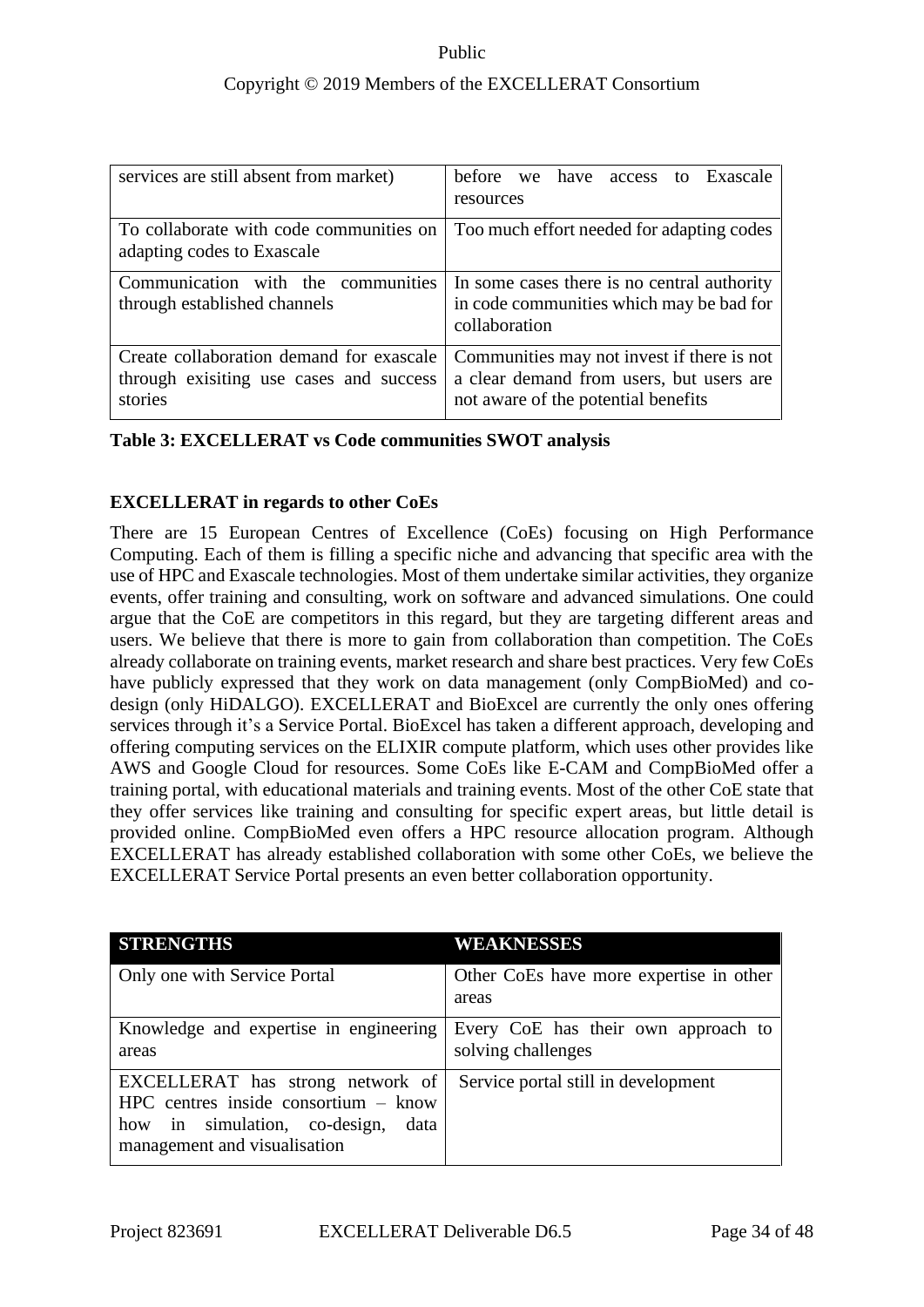| | |
|---|---|
| services are still absent from market) | before we have access to Exascale resources |
| To collaborate with code communities on adapting codes to Exascale | Too much effort needed for adapting codes |
| Communication with the communities through established channels | In some cases there is no central authority in code communities which may be bad for collaboration |
| Create collaboration demand for exascale through exisiting use cases and success stories | Communities may not invest if there is not a clear demand from users, but users are not aware of the potential benefits |

**Table 3: EXCELLERAT vs Code communities SWOT analysis**

**EXCELLERAT in regards to other CoEs**

There are 15 European Centres of Excellence (CoEs) focusing on High Performance Computing. Each of them is filling a specific niche and advancing that specific area with the use of HPC and Exascale technologies. Most of them undertake similar activities, they organize events, offer training and consulting, work on software and advanced simulations. One could argue that the CoE are competitors in this regard, but they are targeting different areas and users. We believe that there is more to gain from collaboration than competition. The CoEs already collaborate on training events, market research and share best practices. Very few CoEs have publicly expressed that they work on data management (only CompBioMed) and co-design (only HiDALGO). EXCELLERAT and BioExcel are currently the only ones offering services through it's a Service Portal. BioExcel has taken a different approach, developing and offering computing services on the ELIXIR compute platform, which uses other provides like AWS and Google Cloud for resources. Some CoEs like E-CAM and CompBioMed offer a training portal, with educational materials and training events. Most of the other CoE state that they offer services like training and consulting for specific expert areas, but little detail is provided online. CompBioMed even offers a HPC resource allocation program. Although EXCELLERAT has already established collaboration with some other CoEs, we believe the EXCELLERAT Service Portal presents an even better collaboration opportunity.

| STRENGTHS | WEAKNESSES |
|---|---|
| Only one with Service Portal | Other CoEs have more expertise in other areas |
| Knowledge and expertise in engineering areas | Every CoE has their own approach to solving challenges |
| EXCELLERAT has strong network of HPC centres inside consortium – know how in simulation, co-design, data management and visualisation | Service portal still in development |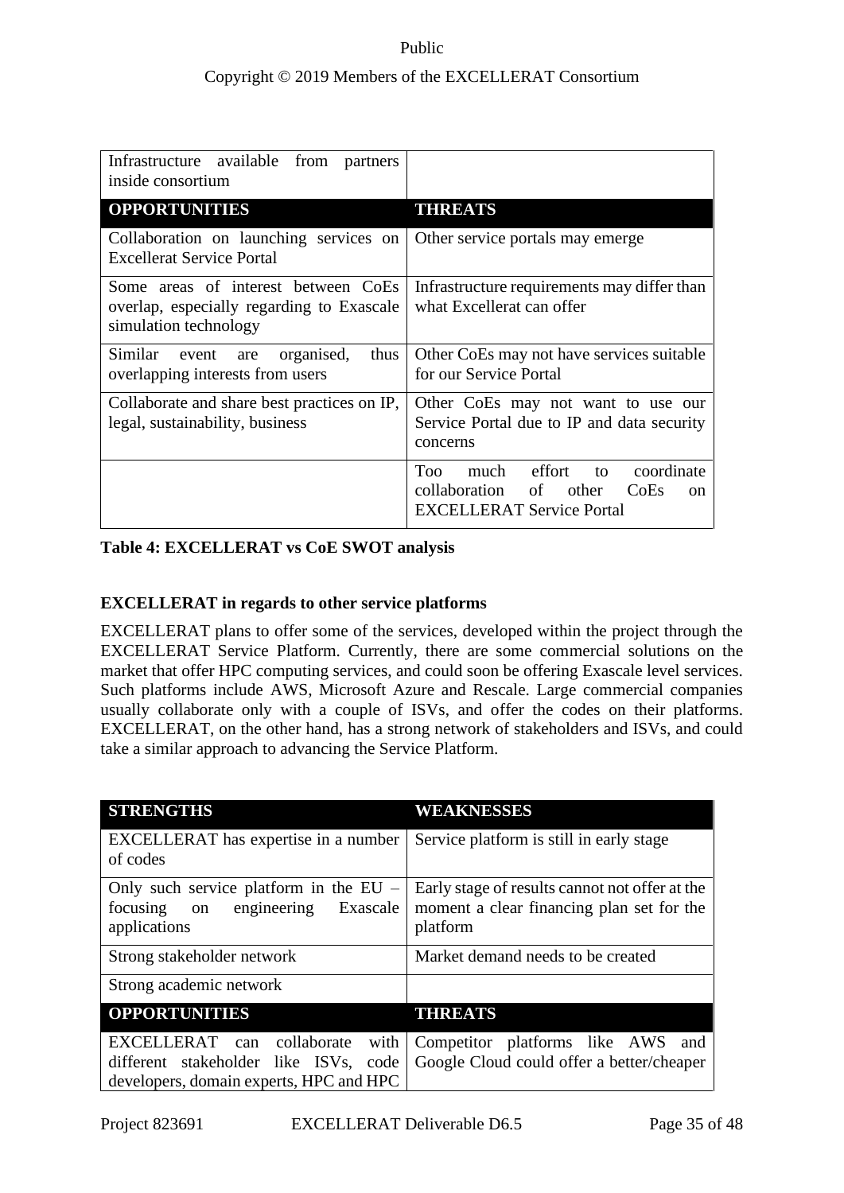| | |
|---|---|
| Infrastructure available from partners inside consortium | |
| **OPPORTUNITIES** | **THREATS** |
| Collaboration on launching services on Excellerat Service Portal | Other service portals may emerge |
| Some areas of interest between CoEs overlap, especially regarding to Exascale simulation technology | Infrastructure requirements may differ than what Excellerat can offer |
| Similar event are organised, thus overlapping interests from users | Other CoEs may not have services suitable for our Service Portal |
| Collaborate and share best practices on IP, legal, sustainability, business | Other CoEs may not want to use our Service Portal due to IP and data security concerns |
| | Too much effort to coordinate collaboration of other CoEs on EXCELLERAT Service Portal |

**Table 4: EXCELLERAT vs CoE SWOT analysis**

**EXCELLERAT in regards to other service platforms**

EXCELLERAT plans to offer some of the services, developed within the project through the EXCELLERAT Service Platform. Currently, there are some commercial solutions on the market that offer HPC computing services, and could soon be offering Exascale level services. Such platforms include AWS, Microsoft Azure and Rescale. Large commercial companies usually collaborate only with a couple of ISVs, and offer the codes on their platforms. EXCELLERAT, on the other hand, has a strong network of stakeholders and ISVs, and could take a similar approach to advancing the Service Platform.

| **STRENGTHS** | **WEAKNESSES** |
|---|---|
| EXCELLERAT has expertise in a number of codes | Service platform is still in early stage |
| Only such service platform in the EU – focusing on engineering Exascale applications | Early stage of results cannot offer at the moment a clear financing plan set for the platform |
| Strong stakeholder network | Market demand needs to be created |
| Strong academic network | |
| **OPPORTUNITIES** | **THREATS** |
| EXCELLERAT can collaborate with different stakeholder like ISVs, code developers, domain experts, HPC and HPC | Competitor platforms like AWS and Google Cloud could offer a better/cheaper |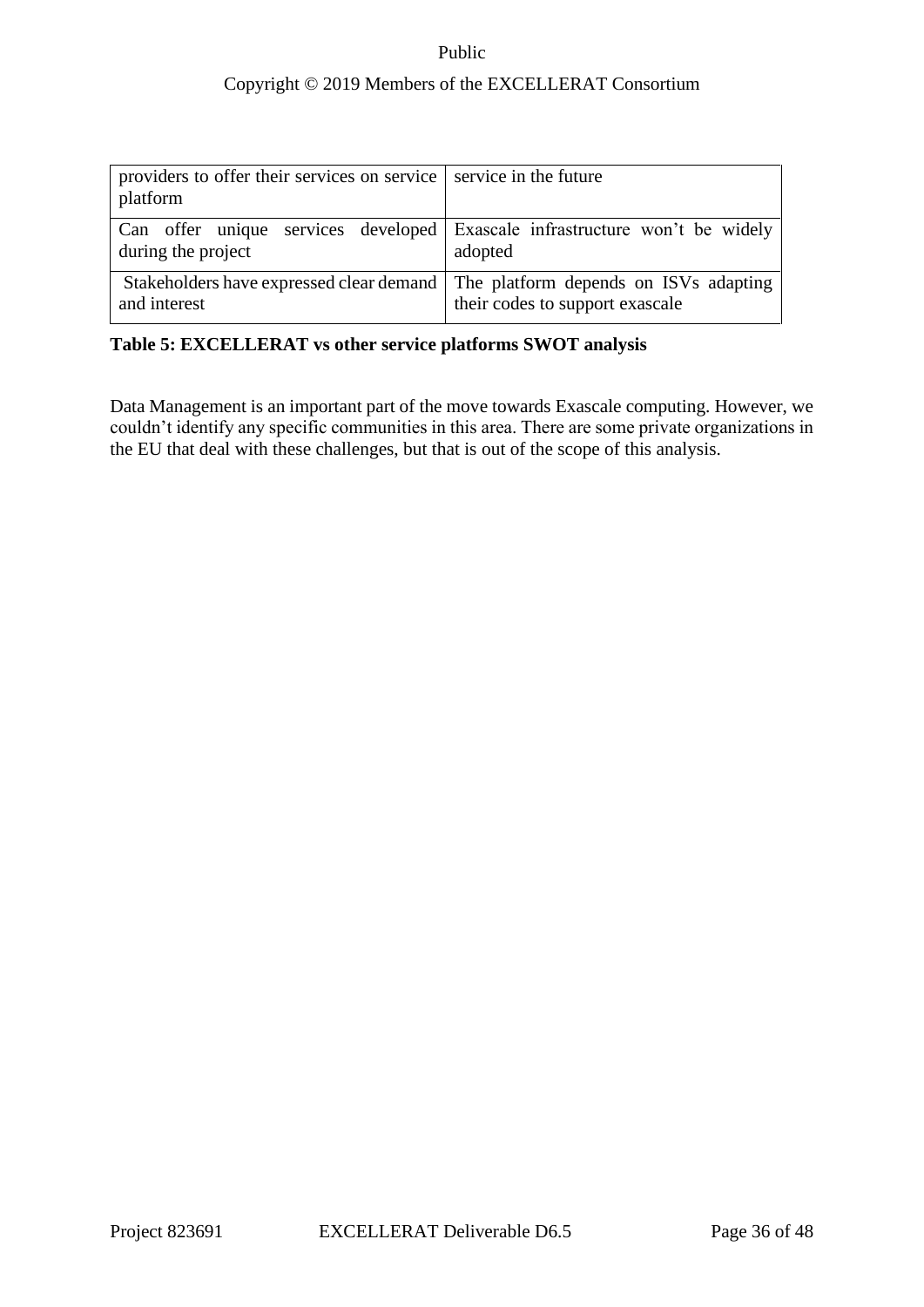| | |
|---|---|
| providers to offer their services on service platform | service in the future |
| Can offer unique services developed during the project | Exascale infrastructure won't be widely adopted |
| Stakeholders have expressed clear demand and interest | The platform depends on ISVs adapting their codes to support exascale |

**Table 5: EXCELLERAT vs other service platforms SWOT analysis**

Data Management is an important part of the move towards Exascale computing. However, we couldn't identify any specific communities in this area. There are some private organizations in the EU that deal with these challenges, but that is out of the scope of this analysis.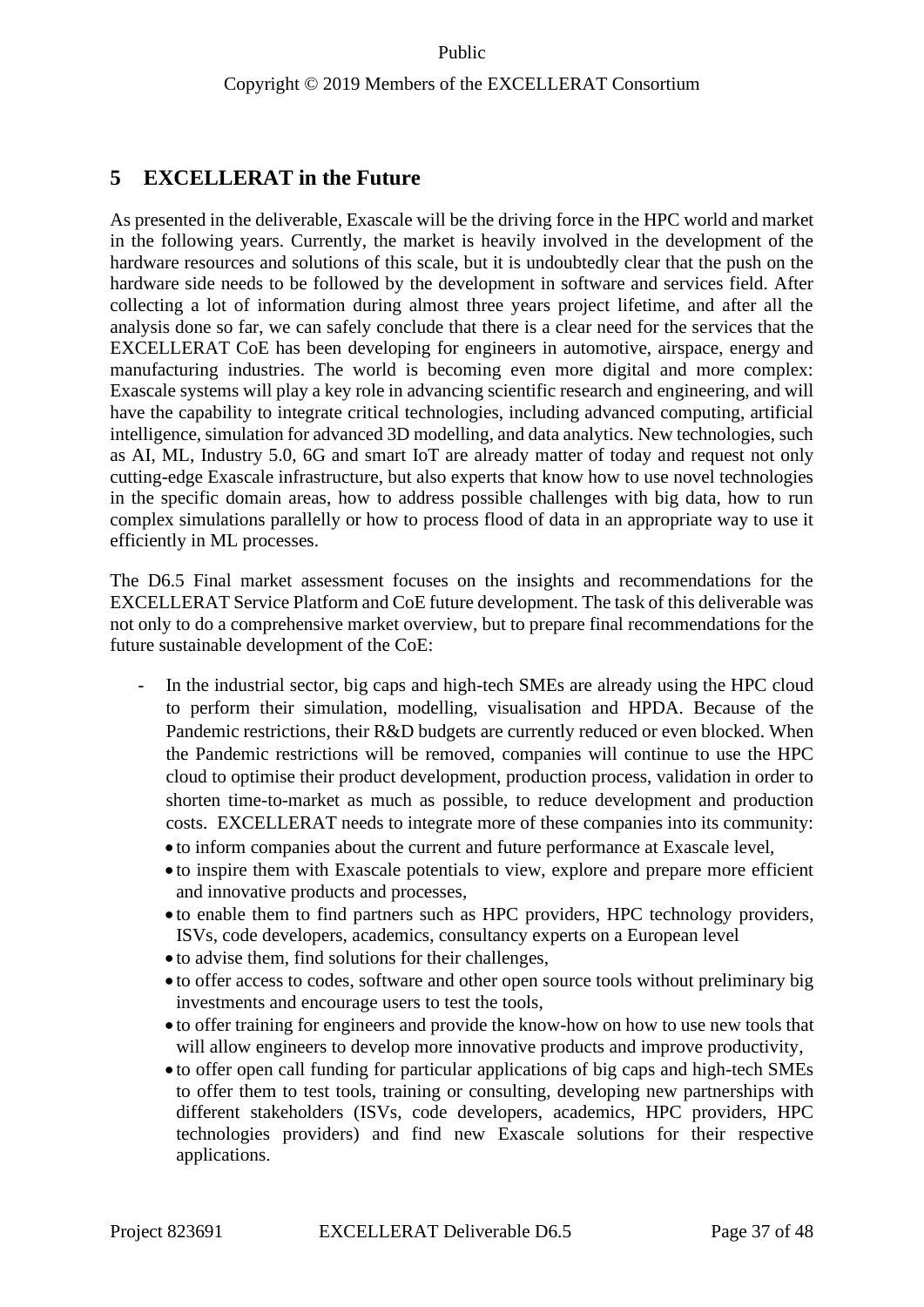# 5 EXCELLERAT in the Future

As presented in the deliverable, Exascale will be the driving force in the HPC world and market in the following years. Currently, the market is heavily involved in the development of the hardware resources and solutions of this scale, but it is undoubtedly clear that the push on the hardware side needs to be followed by the development in software and services field. After collecting a lot of information during almost three years project lifetime, and after all the analysis done so far, we can safely conclude that there is a clear need for the services that the EXCELLERAT CoE has been developing for engineers in automotive, airspace, energy and manufacturing industries. The world is becoming even more digital and more complex: Exascale systems will play a key role in advancing scientific research and engineering, and will have the capability to integrate critical technologies, including advanced computing, artificial intelligence, simulation for advanced 3D modelling, and data analytics. New technologies, such as AI, ML, Industry 5.0, 6G and smart IoT are already matter of today and request not only cutting-edge Exascale infrastructure, but also experts that know how to use novel technologies in the specific domain areas, how to address possible challenges with big data, how to run complex simulations parallelly or how to process flood of data in an appropriate way to use it efficiently in ML processes.

The D6.5 Final market assessment focuses on the insights and recommendations for the EXCELLERAT Service Platform and CoE future development. The task of this deliverable was not only to do a comprehensive market overview, but to prepare final recommendations for the future sustainable development of the CoE:

- In the industrial sector, big caps and high-tech SMEs are already using the HPC cloud to perform their simulation, modelling, visualisation and HPDA. Because of the Pandemic restrictions, their R&D budgets are currently reduced or even blocked. When the Pandemic restrictions will be removed, companies will continue to use the HPC cloud to optimise their product development, production process, validation in order to shorten time-to-market as much as possible, to reduce development and production costs. EXCELLERAT needs to integrate more of these companies into its community:
  - to inform companies about the current and future performance at Exascale level,
  - to inspire them with Exascale potentials to view, explore and prepare more efficient and innovative products and processes,
  - to enable them to find partners such as HPC providers, HPC technology providers, ISVs, code developers, academics, consultancy experts on a European level
  - to advise them, find solutions for their challenges,
  - to offer access to codes, software and other open source tools without preliminary big investments and encourage users to test the tools,
  - to offer training for engineers and provide the know-how on how to use new tools that will allow engineers to develop more innovative products and improve productivity,
  - to offer open call funding for particular applications of big caps and high-tech SMEs to offer them to test tools, training or consulting, developing new partnerships with different stakeholders (ISVs, code developers, academics, HPC providers, HPC technologies providers) and find new Exascale solutions for their respective applications.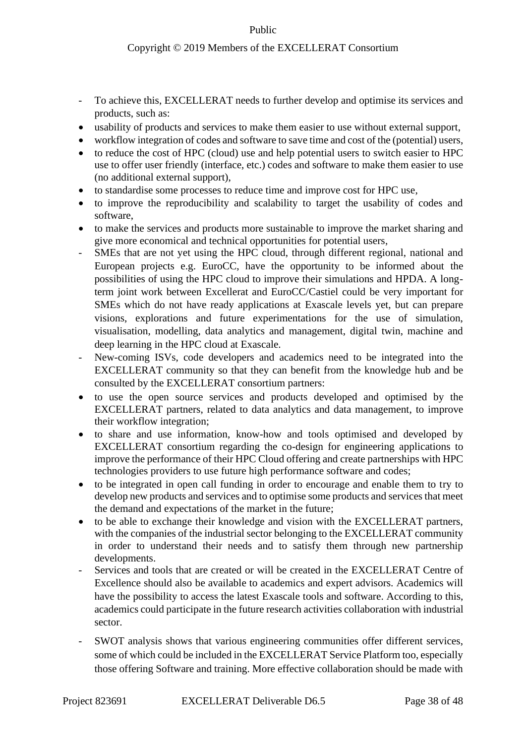- To achieve this, EXCELLERAT needs to further develop and optimise its services and products, such as:
  - usability of products and services to make them easier to use without external support,
  - workflow integration of codes and software to save time and cost of the (potential) users,
  - to reduce the cost of HPC (cloud) use and help potential users to switch easier to HPC use to offer user friendly (interface, etc.) codes and software to make them easier to use (no additional external support),
  - to standardise some processes to reduce time and improve cost for HPC use,
  - to improve the reproducibility and scalability to target the usability of codes and software,
  - to make the services and products more sustainable to improve the market sharing and give more economical and technical opportunities for potential users,
- SMEs that are not yet using the HPC cloud, through different regional, national and European projects e.g. EuroCC, have the opportunity to be informed about the possibilities of using the HPC cloud to improve their simulations and HPDA. A long-term joint work between Excellerat and EuroCC/Castiel could be very important for SMEs which do not have ready applications at Exascale levels yet, but can prepare visions, explorations and future experimentations for the use of simulation, visualisation, modelling, data analytics and management, digital twin, machine and deep learning in the HPC cloud at Exascale.
- New-coming ISVs, code developers and academics need to be integrated into the EXCELLERAT community so that they can benefit from the knowledge hub and be consulted by the EXCELLERAT consortium partners:
  - to use the open source services and products developed and optimised by the EXCELLERAT partners, related to data analytics and data management, to improve their workflow integration;
  - to share and use information, know-how and tools optimised and developed by EXCELLERAT consortium regarding the co-design for engineering applications to improve the performance of their HPC Cloud offering and create partnerships with HPC technologies providers to use future high performance software and codes;
  - to be integrated in open call funding in order to encourage and enable them to try to develop new products and services and to optimise some products and services that meet the demand and expectations of the market in the future;
  - to be able to exchange their knowledge and vision with the EXCELLERAT partners, with the companies of the industrial sector belonging to the EXCELLERAT community in order to understand their needs and to satisfy them through new partnership developments.
- Services and tools that are created or will be created in the EXCELLERAT Centre of Excellence should also be available to academics and expert advisors. Academics will have the possibility to access the latest Exascale tools and software. According to this, academics could participate in the future research activities collaboration with industrial sector.
- SWOT analysis shows that various engineering communities offer different services, some of which could be included in the EXCELLERAT Service Platform too, especially those offering Software and training. More effective collaboration should be made with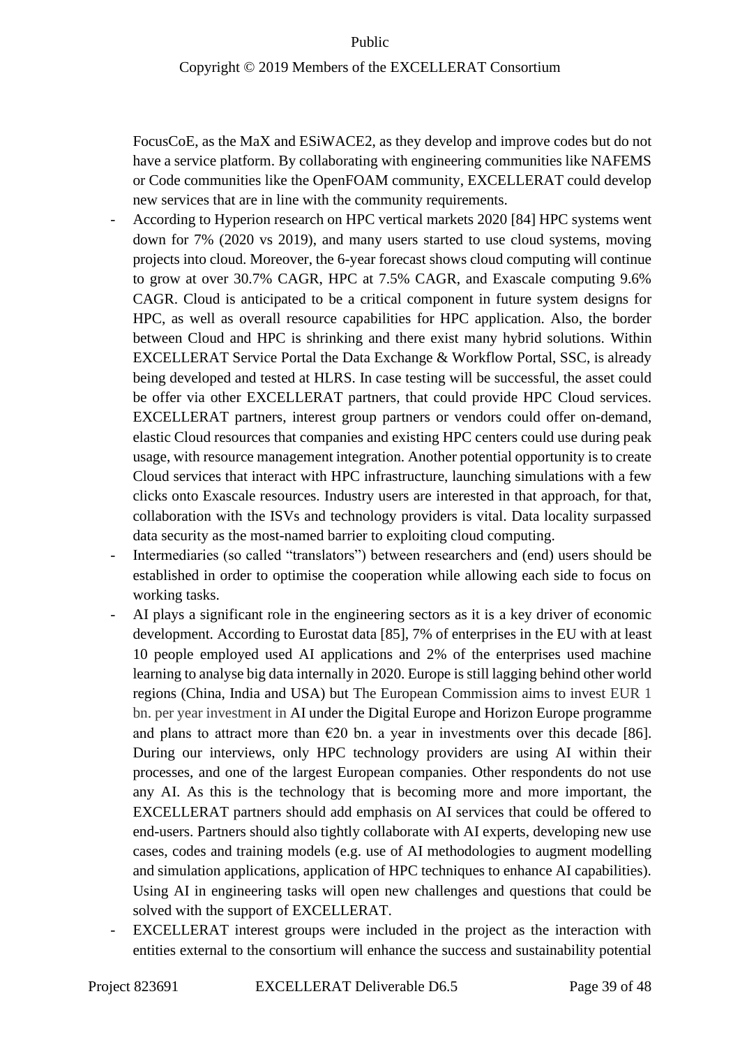FocusCoE, as the MaX and ESiWACE2, as they develop and improve codes but do not have a service platform. By collaborating with engineering communities like NAFEMS or Code communities like the OpenFOAM community, EXCELLERAT could develop new services that are in line with the community requirements.

- According to Hyperion research on HPC vertical markets 2020 [84] HPC systems went down for 7% (2020 vs 2019), and many users started to use cloud systems, moving projects into cloud. Moreover, the 6-year forecast shows cloud computing will continue to grow at over 30.7% CAGR, HPC at 7.5% CAGR, and Exascale computing 9.6% CAGR. Cloud is anticipated to be a critical component in future system designs for HPC, as well as overall resource capabilities for HPC application. Also, the border between Cloud and HPC is shrinking and there exist many hybrid solutions. Within EXCELLERAT Service Portal the Data Exchange & Workflow Portal, SSC, is already being developed and tested at HLRS. In case testing will be successful, the asset could be offer via other EXCELLERAT partners, that could provide HPC Cloud services. EXCELLERAT partners, interest group partners or vendors could offer on-demand, elastic Cloud resources that companies and existing HPC centers could use during peak usage, with resource management integration. Another potential opportunity is to create Cloud services that interact with HPC infrastructure, launching simulations with a few clicks onto Exascale resources. Industry users are interested in that approach, for that, collaboration with the ISVs and technology providers is vital. Data locality surpassed data security as the most-named barrier to exploiting cloud computing.
- Intermediaries (so called "translators") between researchers and (end) users should be established in order to optimise the cooperation while allowing each side to focus on working tasks.
- AI plays a significant role in the engineering sectors as it is a key driver of economic development. According to Eurostat data [85], 7% of enterprises in the EU with at least 10 people employed used AI applications and 2% of the enterprises used machine learning to analyse big data internally in 2020. Europe is still lagging behind other world regions (China, India and USA) but The European Commission aims to invest EUR 1 bn. per year investment in AI under the Digital Europe and Horizon Europe programme and plans to attract more than €20 bn. a year in investments over this decade [86]. During our interviews, only HPC technology providers are using AI within their processes, and one of the largest European companies. Other respondents do not use any AI. As this is the technology that is becoming more and more important, the EXCELLERAT partners should add emphasis on AI services that could be offered to end-users. Partners should also tightly collaborate with AI experts, developing new use cases, codes and training models (e.g. use of AI methodologies to augment modelling and simulation applications, application of HPC techniques to enhance AI capabilities). Using AI in engineering tasks will open new challenges and questions that could be solved with the support of EXCELLERAT.
- EXCELLERAT interest groups were included in the project as the interaction with entities external to the consortium will enhance the success and sustainability potential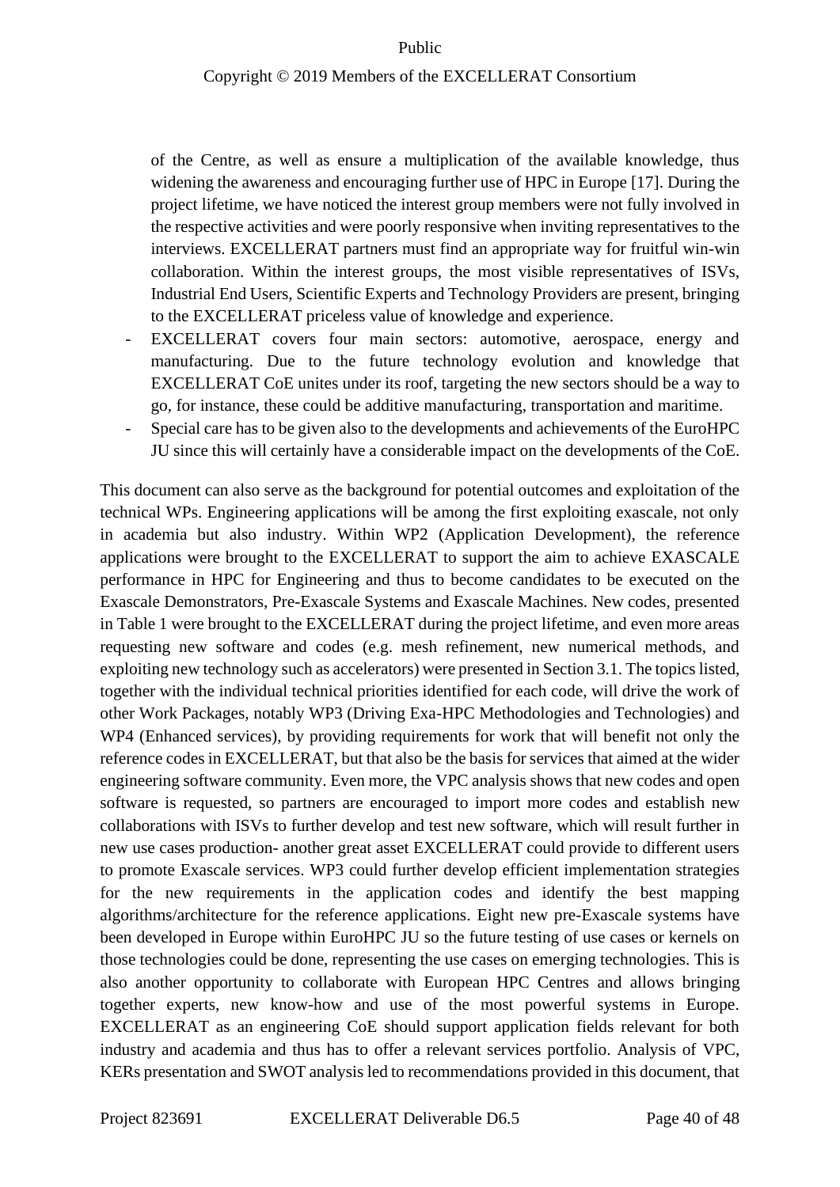of the Centre, as well as ensure a multiplication of the available knowledge, thus widening the awareness and encouraging further use of HPC in Europe [17]. During the project lifetime, we have noticed the interest group members were not fully involved in the respective activities and were poorly responsive when inviting representatives to the interviews. EXCELLERAT partners must find an appropriate way for fruitful win-win collaboration. Within the interest groups, the most visible representatives of ISVs, Industrial End Users, Scientific Experts and Technology Providers are present, bringing to the EXCELLERAT priceless value of knowledge and experience.

- EXCELLERAT covers four main sectors: automotive, aerospace, energy and manufacturing. Due to the future technology evolution and knowledge that EXCELLERAT CoE unites under its roof, targeting the new sectors should be a way to go, for instance, these could be additive manufacturing, transportation and maritime.
- Special care has to be given also to the developments and achievements of the EuroHPC JU since this will certainly have a considerable impact on the developments of the CoE.

This document can also serve as the background for potential outcomes and exploitation of the technical WPs. Engineering applications will be among the first exploiting exascale, not only in academia but also industry. Within WP2 (Application Development), the reference applications were brought to the EXCELLERAT to support the aim to achieve EXASCALE performance in HPC for Engineering and thus to become candidates to be executed on the Exascale Demonstrators, Pre-Exascale Systems and Exascale Machines. New codes, presented in Table 1 were brought to the EXCELLERAT during the project lifetime, and even more areas requesting new software and codes (e.g. mesh refinement, new numerical methods, and exploiting new technology such as accelerators) were presented in Section 3.1. The topics listed, together with the individual technical priorities identified for each code, will drive the work of other Work Packages, notably WP3 (Driving Exa-HPC Methodologies and Technologies) and WP4 (Enhanced services), by providing requirements for work that will benefit not only the reference codes in EXCELLERAT, but that also be the basis for services that aimed at the wider engineering software community. Even more, the VPC analysis shows that new codes and open software is requested, so partners are encouraged to import more codes and establish new collaborations with ISVs to further develop and test new software, which will result further in new use cases production- another great asset EXCELLERAT could provide to different users to promote Exascale services. WP3 could further develop efficient implementation strategies for the new requirements in the application codes and identify the best mapping algorithms/architecture for the reference applications. Eight new pre-Exascale systems have been developed in Europe within EuroHPC JU so the future testing of use cases or kernels on those technologies could be done, representing the use cases on emerging technologies. This is also another opportunity to collaborate with European HPC Centres and allows bringing together experts, new know-how and use of the most powerful systems in Europe. EXCELLERAT as an engineering CoE should support application fields relevant for both industry and academia and thus has to offer a relevant services portfolio. Analysis of VPC, KERs presentation and SWOT analysis led to recommendations provided in this document, that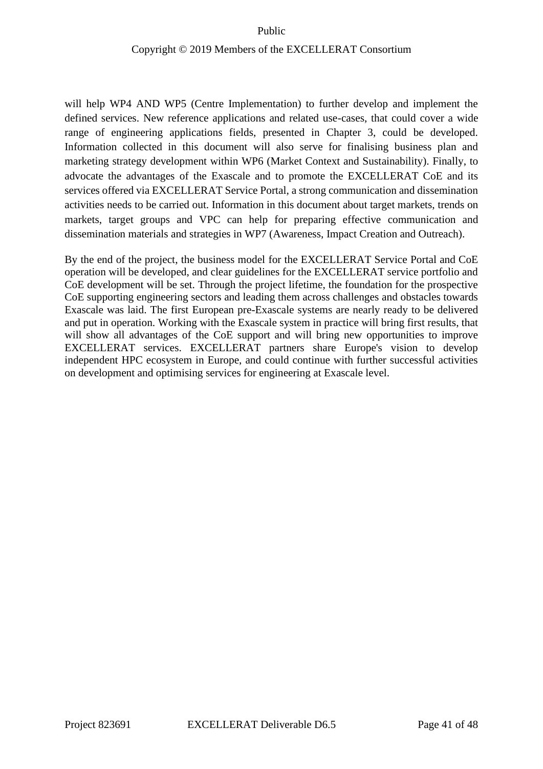will help WP4 AND WP5 (Centre Implementation) to further develop and implement the defined services. New reference applications and related use-cases, that could cover a wide range of engineering applications fields, presented in Chapter 3, could be developed. Information collected in this document will also serve for finalising business plan and marketing strategy development within WP6 (Market Context and Sustainability). Finally, to advocate the advantages of the Exascale and to promote the EXCELLERAT CoE and its services offered via EXCELLERAT Service Portal, a strong communication and dissemination activities needs to be carried out. Information in this document about target markets, trends on markets, target groups and VPC can help for preparing effective communication and dissemination materials and strategies in WP7 (Awareness, Impact Creation and Outreach).

By the end of the project, the business model for the EXCELLERAT Service Portal and CoE operation will be developed, and clear guidelines for the EXCELLERAT service portfolio and CoE development will be set. Through the project lifetime, the foundation for the prospective CoE supporting engineering sectors and leading them across challenges and obstacles towards Exascale was laid. The first European pre-Exascale systems are nearly ready to be delivered and put in operation. Working with the Exascale system in practice will bring first results, that will show all advantages of the CoE support and will bring new opportunities to improve EXCELLERAT services. EXCELLERAT partners share Europe's vision to develop independent HPC ecosystem in Europe, and could continue with further successful activities on development and optimising services for engineering at Exascale level.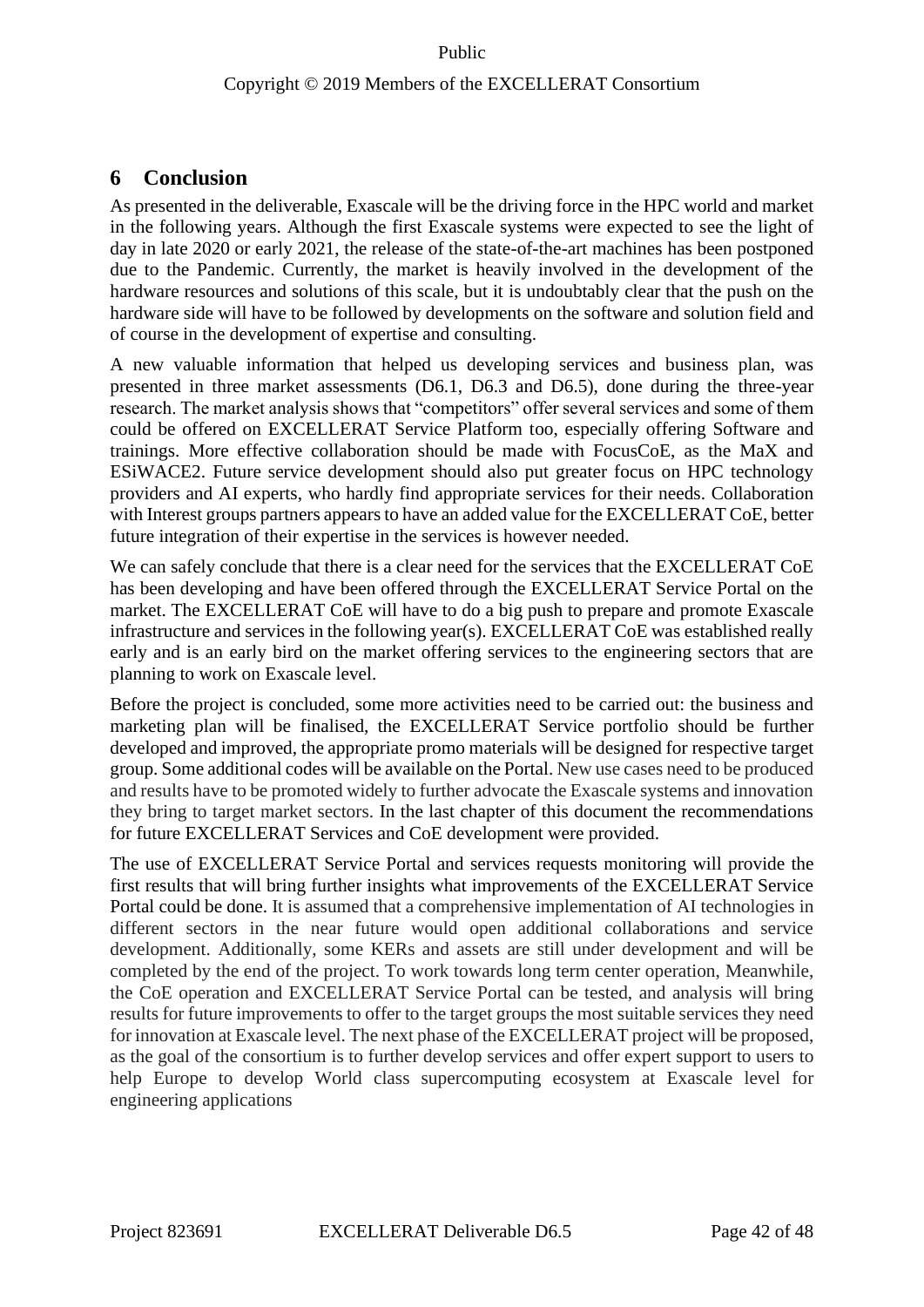# 6 Conclusion

As presented in the deliverable, Exascale will be the driving force in the HPC world and market in the following years. Although the first Exascale systems were expected to see the light of day in late 2020 or early 2021, the release of the state-of-the-art machines has been postponed due to the Pandemic. Currently, the market is heavily involved in the development of the hardware resources and solutions of this scale, but it is undoubtably clear that the push on the hardware side will have to be followed by developments on the software and solution field and of course in the development of expertise and consulting.

A new valuable information that helped us developing services and business plan, was presented in three market assessments (D6.1, D6.3 and D6.5), done during the three-year research. The market analysis shows that "competitors" offer several services and some of them could be offered on EXCELLERAT Service Platform too, especially offering Software and trainings. More effective collaboration should be made with FocusCoE, as the MaX and ESiWACE2. Future service development should also put greater focus on HPC technology providers and AI experts, who hardly find appropriate services for their needs. Collaboration with Interest groups partners appears to have an added value for the EXCELLERAT CoE, better future integration of their expertise in the services is however needed.

We can safely conclude that there is a clear need for the services that the EXCELLERAT CoE has been developing and have been offered through the EXCELLERAT Service Portal on the market. The EXCELLERAT CoE will have to do a big push to prepare and promote Exascale infrastructure and services in the following year(s). EXCELLERAT CoE was established really early and is an early bird on the market offering services to the engineering sectors that are planning to work on Exascale level.

Before the project is concluded, some more activities need to be carried out: the business and marketing plan will be finalised, the EXCELLERAT Service portfolio should be further developed and improved, the appropriate promo materials will be designed for respective target group. Some additional codes will be available on the Portal. New use cases need to be produced and results have to be promoted widely to further advocate the Exascale systems and innovation they bring to target market sectors. In the last chapter of this document the recommendations for future EXCELLERAT Services and CoE development were provided.

The use of EXCELLERAT Service Portal and services requests monitoring will provide the first results that will bring further insights what improvements of the EXCELLERAT Service Portal could be done. It is assumed that a comprehensive implementation of AI technologies in different sectors in the near future would open additional collaborations and service development. Additionally, some KERs and assets are still under development and will be completed by the end of the project. To work towards long term center operation, Meanwhile, the CoE operation and EXCELLERAT Service Portal can be tested, and analysis will bring results for future improvements to offer to the target groups the most suitable services they need for innovation at Exascale level. The next phase of the EXCELLERAT project will be proposed, as the goal of the consortium is to further develop services and offer expert support to users to help Europe to develop World class supercomputing ecosystem at Exascale level for engineering applications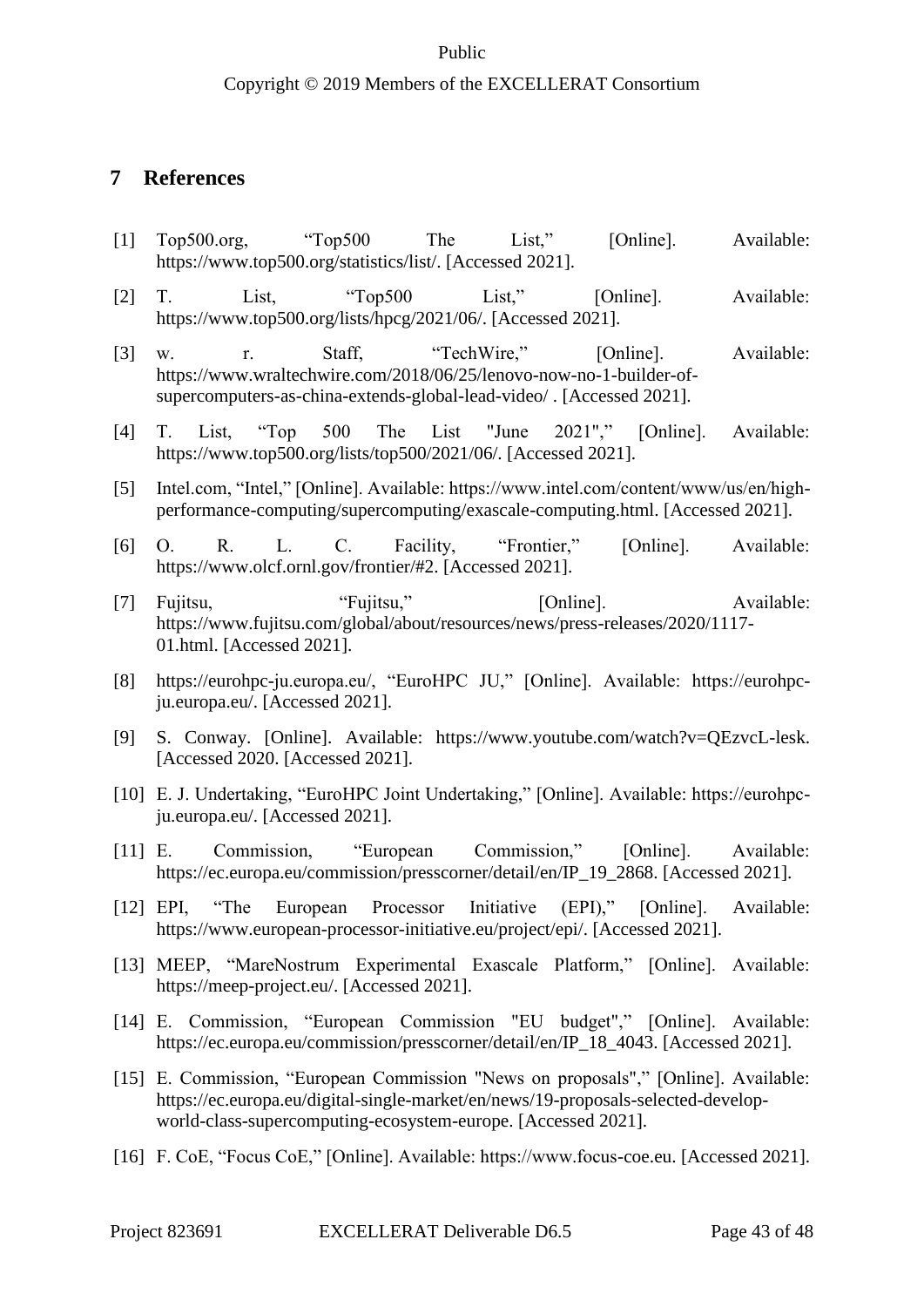# 7 References

[1] Top500.org, "Top500 The List," [Online]. Available: https://www.top500.org/statistics/list/. [Accessed 2021].

[2] T. List, "Top500 List," [Online]. Available: https://www.top500.org/lists/hpcg/2021/06/. [Accessed 2021].

[3] w. r. Staff, "TechWire," [Online]. Available: https://www.wraltechwire.com/2018/06/25/lenovo-now-no-1-builder-of-supercomputers-as-china-extends-global-lead-video/ . [Accessed 2021].

[4] T. List, "Top 500 The List "June 2021"," [Online]. Available: https://www.top500.org/lists/top500/2021/06/. [Accessed 2021].

[5] Intel.com, "Intel," [Online]. Available: https://www.intel.com/content/www/us/en/high-performance-computing/supercomputing/exascale-computing.html. [Accessed 2021].

[6] O. R. L. C. Facility, "Frontier," [Online]. Available: https://www.olcf.ornl.gov/frontier/#2. [Accessed 2021].

[7] Fujitsu, "Fujitsu," [Online]. Available: https://www.fujitsu.com/global/about/resources/news/press-releases/2020/1117-01.html. [Accessed 2021].

[8] https://eurohpc-ju.europa.eu/, "EuroHPC JU," [Online]. Available: https://eurohpc-ju.europa.eu/. [Accessed 2021].

[9] S. Conway. [Online]. Available: https://www.youtube.com/watch?v=QEzvcL-lesk. [Accessed 2020. [Accessed 2021].

[10] E. J. Undertaking, "EuroHPC Joint Undertaking," [Online]. Available: https://eurohpc-ju.europa.eu/. [Accessed 2021].

[11] E. Commission, "European Commission," [Online]. Available: https://ec.europa.eu/commission/presscorner/detail/en/IP_19_2868. [Accessed 2021].

[12] EPI, "The European Processor Initiative (EPI)," [Online]. Available: https://www.european-processor-initiative.eu/project/epi/. [Accessed 2021].

[13] MEEP, "MareNostrum Experimental Exascale Platform," [Online]. Available: https://meep-project.eu/. [Accessed 2021].

[14] E. Commission, "European Commission "EU budget"," [Online]. Available: https://ec.europa.eu/commission/presscorner/detail/en/IP_18_4043. [Accessed 2021].

[15] E. Commission, "European Commission "News on proposals"," [Online]. Available: https://ec.europa.eu/digital-single-market/en/news/19-proposals-selected-develop-world-class-supercomputing-ecosystem-europe. [Accessed 2021].

[16] F. CoE, "Focus CoE," [Online]. Available: https://www.focus-coe.eu. [Accessed 2021].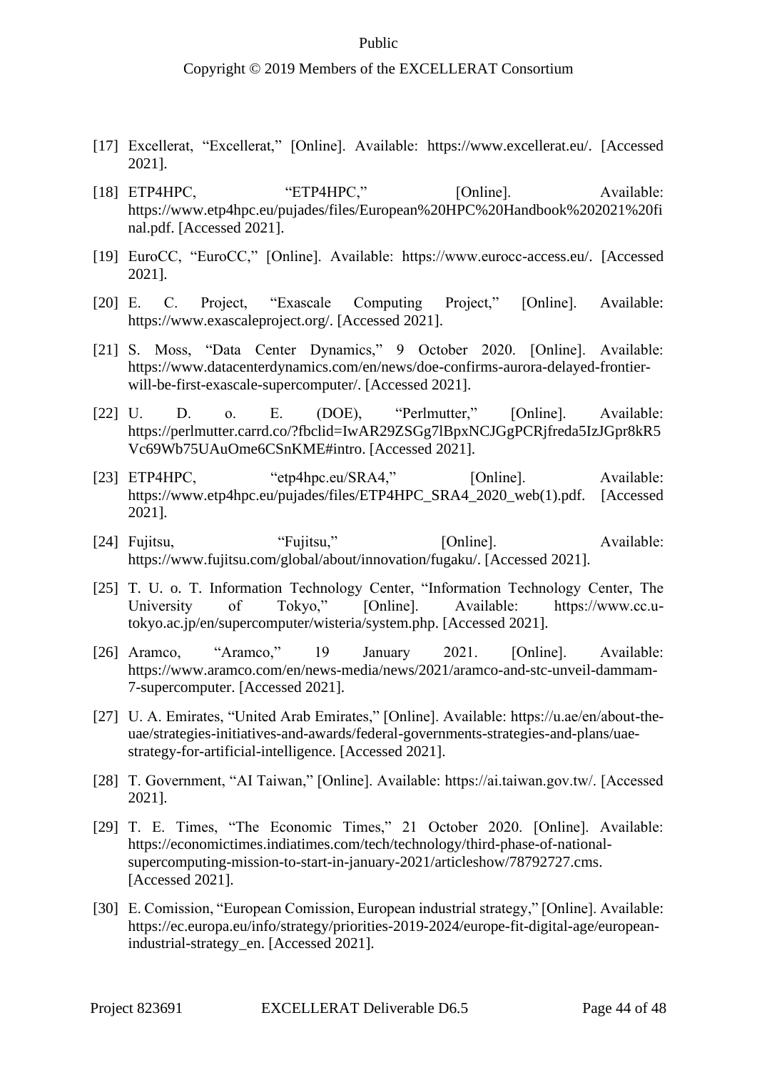[17] Excellerat, “Excellerat,” [Online]. Available: https://www.excellerat.eu/. [Accessed 2021].

[18] ETP4HPC, “ETP4HPC,” [Online]. Available: https://www.etp4hpc.eu/pujades/files/European%20HPC%20Handbook%202021%20final.pdf. [Accessed 2021].

[19] EuroCC, “EuroCC,” [Online]. Available: https://www.eurocc-access.eu/. [Accessed 2021].

[20] E. C. Project, “Exascale Computing Project,” [Online]. Available: https://www.exascaleproject.org/. [Accessed 2021].

[21] S. Moss, “Data Center Dynamics,” 9 October 2020. [Online]. Available: https://www.datacenterdynamics.com/en/news/doe-confirms-aurora-delayed-frontier-will-be-first-exascale-supercomputer/. [Accessed 2021].

[22] U. D. o. E. (DOE), “Perlmutter,” [Online]. Available: https://perlmutter.carrd.co/?fbclid=IwAR29ZSGg7lBpxNCJGgPCRjfreda5IzJGpr8kR5Vc69Wb75UAuOme6CSnKME#intro. [Accessed 2021].

[23] ETP4HPC, “etp4hpc.eu/SRA4,” [Online]. Available: https://www.etp4hpc.eu/pujades/files/ETP4HPC_SRA4_2020_web(1).pdf. [Accessed 2021].

[24] Fujitsu, “Fujitsu,” [Online]. Available: https://www.fujitsu.com/global/about/innovation/fugaku/. [Accessed 2021].

[25] T. U. o. T. Information Technology Center, “Information Technology Center, The University of Tokyo,” [Online]. Available: https://www.cc.u-tokyo.ac.jp/en/supercomputer/wisteria/system.php. [Accessed 2021].

[26] Aramco, “Aramco,” 19 January 2021. [Online]. Available: https://www.aramco.com/en/news-media/news/2021/aramco-and-stc-unveil-dammam-7-supercomputer. [Accessed 2021].

[27] U. A. Emirates, “United Arab Emirates,” [Online]. Available: https://u.ae/en/about-the-uae/strategies-initiatives-and-awards/federal-governments-strategies-and-plans/uae-strategy-for-artificial-intelligence. [Accessed 2021].

[28] T. Government, “AI Taiwan,” [Online]. Available: https://ai.taiwan.gov.tw/. [Accessed 2021].

[29] T. E. Times, “The Economic Times,” 21 October 2020. [Online]. Available: https://economictimes.indiatimes.com/tech/technology/third-phase-of-national-supercomputing-mission-to-start-in-january-2021/articleshow/78792727.cms. [Accessed 2021].

[30] E. Comission, “European Comission, European industrial strategy,” [Online]. Available: https://ec.europa.eu/info/strategy/priorities-2019-2024/europe-fit-digital-age/european-industrial-strategy_en. [Accessed 2021].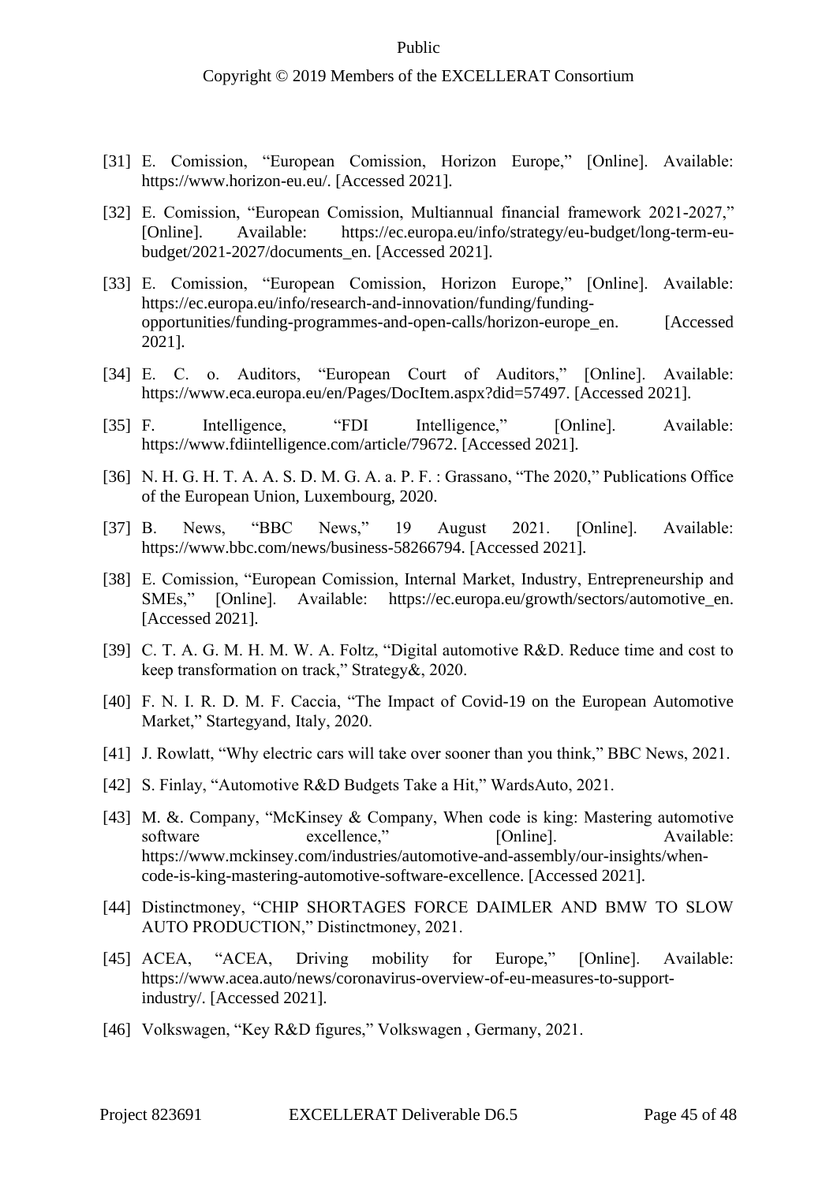[31] E. Comission, “European Comission, Horizon Europe,” [Online]. Available: https://www.horizon-eu.eu/. [Accessed 2021].

[32] E. Comission, “European Comission, Multiannual financial framework 2021-2027,” [Online]. Available: https://ec.europa.eu/info/strategy/eu-budget/long-term-eu-budget/2021-2027/documents_en. [Accessed 2021].

[33] E. Comission, “European Comission, Horizon Europe,” [Online]. Available: https://ec.europa.eu/info/research-and-innovation/funding/funding-opportunities/funding-programmes-and-open-calls/horizon-europe_en. [Accessed 2021].

[34] E. C. o. Auditors, “European Court of Auditors,” [Online]. Available: https://www.eca.europa.eu/en/Pages/DocItem.aspx?did=57497. [Accessed 2021].

[35] F. Intelligence, “FDI Intelligence,” [Online]. Available: https://www.fdiintelligence.com/article/79672. [Accessed 2021].

[36] N. H. G. H. T. A. A. S. D. M. G. A. a. P. F. : Grassano, “The 2020,” Publications Office of the European Union, Luxembourg, 2020.

[37] B. News, “BBC News,” 19 August 2021. [Online]. Available: https://www.bbc.com/news/business-58266794. [Accessed 2021].

[38] E. Comission, “European Comission, Internal Market, Industry, Entrepreneurship and SMEs,” [Online]. Available: https://ec.europa.eu/growth/sectors/automotive_en. [Accessed 2021].

[39] C. T. A. G. M. H. M. W. A. Foltz, “Digital automotive R&D. Reduce time and cost to keep transformation on track,” Strategy&, 2020.

[40] F. N. I. R. D. M. F. Caccia, “The Impact of Covid-19 on the European Automotive Market,” Startegyand, Italy, 2020.

[41] J. Rowlatt, “Why electric cars will take over sooner than you think,” BBC News, 2021.

[42] S. Finlay, “Automotive R&D Budgets Take a Hit,” WardsAuto, 2021.

[43] M. &. Company, “McKinsey & Company, When code is king: Mastering automotive software excellence,” [Online]. Available: https://www.mckinsey.com/industries/automotive-and-assembly/our-insights/when-code-is-king-mastering-automotive-software-excellence. [Accessed 2021].

[44] Distinctmoney, “CHIP SHORTAGES FORCE DAIMLER AND BMW TO SLOW AUTO PRODUCTION,” Distinctmoney, 2021.

[45] ACEA, “ACEA, Driving mobility for Europe,” [Online]. Available: https://www.acea.auto/news/coronavirus-overview-of-eu-measures-to-support-industry/. [Accessed 2021].

[46] Volkswagen, “Key R&D figures,” Volkswagen , Germany, 2021.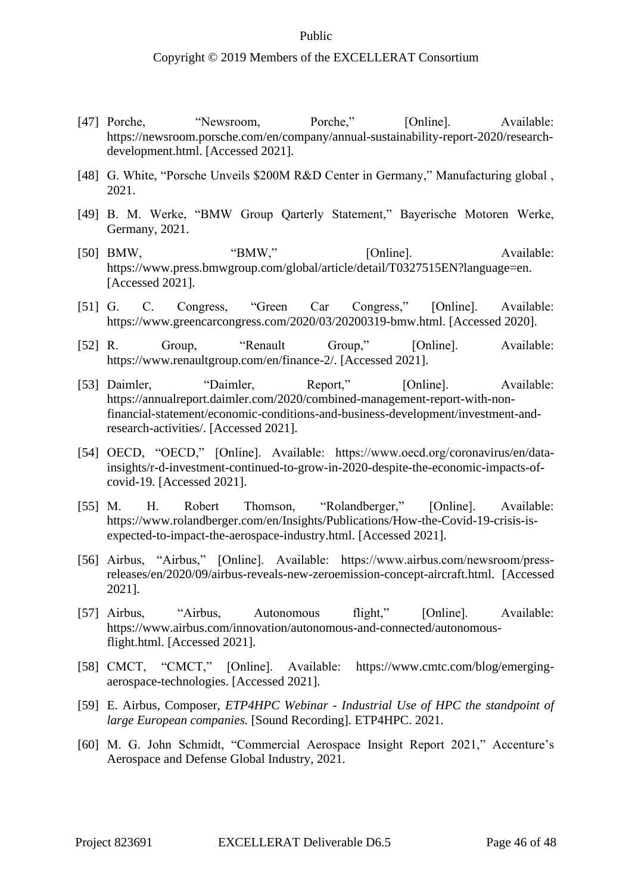[47] Porche, “Newsroom, Porche,” [Online]. Available: https://newsroom.porsche.com/en/company/annual-sustainability-report-2020/research-development.html. [Accessed 2021].

[48] G. White, “Porsche Unveils $200M R&D Center in Germany,” Manufacturing global , 2021.

[49] B. M. Werke, “BMW Group Qarterly Statement,” Bayerische Motoren Werke, Germany, 2021.

[50] BMW, “BMW,” [Online]. Available: https://www.press.bmwgroup.com/global/article/detail/T0327515EN?language=en. [Accessed 2021].

[51] G. C. Congress, “Green Car Congress,” [Online]. Available: https://www.greencarcongress.com/2020/03/20200319-bmw.html. [Accessed 2020].

[52] R. Group, “Renault Group,” [Online]. Available: https://www.renaultgroup.com/en/finance-2/. [Accessed 2021].

[53] Daimler, “Daimler, Report,” [Online]. Available: https://annualreport.daimler.com/2020/combined-management-report-with-non-financial-statement/economic-conditions-and-business-development/investment-and-research-activities/. [Accessed 2021].

[54] OECD, “OECD,” [Online]. Available: https://www.oecd.org/coronavirus/en/data-insights/r-d-investment-continued-to-grow-in-2020-despite-the-economic-impacts-of-covid-19. [Accessed 2021].

[55] M. H. Robert Thomson, “Rolandberger,” [Online]. Available: https://www.rolandberger.com/en/Insights/Publications/How-the-Covid-19-crisis-is-expected-to-impact-the-aerospace-industry.html. [Accessed 2021].

[56] Airbus, “Airbus,” [Online]. Available: https://www.airbus.com/newsroom/press-releases/en/2020/09/airbus-reveals-new-zeroemission-concept-aircraft.html. [Accessed 2021].

[57] Airbus, “Airbus, Autonomous flight,” [Online]. Available: https://www.airbus.com/innovation/autonomous-and-connected/autonomous-flight.html. [Accessed 2021].

[58] CMCT, “CMCT,” [Online]. Available: https://www.cmtc.com/blog/emerging-aerospace-technologies. [Accessed 2021].

[59] E. Airbus, Composer, *ETP4HPC Webinar - Industrial Use of HPC the standpoint of large European companies.* [Sound Recording]. ETP4HPC. 2021.

[60] M. G. John Schmidt, “Commercial Aerospace Insight Report 2021,” Accenture’s Aerospace and Defense Global Industry, 2021.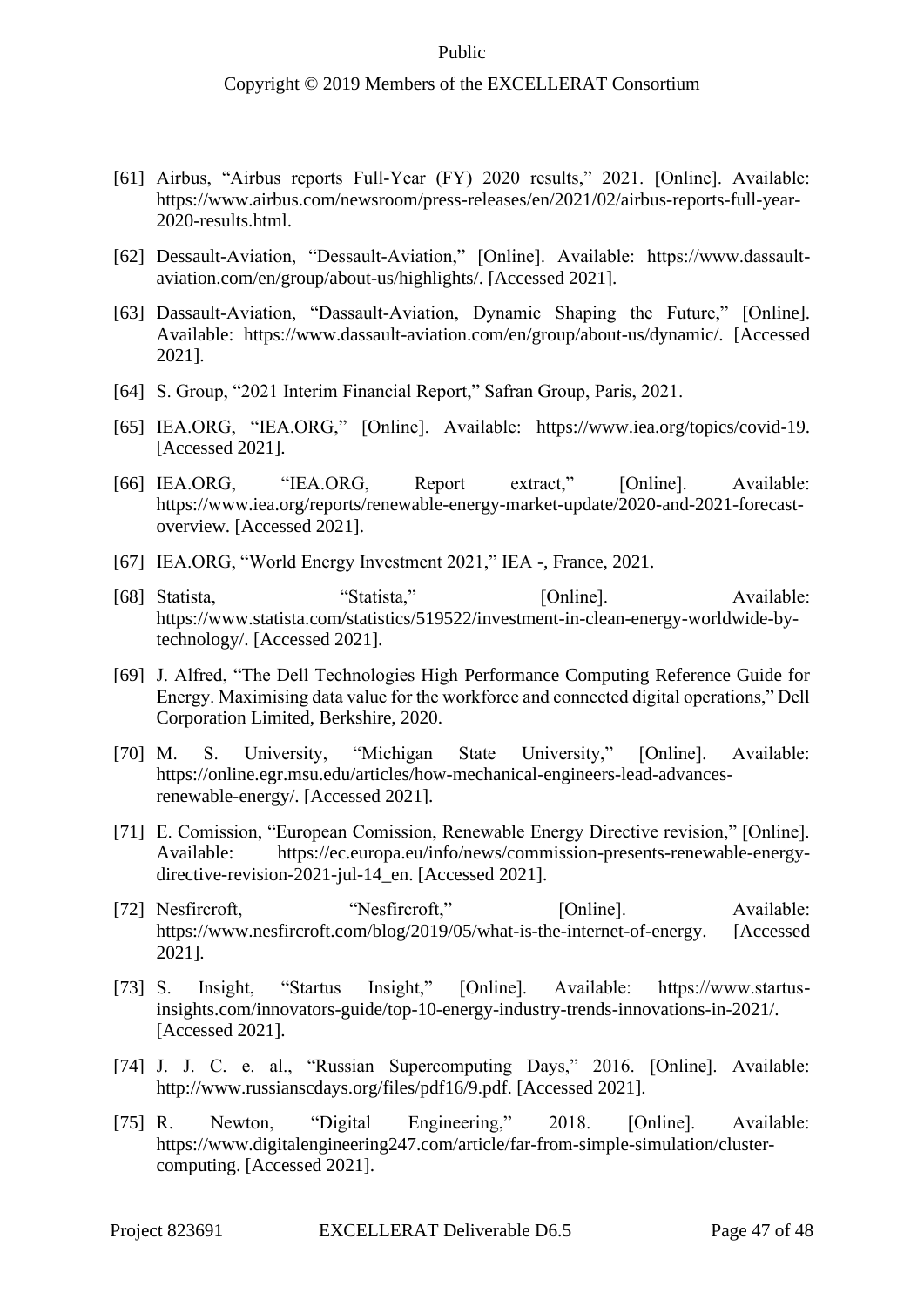[61] Airbus, "Airbus reports Full-Year (FY) 2020 results," 2021. [Online]. Available: https://www.airbus.com/newsroom/press-releases/en/2021/02/airbus-reports-full-year-2020-results.html.

[62] Dessault-Aviation, "Dessault-Aviation," [Online]. Available: https://www.dassault-aviation.com/en/group/about-us/highlights/. [Accessed 2021].

[63] Dassault-Aviation, "Dassault-Aviation, Dynamic Shaping the Future," [Online]. Available: https://www.dassault-aviation.com/en/group/about-us/dynamic/. [Accessed 2021].

[64] S. Group, "2021 Interim Financial Report," Safran Group, Paris, 2021.

[65] IEA.ORG, "IEA.ORG," [Online]. Available: https://www.iea.org/topics/covid-19. [Accessed 2021].

[66] IEA.ORG, "IEA.ORG, Report extract," [Online]. Available: https://www.iea.org/reports/renewable-energy-market-update/2020-and-2021-forecast-overview. [Accessed 2021].

[67] IEA.ORG, "World Energy Investment 2021," IEA -, France, 2021.

[68] Statista, "Statista," [Online]. Available: https://www.statista.com/statistics/519522/investment-in-clean-energy-worldwide-by-technology/. [Accessed 2021].

[69] J. Alfred, "The Dell Technologies High Performance Computing Reference Guide for Energy. Maximising data value for the workforce and connected digital operations," Dell Corporation Limited, Berkshire, 2020.

[70] M. S. University, "Michigan State University," [Online]. Available: https://online.egr.msu.edu/articles/how-mechanical-engineers-lead-advances-renewable-energy/. [Accessed 2021].

[71] E. Comission, "European Comission, Renewable Energy Directive revision," [Online]. Available: https://ec.europa.eu/info/news/commission-presents-renewable-energy-directive-revision-2021-jul-14_en. [Accessed 2021].

[72] Nesfircroft, "Nesfircroft," [Online]. Available: https://www.nesfircroft.com/blog/2019/05/what-is-the-internet-of-energy. [Accessed 2021].

[73] S. Insight, "Startus Insight," [Online]. Available: https://www.startus-insights.com/innovators-guide/top-10-energy-industry-trends-innovations-in-2021/. [Accessed 2021].

[74] J. J. C. e. al., "Russian Supercomputing Days," 2016. [Online]. Available: http://www.russianscdays.org/files/pdf16/9.pdf. [Accessed 2021].

[75] R. Newton, "Digital Engineering," 2018. [Online]. Available: https://www.digitalengineering247.com/article/far-from-simple-simulation/cluster-computing. [Accessed 2021].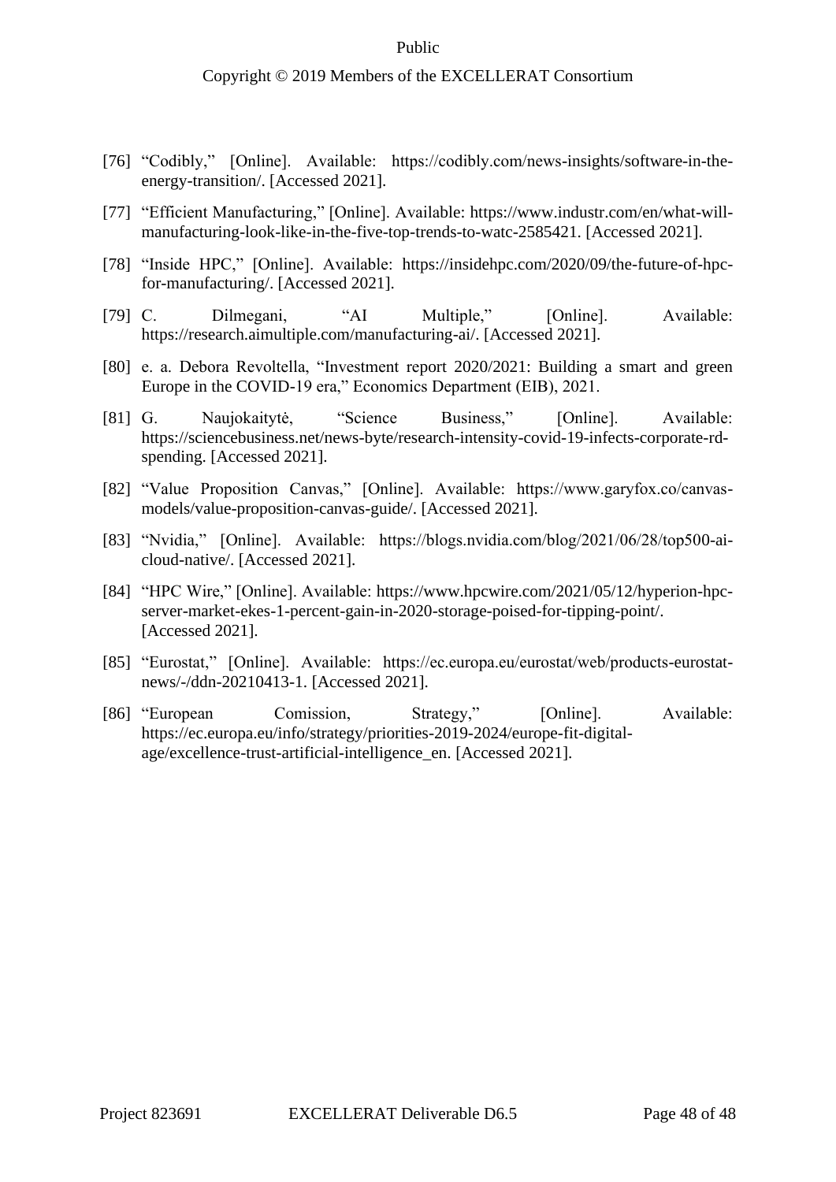[76] "Codibly," [Online]. Available: https://codibly.com/news-insights/software-in-the-energy-transition/. [Accessed 2021].

[77] "Efficient Manufacturing," [Online]. Available: https://www.industr.com/en/what-will-manufacturing-look-like-in-the-five-top-trends-to-watc-2585421. [Accessed 2021].

[78] "Inside HPC," [Online]. Available: https://insidehpc.com/2020/09/the-future-of-hpc-for-manufacturing/. [Accessed 2021].

[79] C. Dilmegani, "AI Multiple," [Online]. Available: https://research.aimultiple.com/manufacturing-ai/. [Accessed 2021].

[80] e. a. Debora Revoltella, "Investment report 2020/2021: Building a smart and green Europe in the COVID-19 era," Economics Department (EIB), 2021.

[81] G. Naujokaitytė, "Science Business," [Online]. Available: https://sciencebusiness.net/news-byte/research-intensity-covid-19-infects-corporate-rd-spending. [Accessed 2021].

[82] "Value Proposition Canvas," [Online]. Available: https://www.garyfox.co/canvas-models/value-proposition-canvas-guide/. [Accessed 2021].

[83] "Nvidia," [Online]. Available: https://blogs.nvidia.com/blog/2021/06/28/top500-ai-cloud-native/. [Accessed 2021].

[84] "HPC Wire," [Online]. Available: https://www.hpcwire.com/2021/05/12/hyperion-hpc-server-market-ekes-1-percent-gain-in-2020-storage-poised-for-tipping-point/. [Accessed 2021].

[85] "Eurostat," [Online]. Available: https://ec.europa.eu/eurostat/web/products-eurostat-news/-/ddn-20210413-1. [Accessed 2021].

[86] "European Comission, Strategy," [Online]. Available: https://ec.europa.eu/info/strategy/priorities-2019-2024/europe-fit-digital-age/excellence-trust-artificial-intelligence_en. [Accessed 2021].